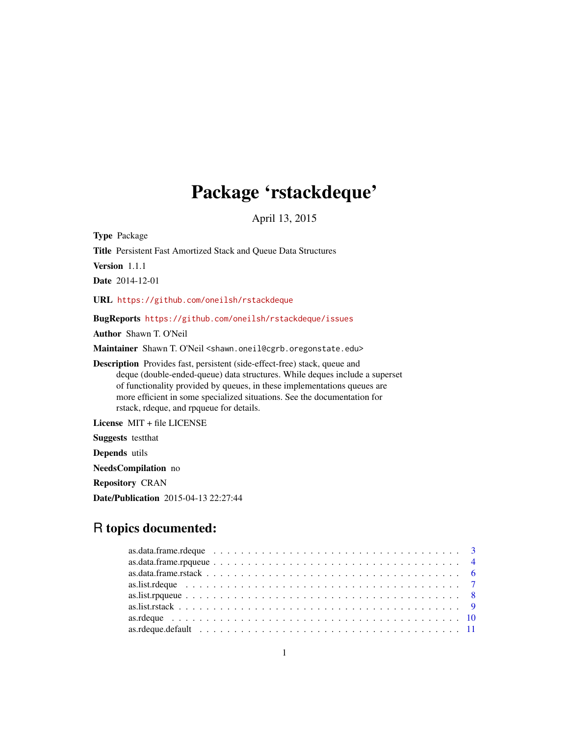# Package 'rstackdeque'

April 13, 2015

**Type** Package

**Title** Persistent Fast Amortized Stack and Queue Data Structures

**Version** 1.1.1

**Date** 2014-12-01

**URL** https://github.com/oneilsh/rstackdeque

**BugReports** https://github.com/oneilsh/rstackdeque/issues

**Author** Shawn T. O'Neil

**Maintainer** Shawn T. O'Neil <shawn.oneil@cgrb.oregonstate.edu>

**Description** Provides fast, persistent (side-effect-free) stack, queue and deque (double-ended-queue) data structures. While deques include a superset of functionality provided by queues, in these implementations queues are more efficient in some specialized situations. See the documentation for rstack, rdeque, and rpqueue for details.

**License** MIT + file LICENSE

**Suggests** testthat

**Depends** utils

**NeedsCompilation** no

**Repository** CRAN

**Date/Publication** 2015-04-13 22:27:44

## R topics documented:

- as.data.frame.rdeque . . . . . . . . . . . . . . . . . . . . . . . . . . . . . . . . . . . 3
- as.data.frame.rpqueue . . . . . . . . . . . . . . . . . . . . . . . . . . . . . . . . . . 4
- as.data.frame.rstack . . . . . . . . . . . . . . . . . . . . . . . . . . . . . . . . . . . 6
- as.list.rdeque . . . . . . . . . . . . . . . . . . . . . . . . . . . . . . . . . . . . . . 7
- as.list.rpqueue . . . . . . . . . . . . . . . . . . . . . . . . . . . . . . . . . . . . . 8
- as.list.rstack . . . . . . . . . . . . . . . . . . . . . . . . . . . . . . . . . . . . . . 9
- as.rdeque . . . . . . . . . . . . . . . . . . . . . . . . . . . . . . . . . . . . . . . . 10
- as.rdeque.default . . . . . . . . . . . . . . . . . . . . . . . . . . . . . . . . . . . . 11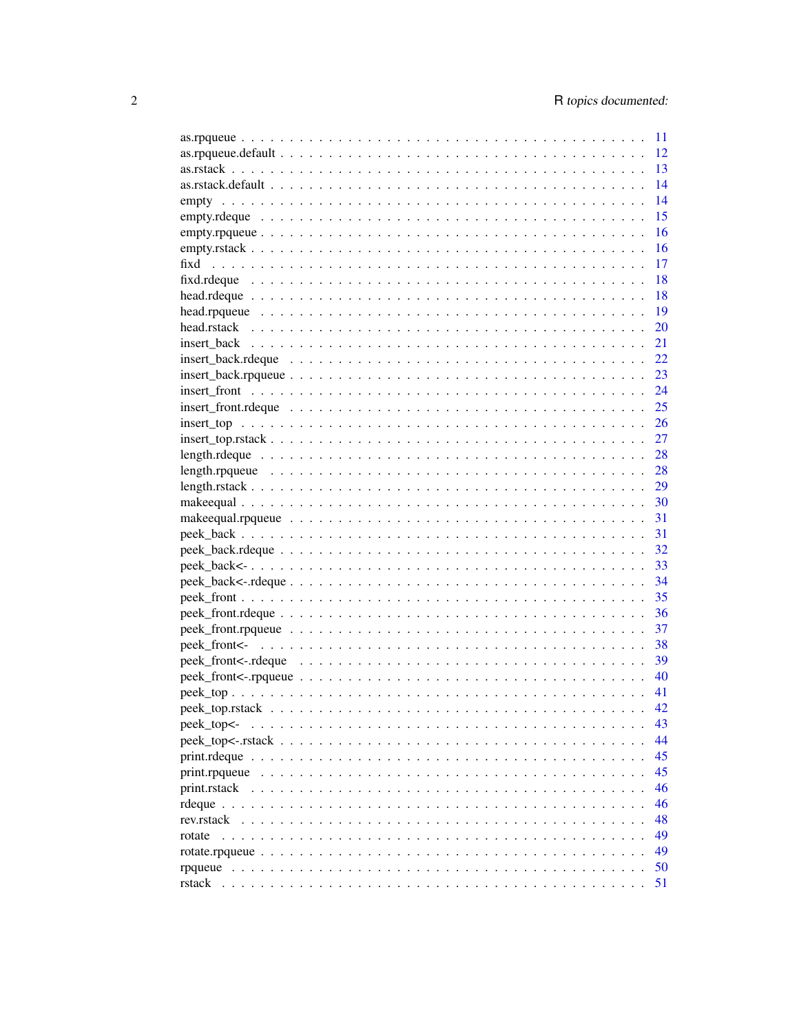as.rpqueue . . . . . . . . . . . . . . . . . . . . . . . . . . . . . . . . . . . . . . . . . 11
as.rpqueue.default . . . . . . . . . . . . . . . . . . . . . . . . . . . . . . . . . . . . . 12
as.rstack . . . . . . . . . . . . . . . . . . . . . . . . . . . . . . . . . . . . . . . . . . 13
as.rstack.default . . . . . . . . . . . . . . . . . . . . . . . . . . . . . . . . . . . . . . 14
empty . . . . . . . . . . . . . . . . . . . . . . . . . . . . . . . . . . . . . . . . . . . 14
empty.rdeque . . . . . . . . . . . . . . . . . . . . . . . . . . . . . . . . . . . . . . . 15
empty.rpqueue . . . . . . . . . . . . . . . . . . . . . . . . . . . . . . . . . . . . . . 16
empty.rstack . . . . . . . . . . . . . . . . . . . . . . . . . . . . . . . . . . . . . . . 16
fixd . . . . . . . . . . . . . . . . . . . . . . . . . . . . . . . . . . . . . . . . . . . . 17
fixd.rdeque . . . . . . . . . . . . . . . . . . . . . . . . . . . . . . . . . . . . . . . . 18
head.rdeque . . . . . . . . . . . . . . . . . . . . . . . . . . . . . . . . . . . . . . . . 18
head.rpqueue . . . . . . . . . . . . . . . . . . . . . . . . . . . . . . . . . . . . . . . 19
head.rstack . . . . . . . . . . . . . . . . . . . . . . . . . . . . . . . . . . . . . . . . 20
insert_back . . . . . . . . . . . . . . . . . . . . . . . . . . . . . . . . . . . . . . . . 21
insert_back.rdeque . . . . . . . . . . . . . . . . . . . . . . . . . . . . . . . . . . . . . 22
insert_back.rpqueue . . . . . . . . . . . . . . . . . . . . . . . . . . . . . . . . . . . . 23
insert_front . . . . . . . . . . . . . . . . . . . . . . . . . . . . . . . . . . . . . . . . 24
insert_front.rdeque . . . . . . . . . . . . . . . . . . . . . . . . . . . . . . . . . . . . 25
insert_top . . . . . . . . . . . . . . . . . . . . . . . . . . . . . . . . . . . . . . . . . 26
insert_top.rstack . . . . . . . . . . . . . . . . . . . . . . . . . . . . . . . . . . . . . . 27
length.rdeque . . . . . . . . . . . . . . . . . . . . . . . . . . . . . . . . . . . . . . . 28
length.rpqueue . . . . . . . . . . . . . . . . . . . . . . . . . . . . . . . . . . . . . . 28
length.rstack . . . . . . . . . . . . . . . . . . . . . . . . . . . . . . . . . . . . . . . 29
makeequal . . . . . . . . . . . . . . . . . . . . . . . . . . . . . . . . . . . . . . . . . 30
makeequal.rpqueue . . . . . . . . . . . . . . . . . . . . . . . . . . . . . . . . . . . . 31
peek_back . . . . . . . . . . . . . . . . . . . . . . . . . . . . . . . . . . . . . . . . . 31
peek_back.rdeque . . . . . . . . . . . . . . . . . . . . . . . . . . . . . . . . . . . . . 32
peek_back<- . . . . . . . . . . . . . . . . . . . . . . . . . . . . . . . . . . . . . . . . 33
peek_back<-.rdeque . . . . . . . . . . . . . . . . . . . . . . . . . . . . . . . . . . . . 34
peek_front . . . . . . . . . . . . . . . . . . . . . . . . . . . . . . . . . . . . . . . . . 35
peek_front.rdeque . . . . . . . . . . . . . . . . . . . . . . . . . . . . . . . . . . . . . 36
peek_front.rpqueue . . . . . . . . . . . . . . . . . . . . . . . . . . . . . . . . . . . . 37
peek_front<- . . . . . . . . . . . . . . . . . . . . . . . . . . . . . . . . . . . . . . . . 38
peek_front<-.rdeque . . . . . . . . . . . . . . . . . . . . . . . . . . . . . . . . . . . . 39
peek_front<-.rpqueue . . . . . . . . . . . . . . . . . . . . . . . . . . . . . . . . . . . 40
peek_top . . . . . . . . . . . . . . . . . . . . . . . . . . . . . . . . . . . . . . . . . . 41
peek_top.rstack . . . . . . . . . . . . . . . . . . . . . . . . . . . . . . . . . . . . . . . 42
peek_top<- . . . . . . . . . . . . . . . . . . . . . . . . . . . . . . . . . . . . . . . . . 43
peek_top<-.rstack . . . . . . . . . . . . . . . . . . . . . . . . . . . . . . . . . . . . . . 44
print.rdeque . . . . . . . . . . . . . . . . . . . . . . . . . . . . . . . . . . . . . . . . 45
print.rpqueue . . . . . . . . . . . . . . . . . . . . . . . . . . . . . . . . . . . . . . . 45
print.rstack . . . . . . . . . . . . . . . . . . . . . . . . . . . . . . . . . . . . . . . . 46
rdeque . . . . . . . . . . . . . . . . . . . . . . . . . . . . . . . . . . . . . . . . . . . 46
rev.rstack . . . . . . . . . . . . . . . . . . . . . . . . . . . . . . . . . . . . . . . . . 48
rotate . . . . . . . . . . . . . . . . . . . . . . . . . . . . . . . . . . . . . . . . . . . 49
rotate.rpqueue . . . . . . . . . . . . . . . . . . . . . . . . . . . . . . . . . . . . . . . 49
rpqueue . . . . . . . . . . . . . . . . . . . . . . . . . . . . . . . . . . . . . . . . . . 50
rstack . . . . . . . . . . . . . . . . . . . . . . . . . . . . . . . . . . . . . . . . . . . 51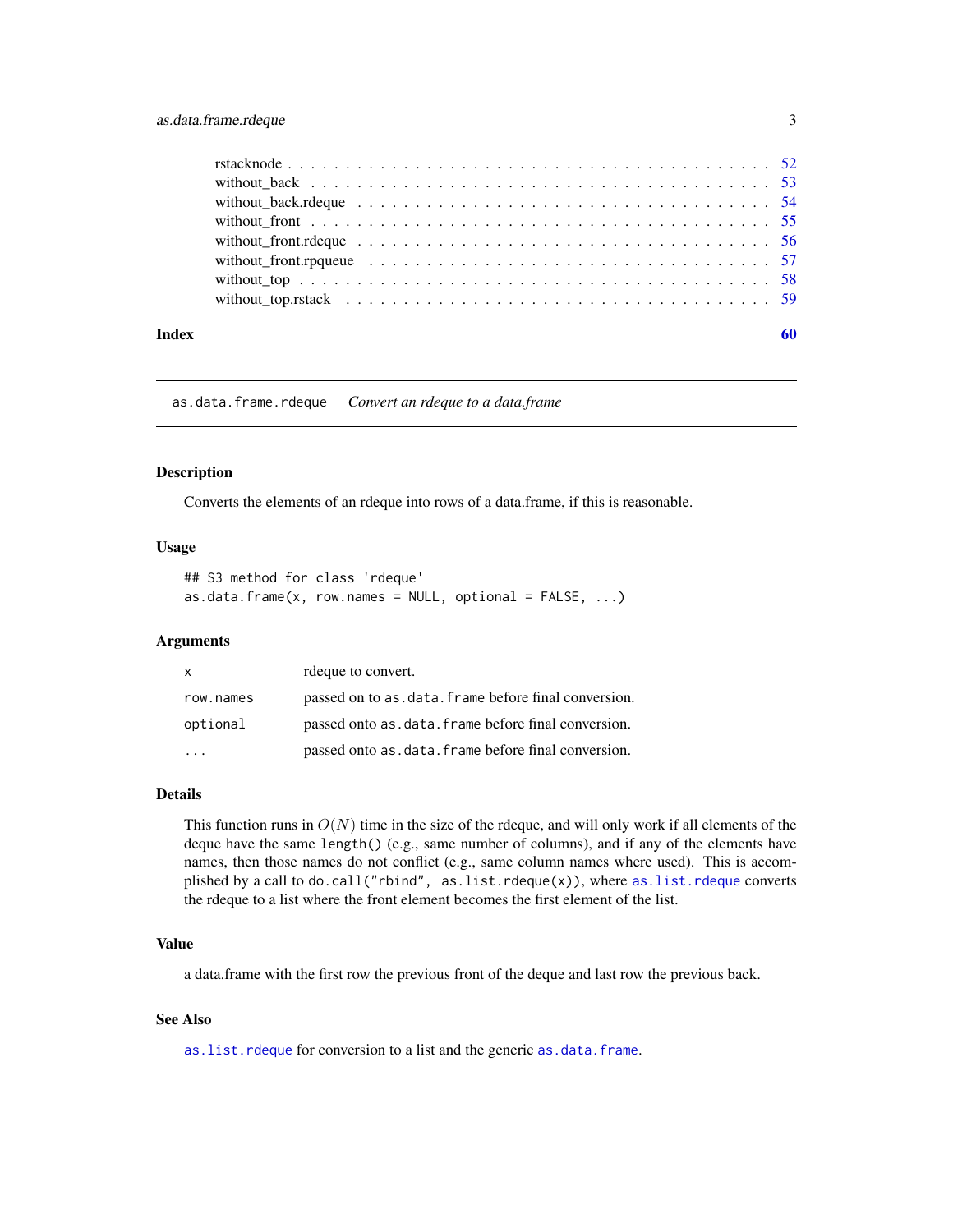| | |
|---|---|
| rstacknode | 52 |
| without_back | 53 |
| without_back.rdeque | 54 |
| without_front | 55 |
| without_front.rdeque | 56 |
| without_front.rpqueue | 57 |
| without_top | 58 |
| without_top.rstack | 59 |

**Index** **60**

---

`as.data.frame.rdeque` *Convert an rdeque to a data.frame*

---

### Description

Converts the elements of an rdeque into rows of a data.frame, if this is reasonable.

### Usage

```
## S3 method for class 'rdeque'
as.data.frame(x, row.names = NULL, optional = FALSE, ...)
```

### Arguments

| | |
|---|---|
| `x` | rdeque to convert. |
| `row.names` | passed on to `as.data.frame` before final conversion. |
| `optional` | passed onto `as.data.frame` before final conversion. |
| `...` | passed onto `as.data.frame` before final conversion. |

### Details

This function runs in $O(N)$ time in the size of the rdeque, and will only work if all elements of the deque have the same `length()` (e.g., same number of columns), and if any of the elements have names, then those names do not conflict (e.g., same column names where used). This is accomplished by a call to `do.call("rbind", as.list.rdeque(x))`, where `as.list.rdeque` converts the rdeque to a list where the front element becomes the first element of the list.

### Value

a data.frame with the first row the previous front of the deque and last row the previous back.

### See Also

`as.list.rdeque` for conversion to a list and the generic `as.data.frame`.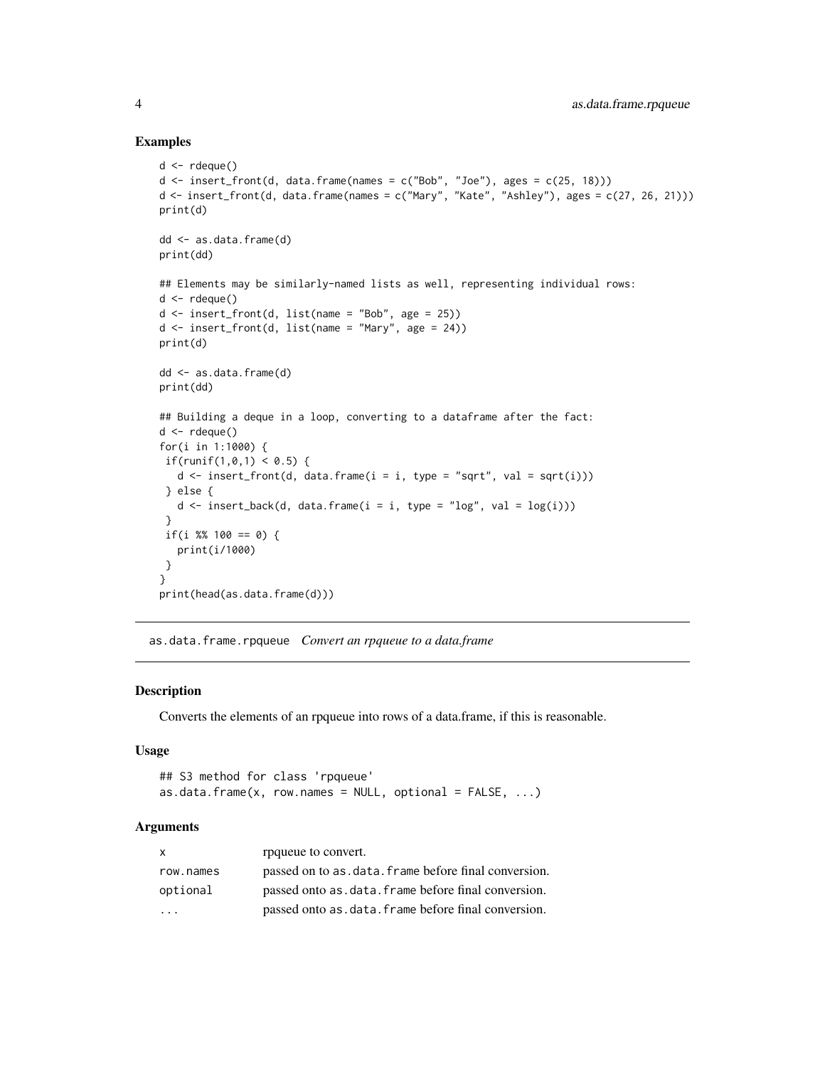### Examples

```
d <- rdeque()
d <- insert_front(d, data.frame(names = c("Bob", "Joe"), ages = c(25, 18)))
d <- insert_front(d, data.frame(names = c("Mary", "Kate", "Ashley"), ages = c(27, 26, 21)))
print(d)

dd <- as.data.frame(d)
print(dd)

## Elements may be similarly-named lists as well, representing individual rows:
d <- rdeque()
d <- insert_front(d, list(name = "Bob", age = 25))
d <- insert_front(d, list(name = "Mary", age = 24))
print(d)

dd <- as.data.frame(d)
print(dd)

## Building a deque in a loop, converting to a dataframe after the fact:
d <- rdeque()
for(i in 1:1000) {
 if(runif(1,0,1) < 0.5) {
   d <- insert_front(d, data.frame(i = i, type = "sqrt", val = sqrt(i)))
 } else {
   d <- insert_back(d, data.frame(i = i, type = "log", val = log(i)))
 }
 if(i %% 100 == 0) {
   print(i/1000)
 }
}
print(head(as.data.frame(d)))
```

---

## as.data.frame.rpqueue *Convert an rpqueue to a data.frame*

---

### Description

Converts the elements of an rpqueue into rows of a data.frame, if this is reasonable.

### Usage

```
## S3 method for class 'rpqueue'
as.data.frame(x, row.names = NULL, optional = FALSE, ...)
```

### Arguments

| | |
|---|---|
| `x` | rpqueue to convert. |
| `row.names` | passed on to `as.data.frame` before final conversion. |
| `optional` | passed onto `as.data.frame` before final conversion. |
| `...` | passed onto `as.data.frame` before final conversion. |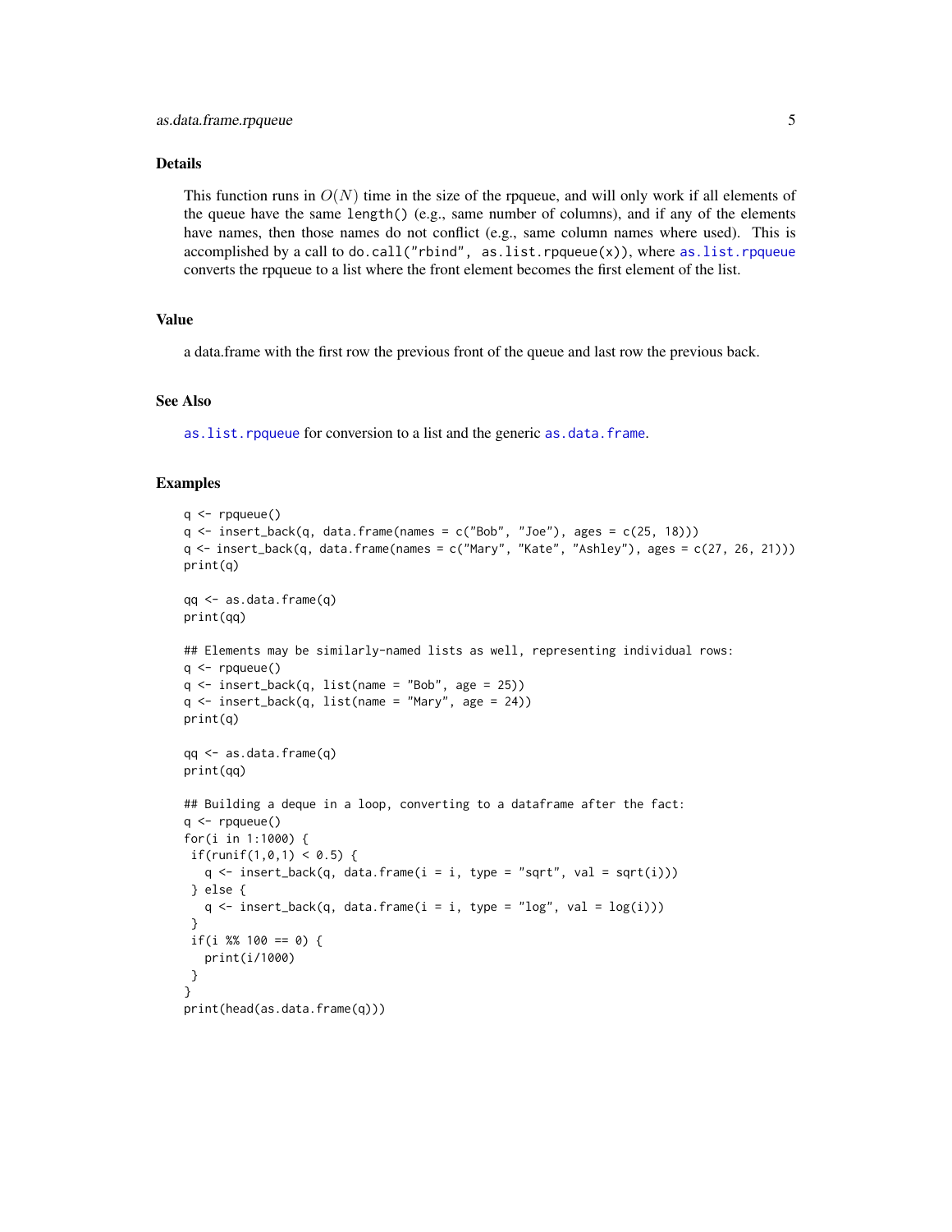### Details

This function runs in $O(N)$ time in the size of the rpqueue, and will only work if all elements of the queue have the same `length()` (e.g., same number of columns), and if any of the elements have names, then those names do not conflict (e.g., same column names where used). This is accomplished by a call to `do.call("rbind", as.list.rpqueue(x))`, where `as.list.rpqueue` converts the rpqueue to a list where the front element becomes the first element of the list.

### Value

a data.frame with the first row the previous front of the queue and last row the previous back.

### See Also

`as.list.rpqueue` for conversion to a list and the generic `as.data.frame`.

### Examples

```
q <- rpqueue()
q <- insert_back(q, data.frame(names = c("Bob", "Joe"), ages = c(25, 18)))
q <- insert_back(q, data.frame(names = c("Mary", "Kate", "Ashley"), ages = c(27, 26, 21)))
print(q)

qq <- as.data.frame(q)
print(qq)

## Elements may be similarly-named lists as well, representing individual rows:
q <- rpqueue()
q <- insert_back(q, list(name = "Bob", age = 25))
q <- insert_back(q, list(name = "Mary", age = 24))
print(q)

qq <- as.data.frame(q)
print(qq)

## Building a deque in a loop, converting to a dataframe after the fact:
q <- rpqueue()
for(i in 1:1000) {
 if(runif(1,0,1) < 0.5) {
   q <- insert_back(q, data.frame(i = i, type = "sqrt", val = sqrt(i)))
 } else {
   q <- insert_back(q, data.frame(i = i, type = "log", val = log(i)))
 }
 if(i %% 100 == 0) {
   print(i/1000)
 }
}
print(head(as.data.frame(q)))
```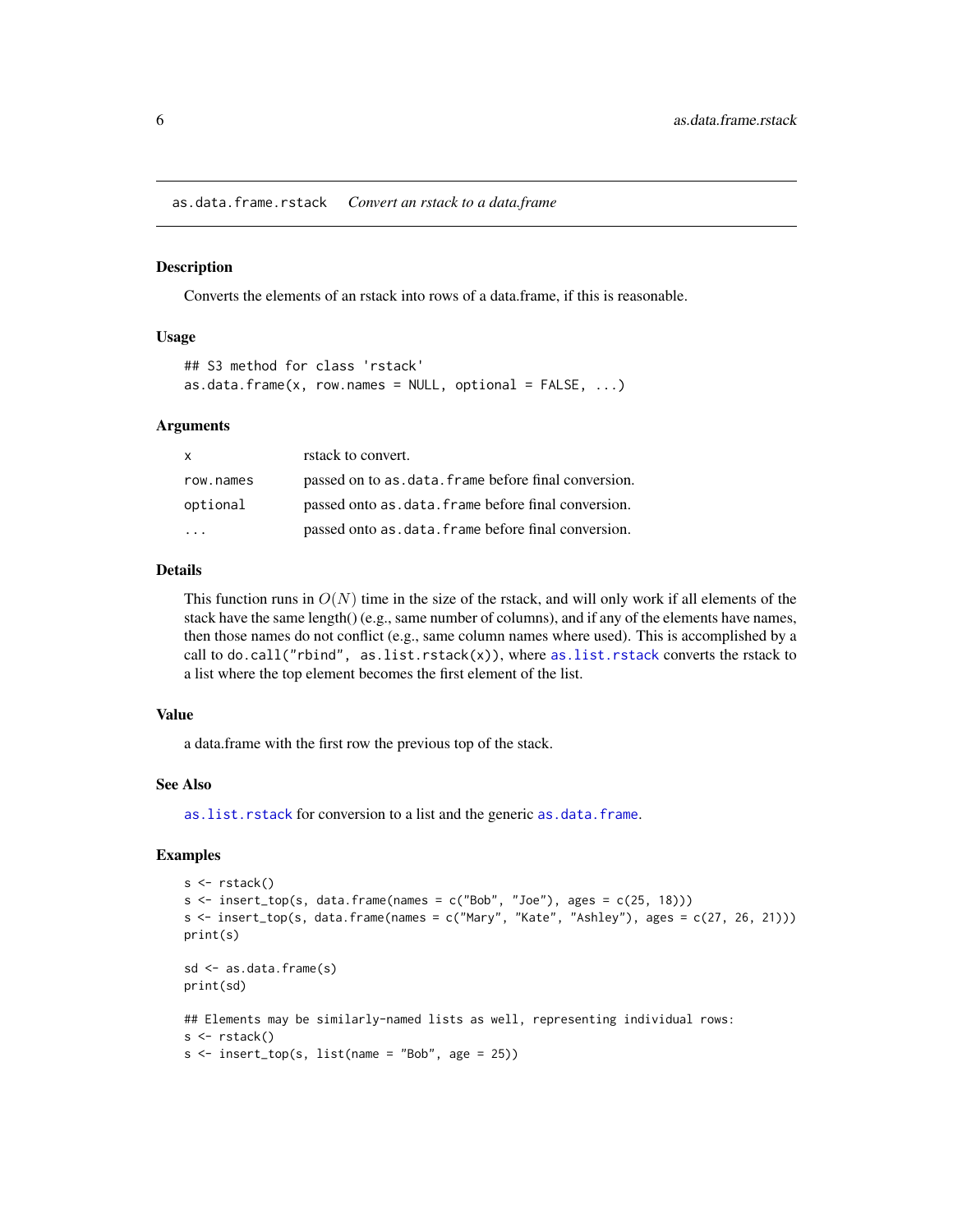## as.data.frame.rstack    *Convert an rstack to a data.frame*

### Description

Converts the elements of an rstack into rows of a data.frame, if this is reasonable.

### Usage

```
## S3 method for class 'rstack'
as.data.frame(x, row.names = NULL, optional = FALSE, ...)
```

### Arguments

| | |
|---|---|
| `x` | rstack to convert. |
| `row.names` | passed on to `as.data.frame` before final conversion. |
| `optional` | passed onto `as.data.frame` before final conversion. |
| `...` | passed onto `as.data.frame` before final conversion. |

### Details

This function runs in $O(N)$ time in the size of the rstack, and will only work if all elements of the stack have the same length() (e.g., same number of columns), and if any of the elements have names, then those names do not conflict (e.g., same column names where used). This is accomplished by a call to `do.call("rbind", as.list.rstack(x))`, where `as.list.rstack` converts the rstack to a list where the top element becomes the first element of the list.

### Value

a data.frame with the first row the previous top of the stack.

### See Also

`as.list.rstack` for conversion to a list and the generic `as.data.frame`.

### Examples

```
s <- rstack()
s <- insert_top(s, data.frame(names = c("Bob", "Joe"), ages = c(25, 18)))
s <- insert_top(s, data.frame(names = c("Mary", "Kate", "Ashley"), ages = c(27, 26, 21)))
print(s)

sd <- as.data.frame(s)
print(sd)

## Elements may be similarly-named lists as well, representing individual rows:
s <- rstack()
s <- insert_top(s, list(name = "Bob", age = 25))
```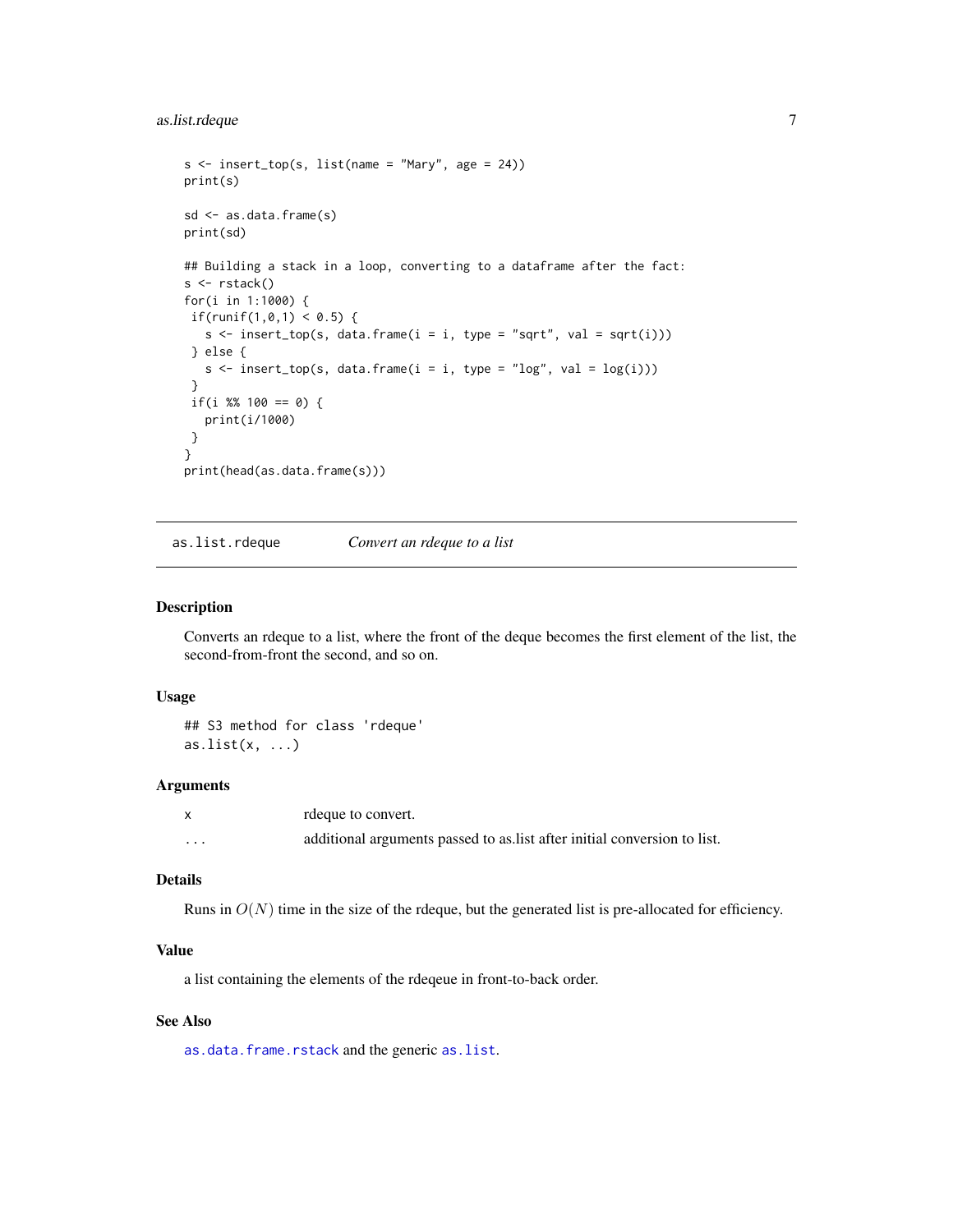```
s <- insert_top(s, list(name = "Mary", age = 24))
print(s)

sd <- as.data.frame(s)
print(sd)

## Building a stack in a loop, converting to a dataframe after the fact:
s <- rstack()
for(i in 1:1000) {
 if(runif(1,0,1) < 0.5) {
   s <- insert_top(s, data.frame(i = i, type = "sqrt", val = sqrt(i)))
 } else {
   s <- insert_top(s, data.frame(i = i, type = "log", val = log(i)))
 }
 if(i %% 100 == 0) {
   print(i/1000)
 }
}
print(head(as.data.frame(s)))
```

## as.list.rdeque — *Convert an rdeque to a list*

### Description

Converts an rdeque to a list, where the front of the deque becomes the first element of the list, the second-from-front the second, and so on.

### Usage

```
## S3 method for class 'rdeque'
as.list(x, ...)
```

### Arguments

| | |
|---|---|
| `x` | rdeque to convert. |
| `...` | additional arguments passed to as.list after initial conversion to list. |

### Details

Runs in $O(N)$ time in the size of the rdeque, but the generated list is pre-allocated for efficiency.

### Value

a list containing the elements of the rdeqeue in front-to-back order.

### See Also

`as.data.frame.rstack` and the generic `as.list`.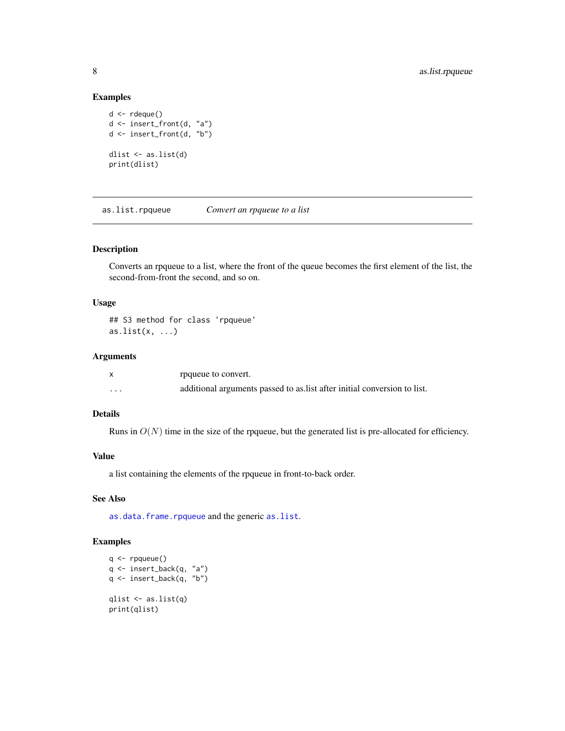### Examples

```
d <- rdeque()
d <- insert_front(d, "a")
d <- insert_front(d, "b")

dlist <- as.list(d)
print(dlist)
```

---

## as.list.rpqueue — *Convert an rpqueue to a list*

### Description

Converts an rpqueue to a list, where the front of the queue becomes the first element of the list, the second-from-front the second, and so on.

### Usage

```
## S3 method for class 'rpqueue'
as.list(x, ...)
```

### Arguments

| | |
|---|---|
| x | rpqueue to convert. |
| ... | additional arguments passed to as.list after initial conversion to list. |

### Details

Runs in $O(N)$ time in the size of the rpqueue, but the generated list is pre-allocated for efficiency.

### Value

a list containing the elements of the rpqueue in front-to-back order.

### See Also

`as.data.frame.rpqueue` and the generic `as.list`.

### Examples

```
q <- rpqueue()
q <- insert_back(q, "a")
q <- insert_back(q, "b")

qlist <- as.list(q)
print(qlist)
```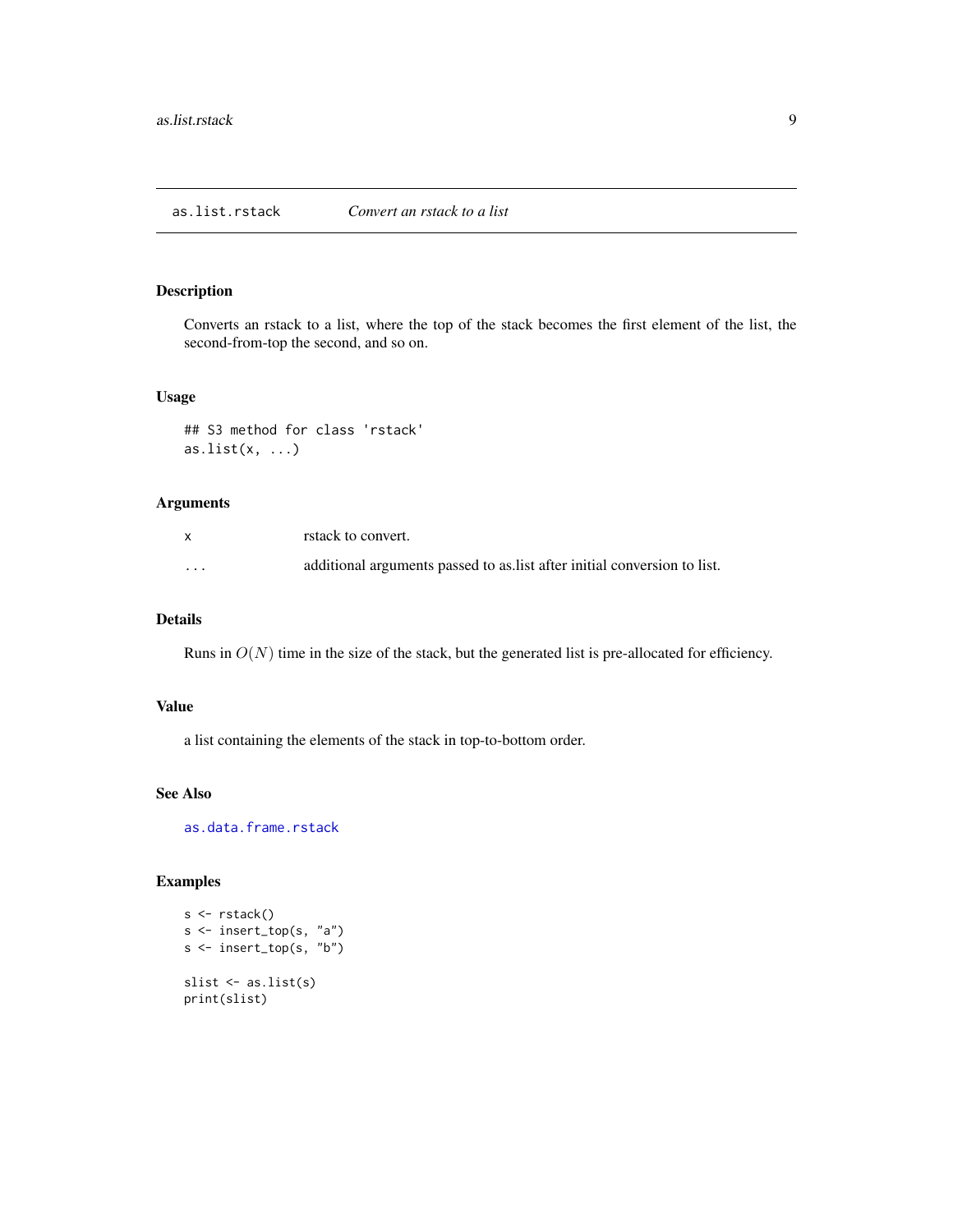## as.list.rstack — *Convert an rstack to a list*

### Description

Converts an rstack to a list, where the top of the stack becomes the first element of the list, the second-from-top the second, and so on.

### Usage

```
## S3 method for class 'rstack'
as.list(x, ...)
```

### Arguments

| | |
|---|---|
| `x` | rstack to convert. |
| `...` | additional arguments passed to as.list after initial conversion to list. |

### Details

Runs in $O(N)$ time in the size of the stack, but the generated list is pre-allocated for efficiency.

### Value

a list containing the elements of the stack in top-to-bottom order.

### See Also

`as.data.frame.rstack`

### Examples

```
s <- rstack()
s <- insert_top(s, "a")
s <- insert_top(s, "b")

slist <- as.list(s)
print(slist)
```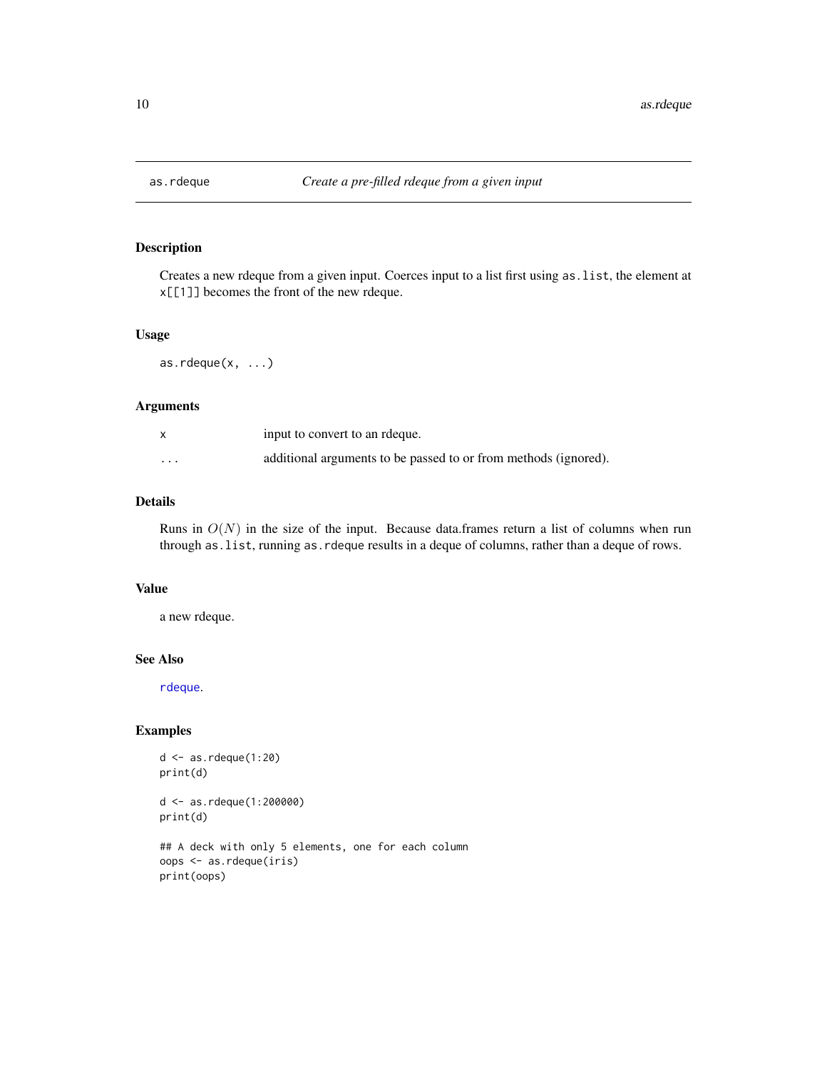# as.rdeque

*Create a pre-filled rdeque from a given input*

## Description

Creates a new rdeque from a given input. Coerces input to a list first using `as.list`, the element at `x[[1]]` becomes the front of the new rdeque.

## Usage

```
as.rdeque(x, ...)
```

## Arguments

| | |
|---|---|
| `x` | input to convert to an rdeque. |
| `...` | additional arguments to be passed to or from methods (ignored). |

## Details

Runs in $O(N)$ in the size of the input. Because data.frames return a list of columns when run through `as.list`, running `as.rdeque` results in a deque of columns, rather than a deque of rows.

## Value

a new rdeque.

## See Also

`rdeque`.

## Examples

```
d <- as.rdeque(1:20)
print(d)

d <- as.rdeque(1:200000)
print(d)

## A deck with only 5 elements, one for each column
oops <- as.rdeque(iris)
print(oops)
```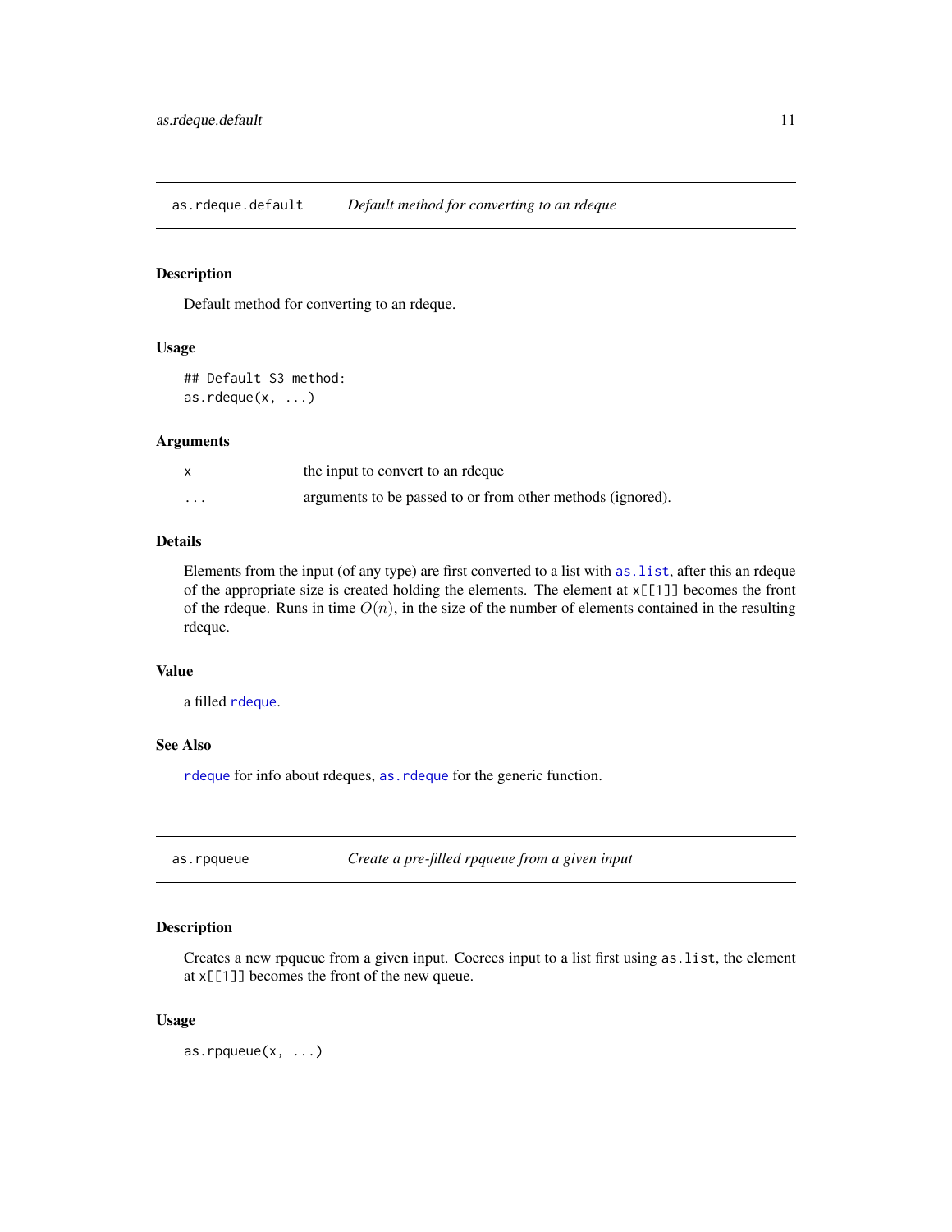## as.rdeque.default — *Default method for converting to an rdeque*

### Description

Default method for converting to an rdeque.

### Usage

```
## Default S3 method:
as.rdeque(x, ...)
```

### Arguments

| | |
|---|---|
| x | the input to convert to an rdeque |
| ... | arguments to be passed to or from other methods (ignored). |

### Details

Elements from the input (of any type) are first converted to a list with `as.list`, after this an rdeque of the appropriate size is created holding the elements. The element at `x[[1]]` becomes the front of the rdeque. Runs in time $O(n)$, in the size of the number of elements contained in the resulting rdeque.

### Value

a filled `rdeque`.

### See Also

`rdeque` for info about rdeques, `as.rdeque` for the generic function.

## as.rpqueue — *Create a pre-filled rpqueue from a given input*

### Description

Creates a new rpqueue from a given input. Coerces input to a list first using `as.list`, the element at `x[[1]]` becomes the front of the new queue.

### Usage

```
as.rpqueue(x, ...)
```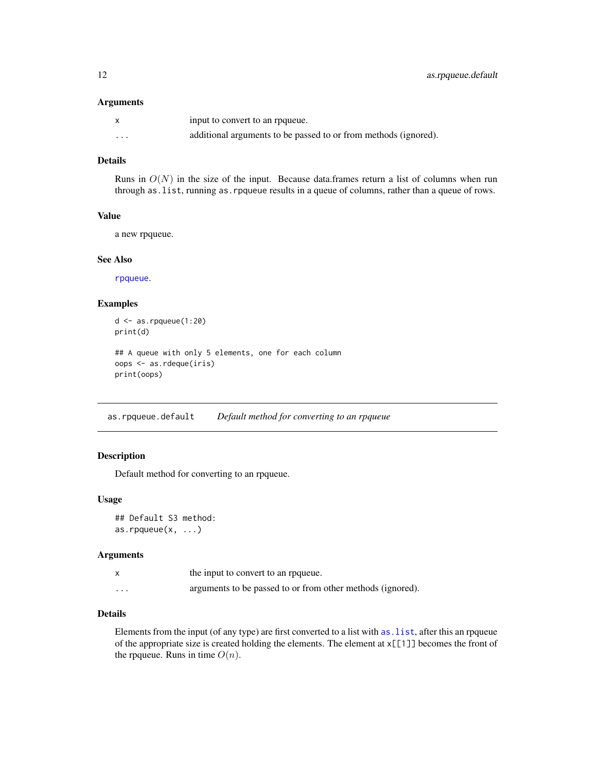### Arguments

| | |
|---|---|
| `x` | input to convert to an rpqueue. |
| `...` | additional arguments to be passed to or from methods (ignored). |

### Details

Runs in $O(N)$ in the size of the input. Because data.frames return a list of columns when run through `as.list`, running `as.rpqueue` results in a queue of columns, rather than a queue of rows.

### Value

a new rpqueue.

### See Also

`rpqueue`.

### Examples

```
d <- as.rpqueue(1:20)
print(d)

## A queue with only 5 elements, one for each column
oops <- as.rdeque(iris)
print(oops)
```

---

## as.rpqueue.default *Default method for converting to an rpqueue*

### Description

Default method for converting to an rpqueue.

### Usage

```
## Default S3 method:
as.rpqueue(x, ...)
```

### Arguments

| | |
|---|---|
| `x` | the input to convert to an rpqueue. |
| `...` | arguments to be passed to or from other methods (ignored). |

### Details

Elements from the input (of any type) are first converted to a list with `as.list`, after this an rpqueue of the appropriate size is created holding the elements. The element at `x[[1]]` becomes the front of the rpqueue. Runs in time $O(n)$.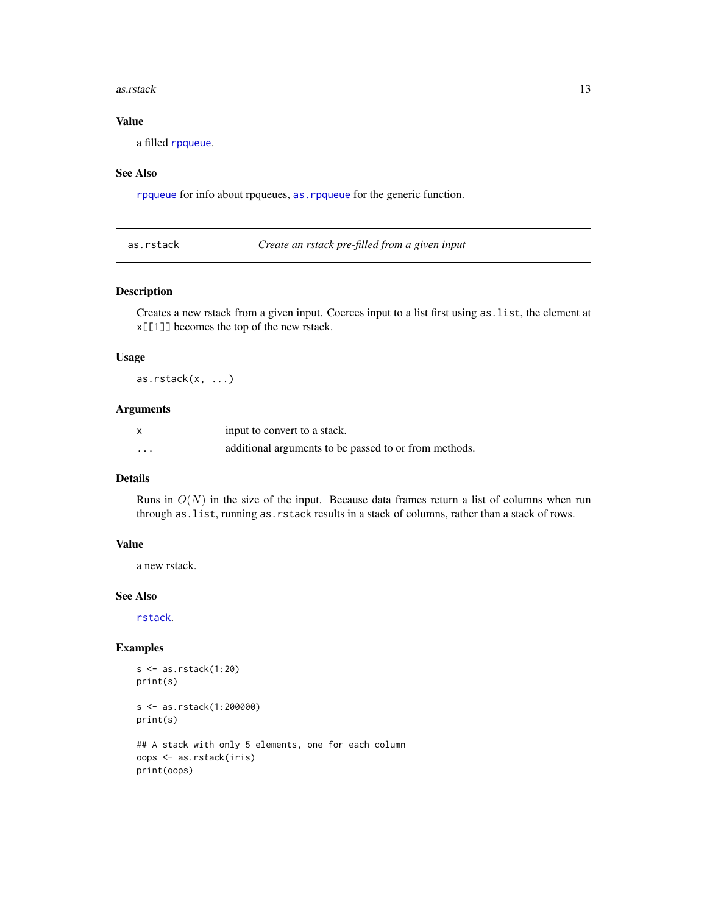### Value

a filled `rpqueue`.

### See Also

`rpqueue` for info about rpqueues, `as.rpqueue` for the generic function.

---

## as.rstack — *Create an rstack pre-filled from a given input*

### Description

Creates a new rstack from a given input. Coerces input to a list first using `as.list`, the element at `x[[1]]` becomes the top of the new rstack.

### Usage

```
as.rstack(x, ...)
```

### Arguments

| | |
|---|---|
| `x` | input to convert to a stack. |
| `...` | additional arguments to be passed to or from methods. |

### Details

Runs in $O(N)$ in the size of the input. Because data frames return a list of columns when run through `as.list`, running `as.rstack` results in a stack of columns, rather than a stack of rows.

### Value

a new rstack.

### See Also

`rstack`.

### Examples

```
s <- as.rstack(1:20)
print(s)

s <- as.rstack(1:200000)
print(s)

## A stack with only 5 elements, one for each column
oops <- as.rstack(iris)
print(oops)
```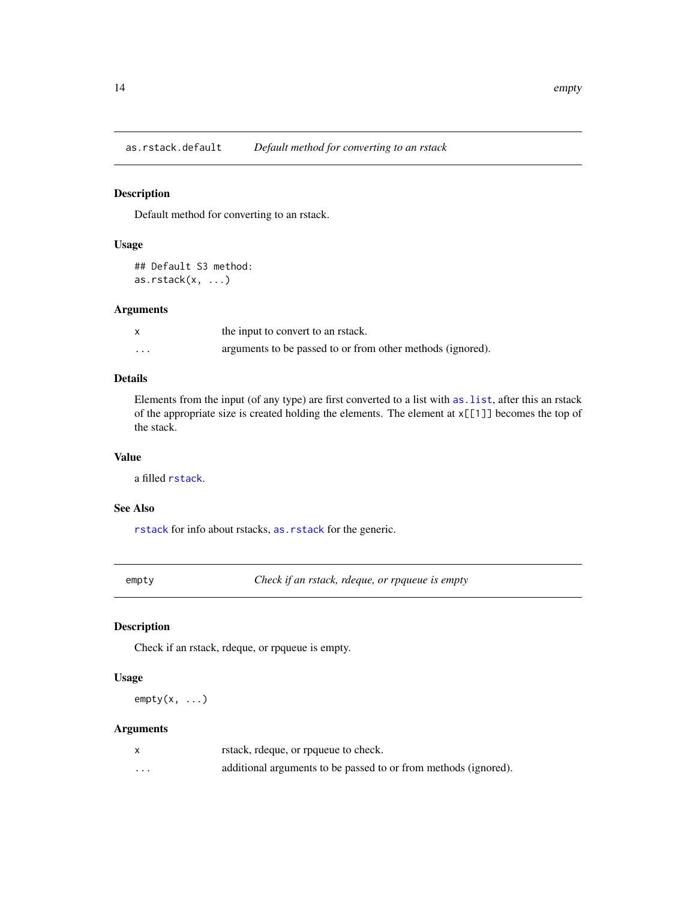## as.rstack.default — *Default method for converting to an rstack*

### Description

Default method for converting to an rstack.

### Usage

```
## Default S3 method:
as.rstack(x, ...)
```

### Arguments

| | |
|---|---|
| `x` | the input to convert to an rstack. |
| `...` | arguments to be passed to or from other methods (ignored). |

### Details

Elements from the input (of any type) are first converted to a list with `as.list`, after this an rstack of the appropriate size is created holding the elements. The element at `x[[1]]` becomes the top of the stack.

### Value

a filled `rstack`.

### See Also

`rstack` for info about rstacks, `as.rstack` for the generic.

## empty — *Check if an rstack, rdeque, or rpqueue is empty*

### Description

Check if an rstack, rdeque, or rpqueue is empty.

### Usage

```
empty(x, ...)
```

### Arguments

| | |
|---|---|
| `x` | rstack, rdeque, or rpqueue to check. |
| `...` | additional arguments to be passed to or from methods (ignored). |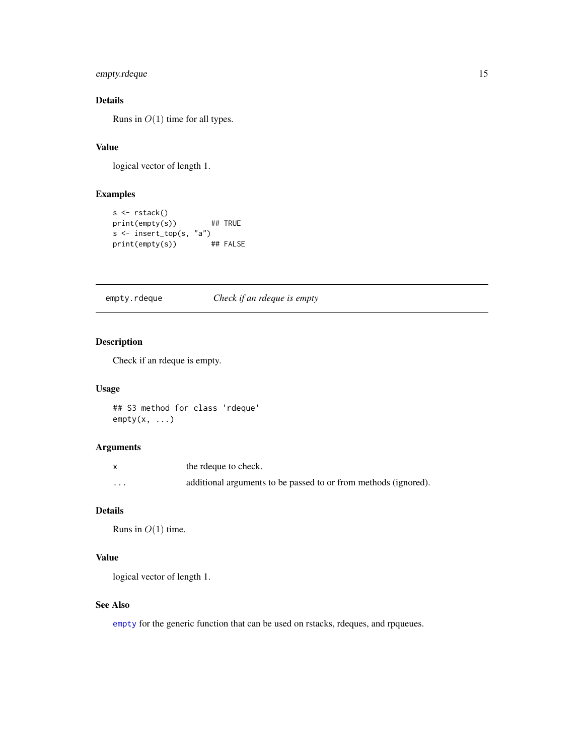### Details

Runs in $O(1)$ time for all types.

### Value

logical vector of length 1.

### Examples

```
s <- rstack()
print(empty(s))        ## TRUE
s <- insert_top(s, "a")
print(empty(s))        ## FALSE
```

---

## empty.rdeque    *Check if an rdeque is empty*

---

### Description

Check if an rdeque is empty.

### Usage

```
## S3 method for class 'rdeque'
empty(x, ...)
```

### Arguments

| | |
|---|---|
| x | the rdeque to check. |
| ... | additional arguments to be passed to or from methods (ignored). |

### Details

Runs in $O(1)$ time.

### Value

logical vector of length 1.

### See Also

empty for the generic function that can be used on rstacks, rdeques, and rpqueues.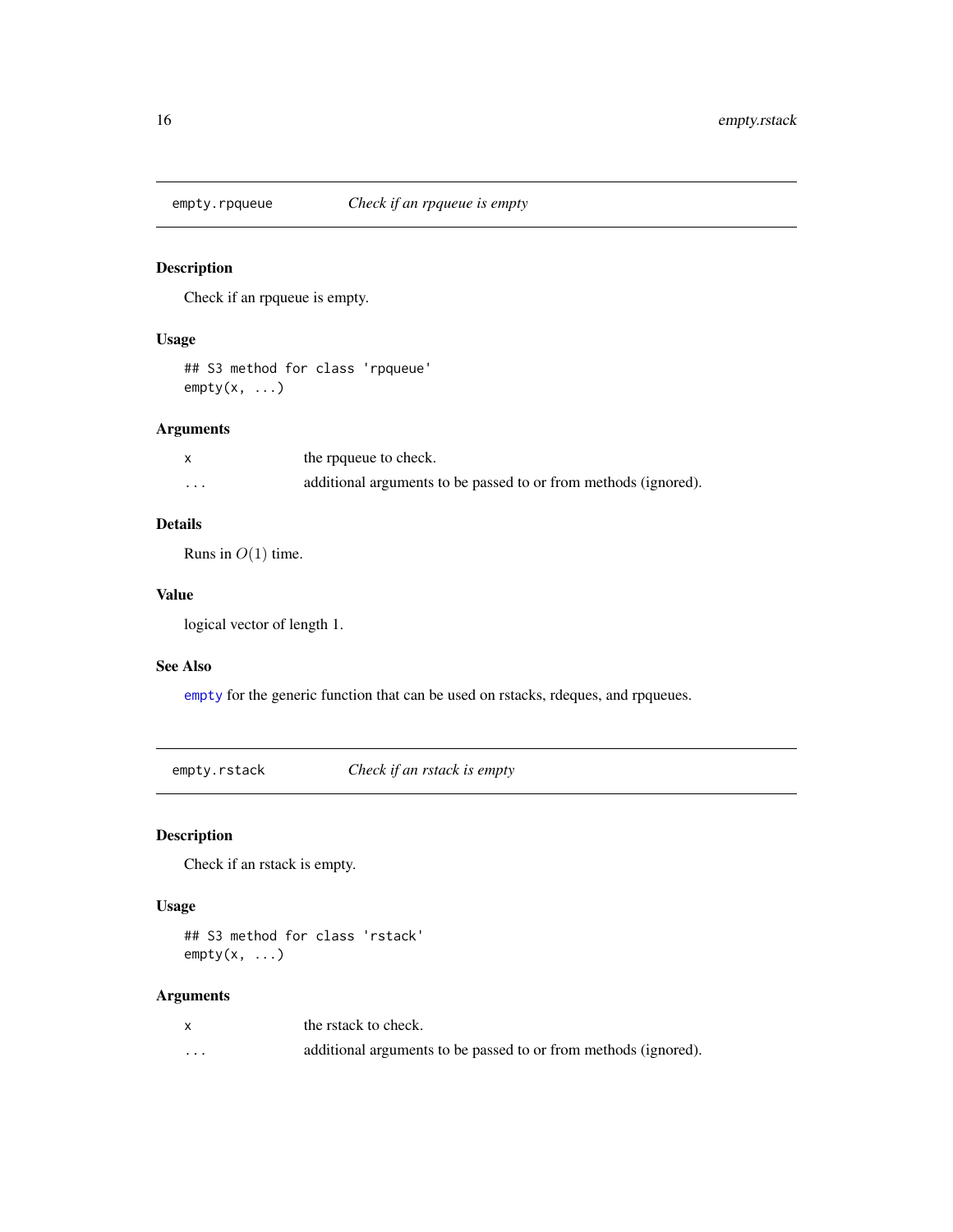## empty.rpqueue *Check if an rpqueue is empty*

### Description

Check if an rpqueue is empty.

### Usage

```
## S3 method for class 'rpqueue'
empty(x, ...)
```

### Arguments

| | |
|---|---|
| x | the rpqueue to check. |
| ... | additional arguments to be passed to or from methods (ignored). |

### Details

Runs in $O(1)$ time.

### Value

logical vector of length 1.

### See Also

empty for the generic function that can be used on rstacks, rdeques, and rpqueues.

## empty.rstack *Check if an rstack is empty*

### Description

Check if an rstack is empty.

### Usage

```
## S3 method for class 'rstack'
empty(x, ...)
```

### Arguments

| | |
|---|---|
| x | the rstack to check. |
| ... | additional arguments to be passed to or from methods (ignored). |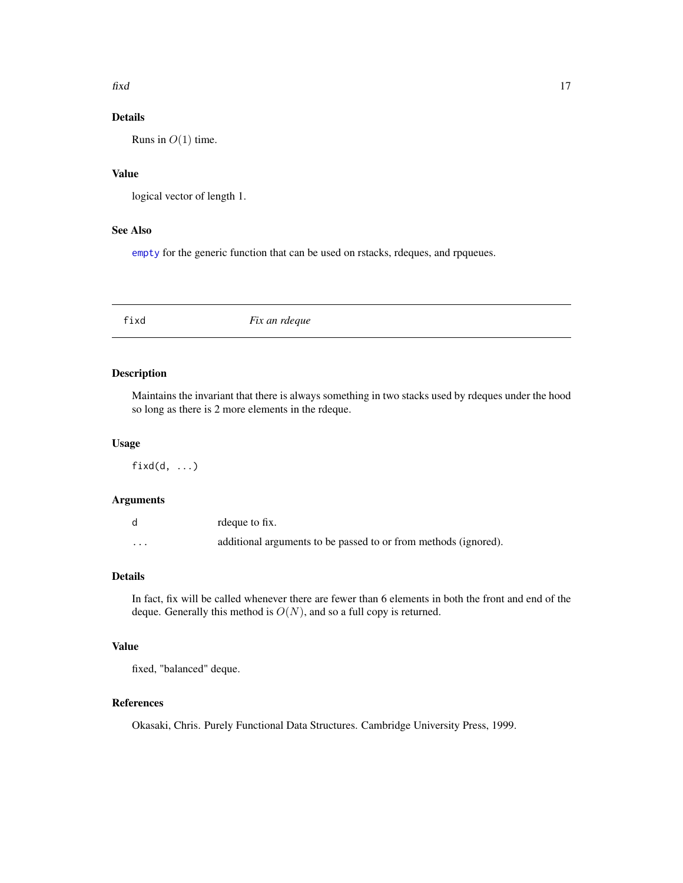### Details

Runs in $O(1)$ time.

### Value

logical vector of length 1.

### See Also

empty for the generic function that can be used on rstacks, rdeques, and rpqueues.

---

## fixd *Fix an rdeque*

---

### Description

Maintains the invariant that there is always something in two stacks used by rdeques under the hood so long as there is 2 more elements in the rdeque.

### Usage

```
fixd(d, ...)
```

### Arguments

| | |
|---|---|
| d | rdeque to fix. |
| ... | additional arguments to be passed to or from methods (ignored). |

### Details

In fact, fix will be called whenever there are fewer than 6 elements in both the front and end of the deque. Generally this method is $O(N)$, and so a full copy is returned.

### Value

fixed, "balanced" deque.

### References

Okasaki, Chris. Purely Functional Data Structures. Cambridge University Press, 1999.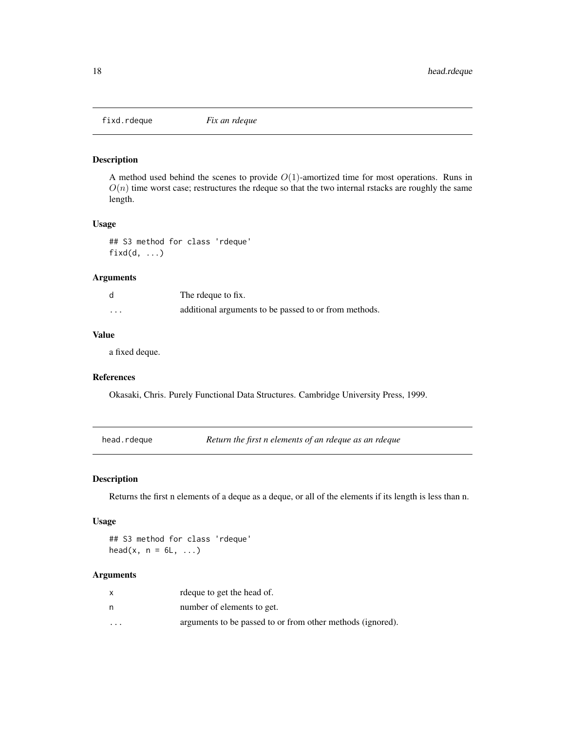## fixd.rdeque *Fix an rdeque*

### Description

A method used behind the scenes to provide $O(1)$-amortized time for most operations. Runs in $O(n)$ time worst case; restructures the rdeque so that the two internal rstacks are roughly the same length.

### Usage

```
## S3 method for class 'rdeque'
fixd(d, ...)
```

### Arguments

| | |
|---|---|
| d | The rdeque to fix. |
| ... | additional arguments to be passed to or from methods. |

### Value

a fixed deque.

### References

Okasaki, Chris. Purely Functional Data Structures. Cambridge University Press, 1999.

## head.rdeque *Return the first n elements of an rdeque as an rdeque*

### Description

Returns the first n elements of a deque as a deque, or all of the elements if its length is less than n.

### Usage

```
## S3 method for class 'rdeque'
head(x, n = 6L, ...)
```

### Arguments

| | |
|---|---|
| x | rdeque to get the head of. |
| n | number of elements to get. |
| ... | arguments to be passed to or from other methods (ignored). |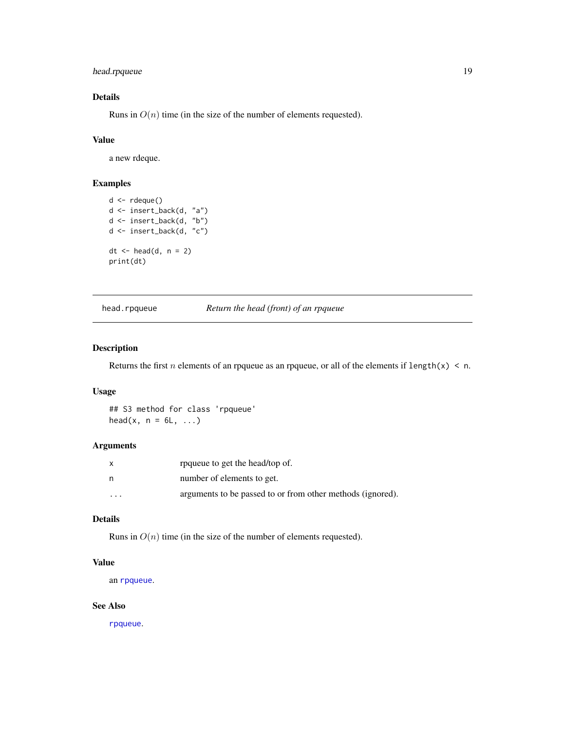### Details

Runs in $O(n)$ time (in the size of the number of elements requested).

### Value

a new rdeque.

### Examples

```
d <- rdeque()
d <- insert_back(d, "a")
d <- insert_back(d, "b")
d <- insert_back(d, "c")

dt <- head(d, n = 2)
print(dt)
```

---

## head.rpqueue — *Return the head (front) of an rpqueue*

---

### Description

Returns the first $n$ elements of an rpqueue as an rpqueue, or all of the elements if `length(x) < n`.

### Usage

```
## S3 method for class 'rpqueue'
head(x, n = 6L, ...)
```

### Arguments

| | |
|---|---|
| `x` | rpqueue to get the head/top of. |
| `n` | number of elements to get. |
| `...` | arguments to be passed to or from other methods (ignored). |

### Details

Runs in $O(n)$ time (in the size of the number of elements requested).

### Value

an `rpqueue`.

### See Also

`rpqueue`.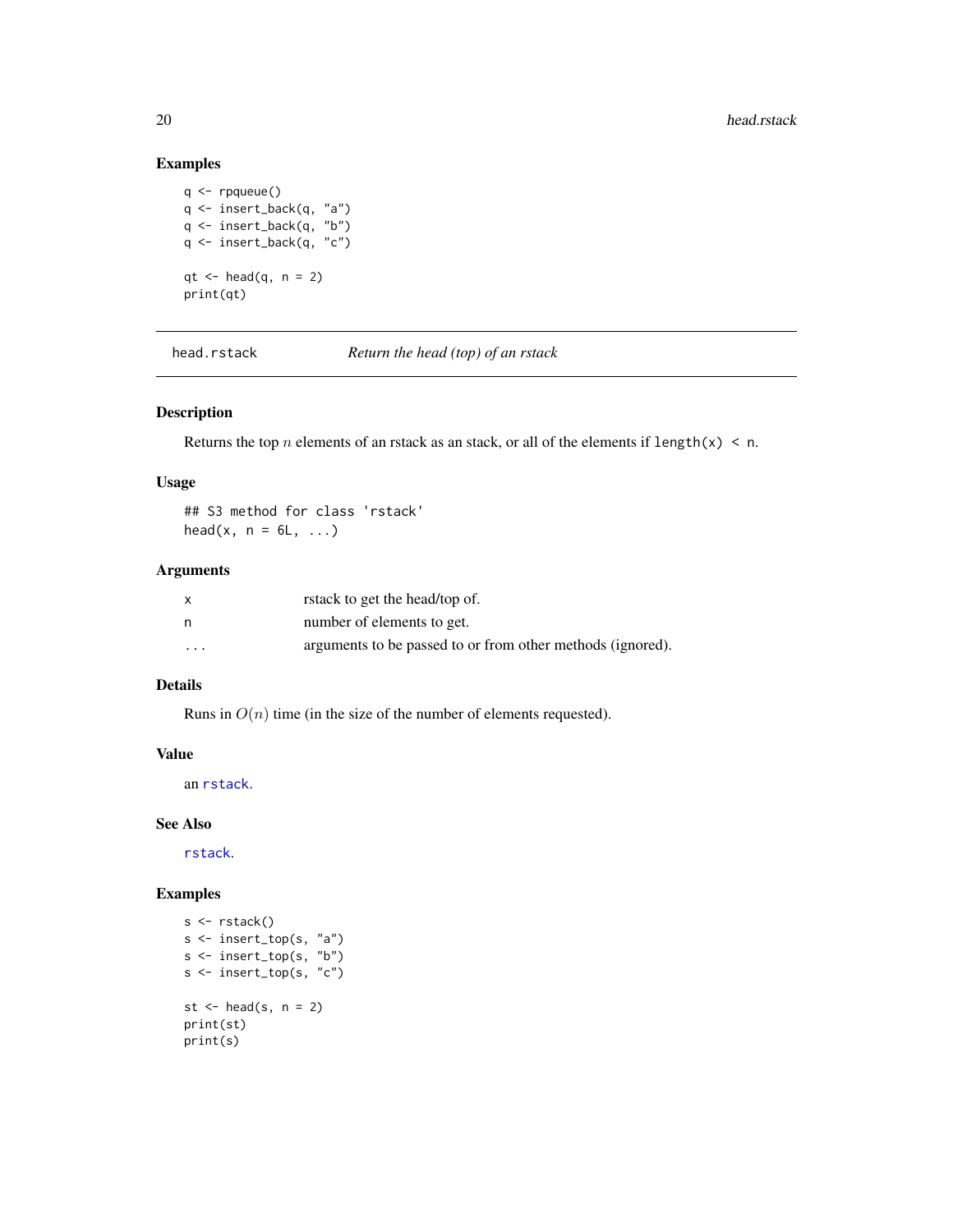### Examples

```
q <- rpqueue()
q <- insert_back(q, "a")
q <- insert_back(q, "b")
q <- insert_back(q, "c")

qt <- head(q, n = 2)
print(qt)
```

---

## head.rstack — *Return the head (top) of an rstack*

### Description

Returns the top $n$ elements of an rstack as an stack, or all of the elements if `length(x) < n`.

### Usage

```
## S3 method for class 'rstack'
head(x, n = 6L, ...)
```

### Arguments

| | |
|---|---|
| `x` | rstack to get the head/top of. |
| `n` | number of elements to get. |
| `...` | arguments to be passed to or from other methods (ignored). |

### Details

Runs in $O(n)$ time (in the size of the number of elements requested).

### Value

an `rstack`.

### See Also

`rstack`.

### Examples

```
s <- rstack()
s <- insert_top(s, "a")
s <- insert_top(s, "b")
s <- insert_top(s, "c")

st <- head(s, n = 2)
print(st)
print(s)
```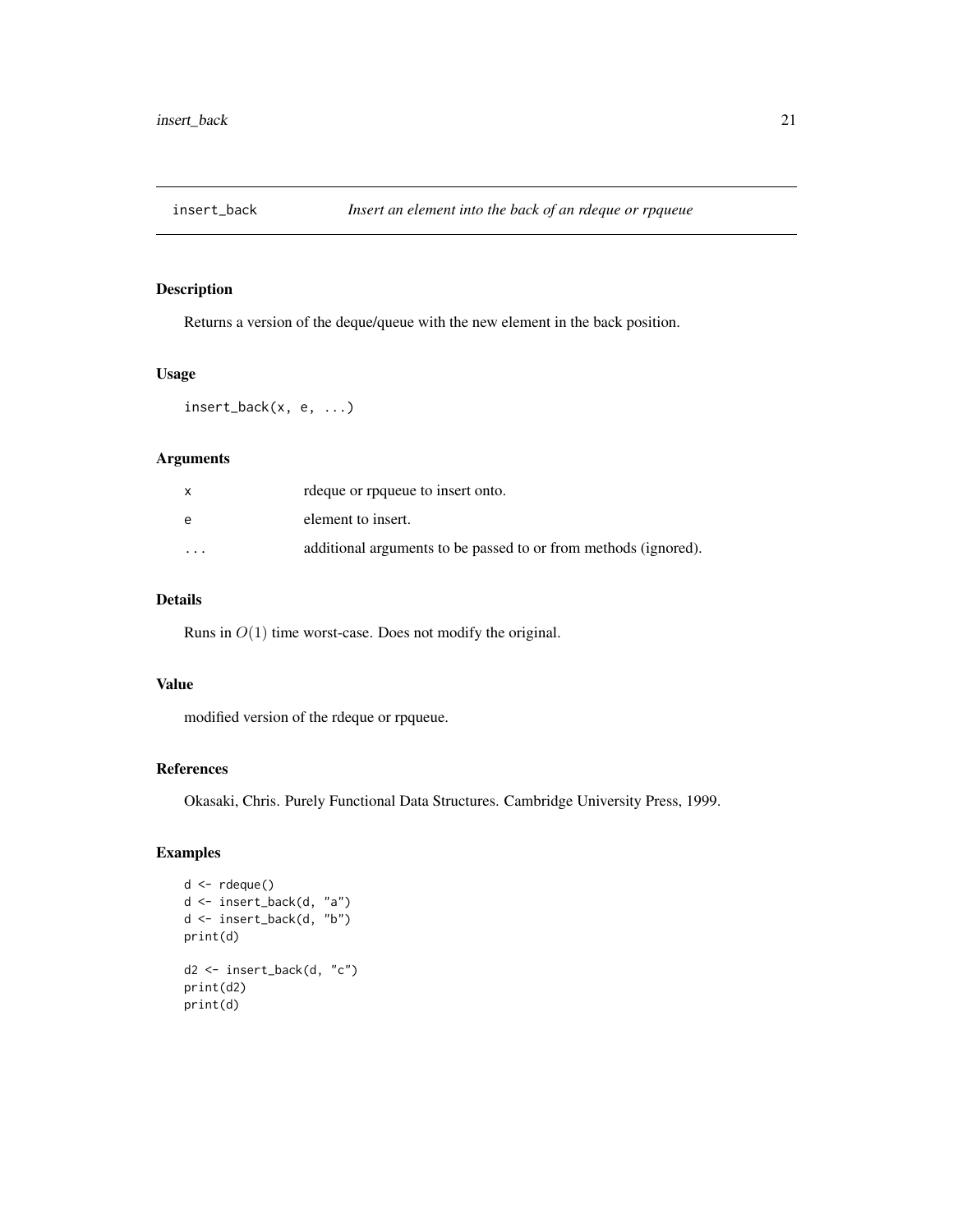## insert_back — *Insert an element into the back of an rdeque or rpqueue*

### Description

Returns a version of the deque/queue with the new element in the back position.

### Usage

```
insert_back(x, e, ...)
```

### Arguments

| | |
|---|---|
| x | rdeque or rpqueue to insert onto. |
| e | element to insert. |
| ... | additional arguments to be passed to or from methods (ignored). |

### Details

Runs in $O(1)$ time worst-case. Does not modify the original.

### Value

modified version of the rdeque or rpqueue.

### References

Okasaki, Chris. Purely Functional Data Structures. Cambridge University Press, 1999.

### Examples

```
d <- rdeque()
d <- insert_back(d, "a")
d <- insert_back(d, "b")
print(d)

d2 <- insert_back(d, "c")
print(d2)
print(d)
```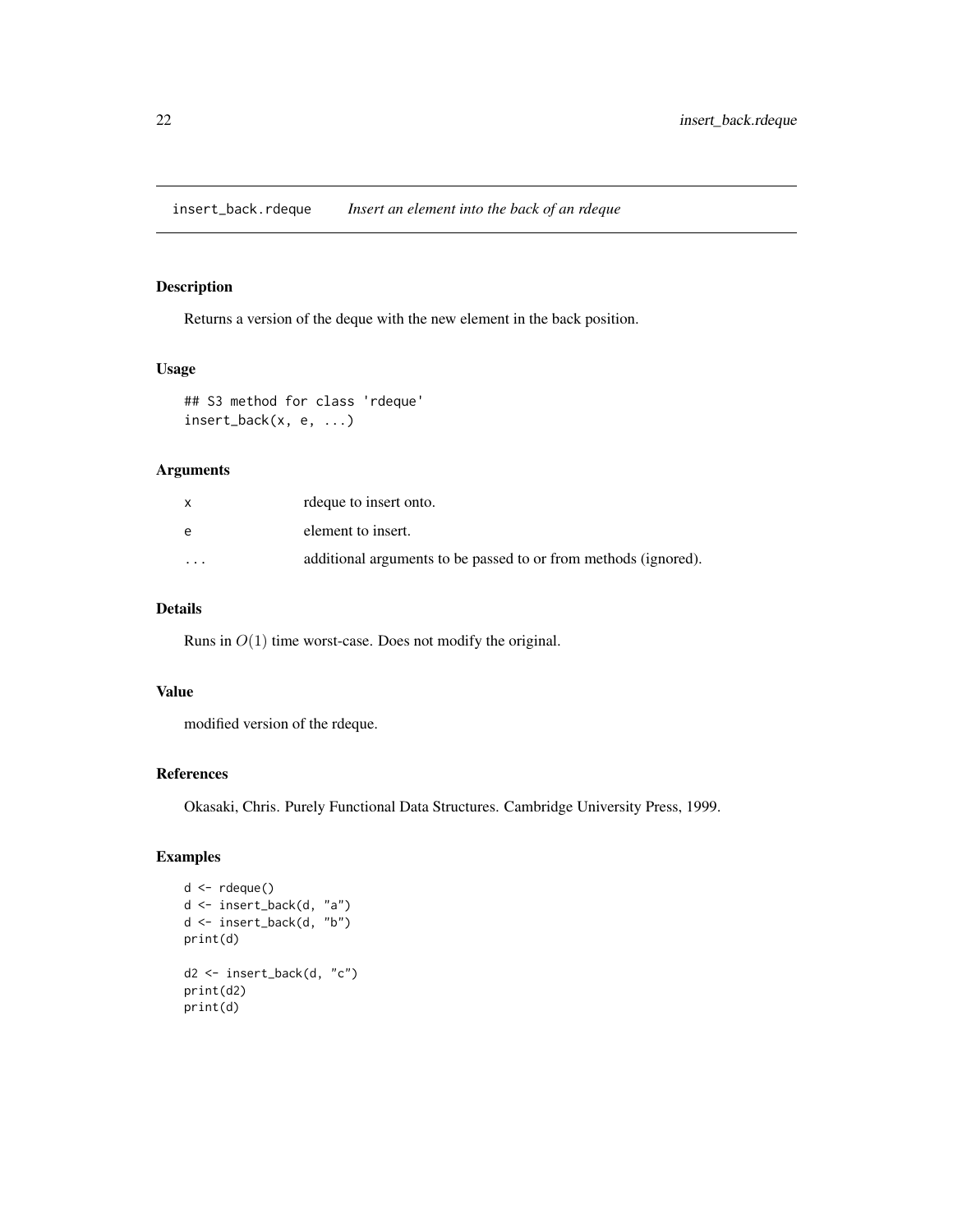## insert_back.rdeque *Insert an element into the back of an rdeque*

### Description

Returns a version of the deque with the new element in the back position.

### Usage

```
## S3 method for class 'rdeque'
insert_back(x, e, ...)
```

### Arguments

| | |
|---|---|
| x | rdeque to insert onto. |
| e | element to insert. |
| ... | additional arguments to be passed to or from methods (ignored). |

### Details

Runs in $O(1)$ time worst-case. Does not modify the original.

### Value

modified version of the rdeque.

### References

Okasaki, Chris. Purely Functional Data Structures. Cambridge University Press, 1999.

### Examples

```
d <- rdeque()
d <- insert_back(d, "a")
d <- insert_back(d, "b")
print(d)

d2 <- insert_back(d, "c")
print(d2)
print(d)
```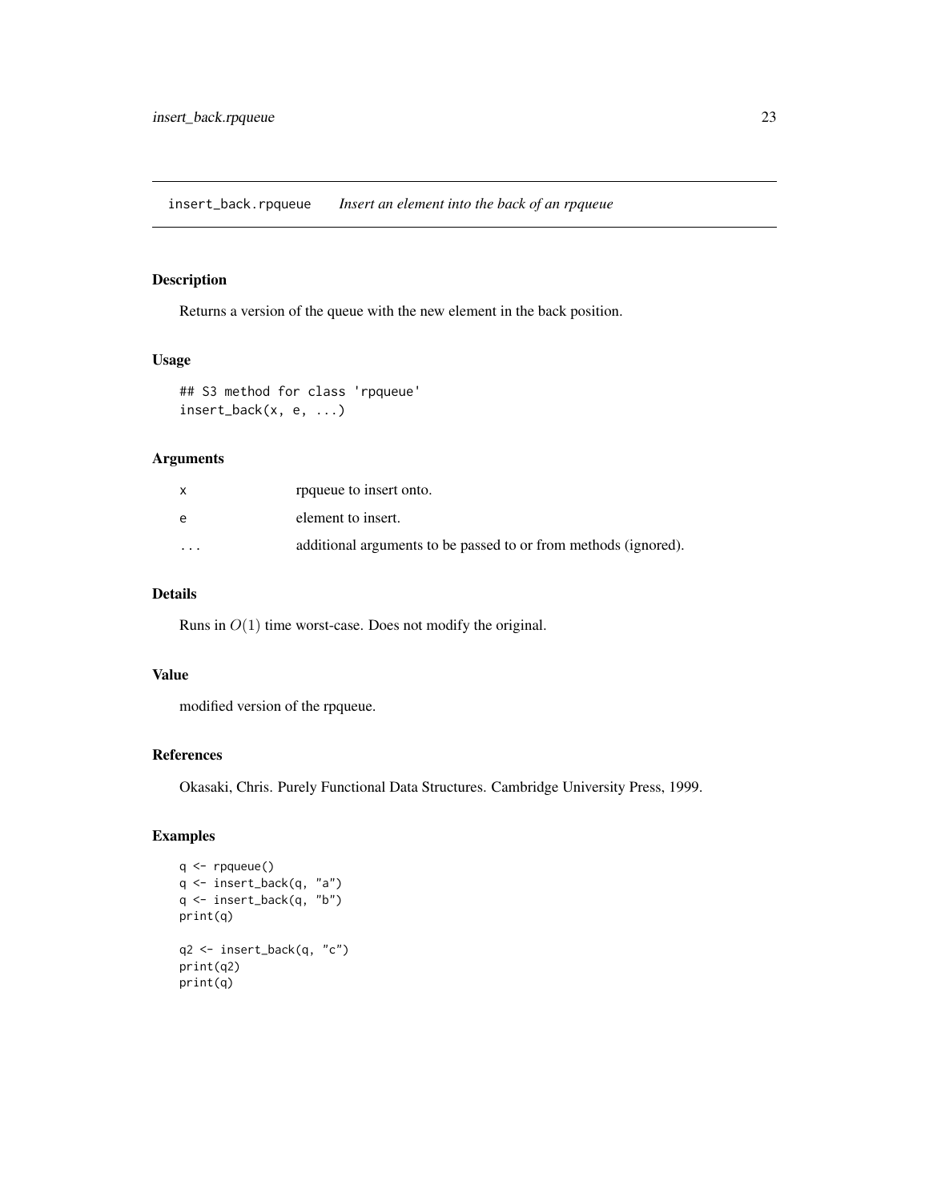# insert_back.rpqueue *Insert an element into the back of an rpqueue*

## Description

Returns a version of the queue with the new element in the back position.

## Usage

```
## S3 method for class 'rpqueue'
insert_back(x, e, ...)
```

## Arguments

| | |
|---|---|
| x | rpqueue to insert onto. |
| e | element to insert. |
| ... | additional arguments to be passed to or from methods (ignored). |

## Details

Runs in $O(1)$ time worst-case. Does not modify the original.

## Value

modified version of the rpqueue.

## References

Okasaki, Chris. Purely Functional Data Structures. Cambridge University Press, 1999.

## Examples

```
q <- rpqueue()
q <- insert_back(q, "a")
q <- insert_back(q, "b")
print(q)

q2 <- insert_back(q, "c")
print(q2)
print(q)
```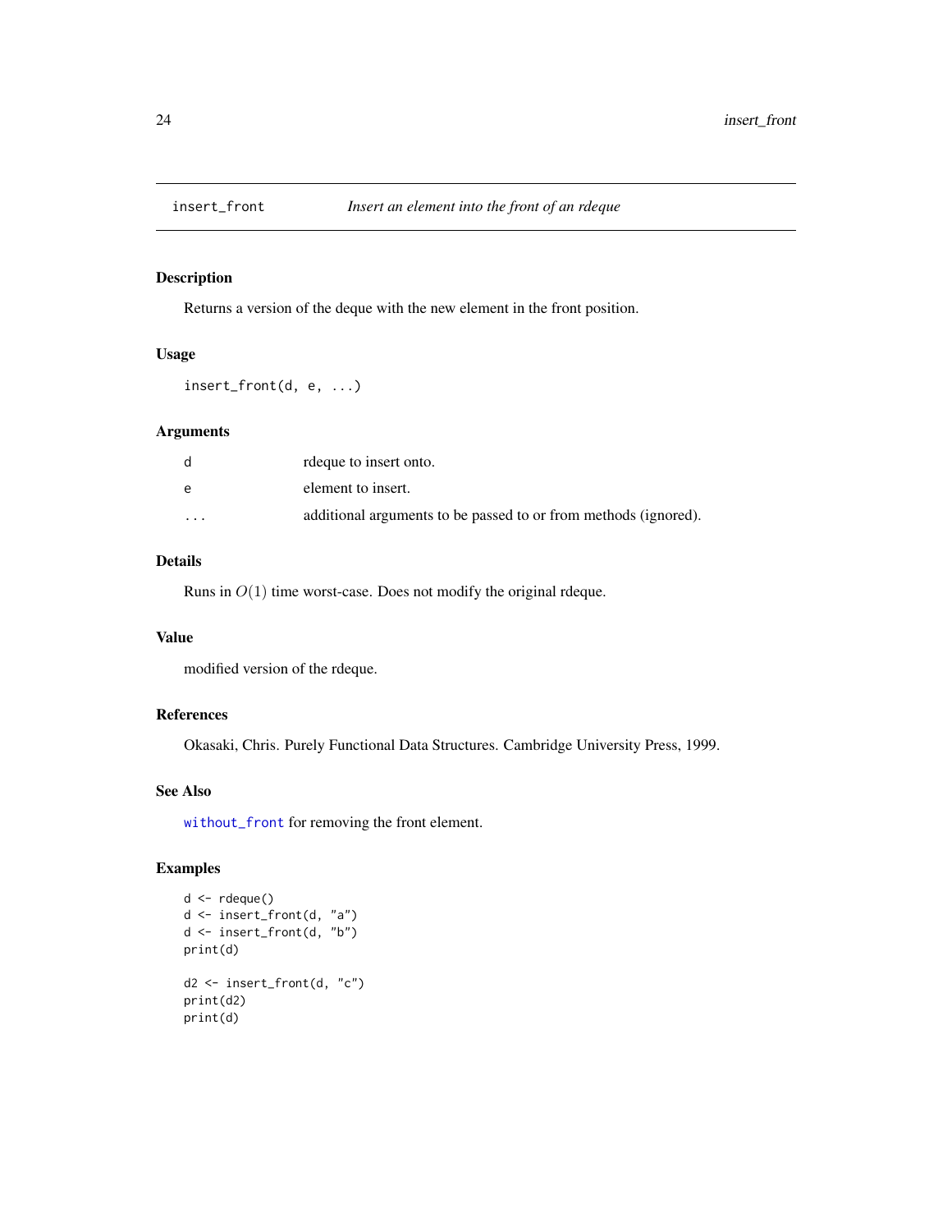## insert_front — *Insert an element into the front of an rdeque*

### Description

Returns a version of the deque with the new element in the front position.

### Usage

```
insert_front(d, e, ...)
```

### Arguments

| | |
|---|---|
| d | rdeque to insert onto. |
| e | element to insert. |
| ... | additional arguments to be passed to or from methods (ignored). |

### Details

Runs in $O(1)$ time worst-case. Does not modify the original rdeque.

### Value

modified version of the rdeque.

### References

Okasaki, Chris. Purely Functional Data Structures. Cambridge University Press, 1999.

### See Also

`without_front` for removing the front element.

### Examples

```
d <- rdeque()
d <- insert_front(d, "a")
d <- insert_front(d, "b")
print(d)

d2 <- insert_front(d, "c")
print(d2)
print(d)
```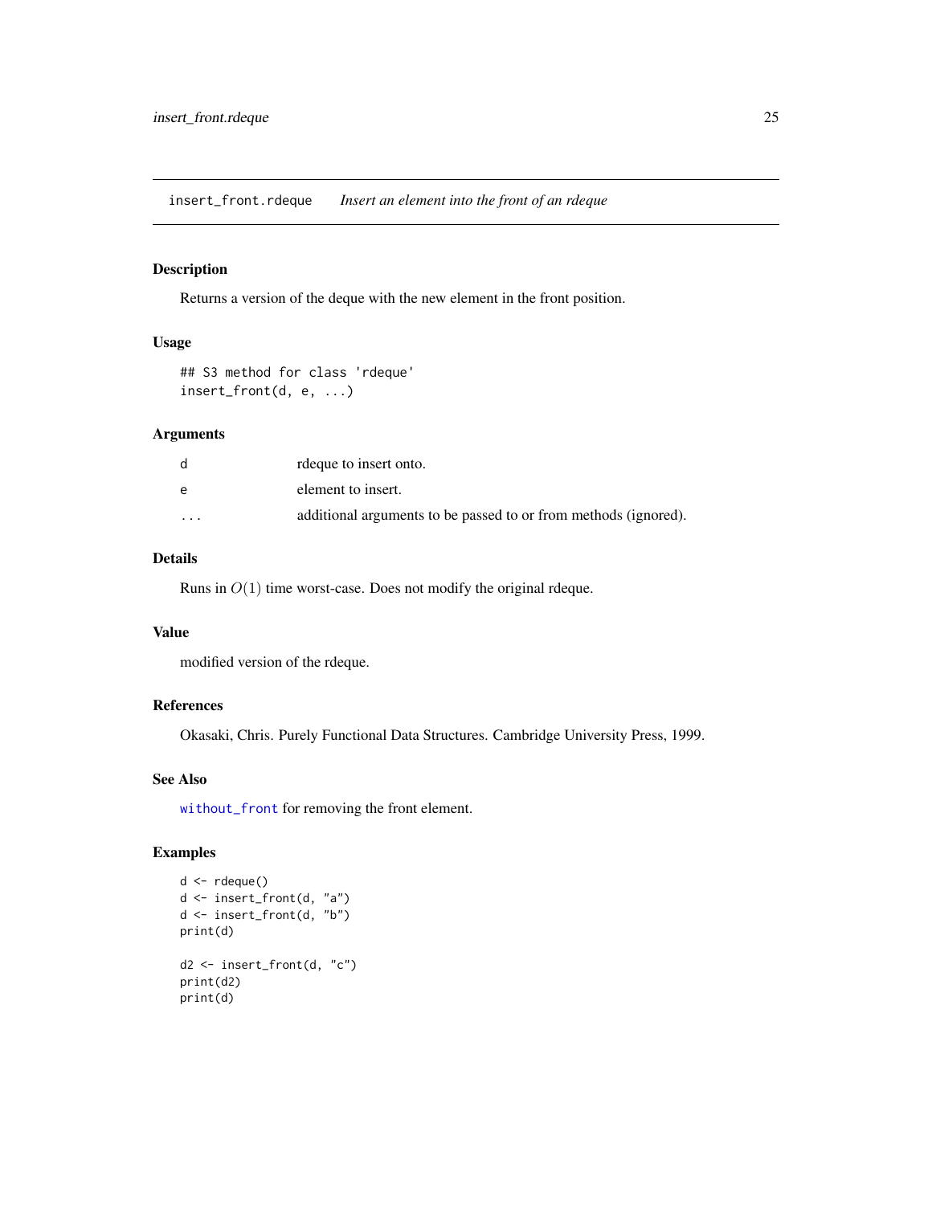# insert_front.rdeque — *Insert an element into the front of an rdeque*

## Description

Returns a version of the deque with the new element in the front position.

## Usage

```
## S3 method for class 'rdeque'
insert_front(d, e, ...)
```

## Arguments

| | |
|---|---|
| d | rdeque to insert onto. |
| e | element to insert. |
| ... | additional arguments to be passed to or from methods (ignored). |

## Details

Runs in $O(1)$ time worst-case. Does not modify the original rdeque.

## Value

modified version of the rdeque.

## References

Okasaki, Chris. Purely Functional Data Structures. Cambridge University Press, 1999.

## See Also

without_front for removing the front element.

## Examples

```
d <- rdeque()
d <- insert_front(d, "a")
d <- insert_front(d, "b")
print(d)

d2 <- insert_front(d, "c")
print(d2)
print(d)
```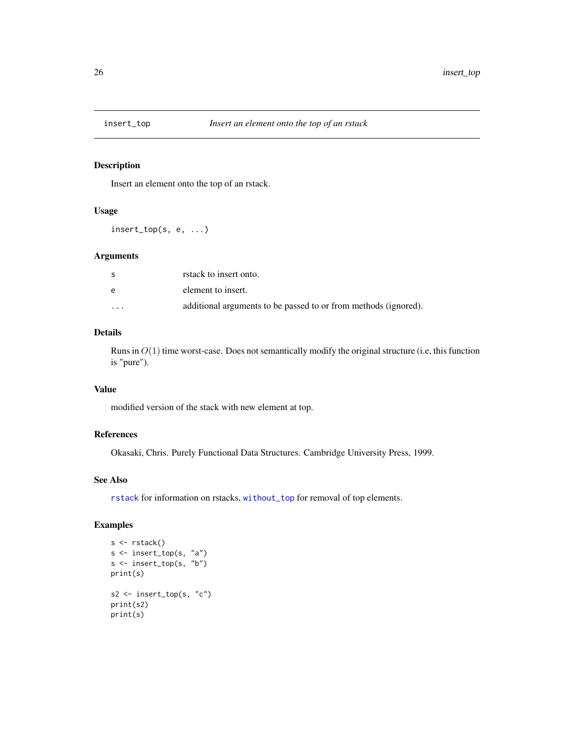## insert_top — *Insert an element onto the top of an rstack*

### Description

Insert an element onto the top of an rstack.

### Usage

```
insert_top(s, e, ...)
```

### Arguments

| | |
|---|---|
| s | rstack to insert onto. |
| e | element to insert. |
| ... | additional arguments to be passed to or from methods (ignored). |

### Details

Runs in $O(1)$ time worst-case. Does not semantically modify the original structure (i.e, this function is "pure").

### Value

modified version of the stack with new element at top.

### References

Okasaki, Chris. Purely Functional Data Structures. Cambridge University Press, 1999.

### See Also

rstack for information on rstacks, without_top for removal of top elements.

### Examples

```
s <- rstack()
s <- insert_top(s, "a")
s <- insert_top(s, "b")
print(s)

s2 <- insert_top(s, "c")
print(s2)
print(s)
```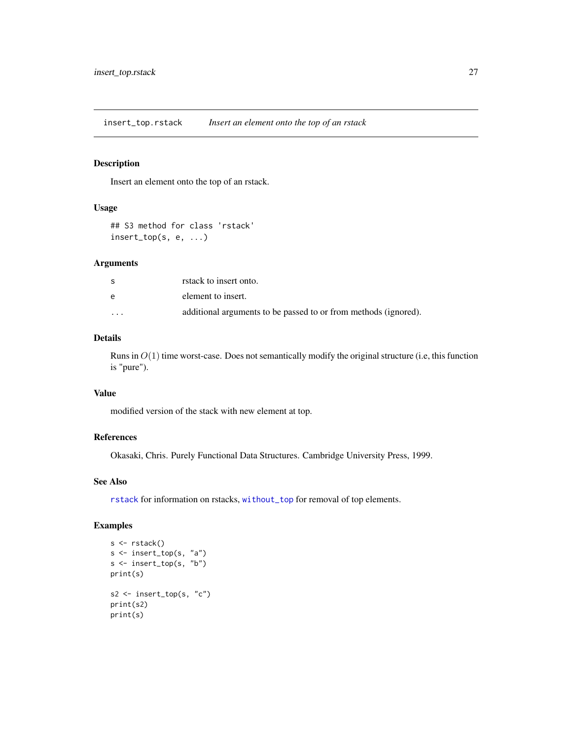## insert_top.rstack *Insert an element onto the top of an rstack*

### Description

Insert an element onto the top of an rstack.

### Usage

```
## S3 method for class 'rstack'
insert_top(s, e, ...)
```

### Arguments

| | |
|---|---|
| s | rstack to insert onto. |
| e | element to insert. |
| ... | additional arguments to be passed to or from methods (ignored). |

### Details

Runs in $O(1)$ time worst-case. Does not semantically modify the original structure (i.e, this function is "pure").

### Value

modified version of the stack with new element at top.

### References

Okasaki, Chris. Purely Functional Data Structures. Cambridge University Press, 1999.

### See Also

`rstack` for information on rstacks, `without_top` for removal of top elements.

### Examples

```
s <- rstack()
s <- insert_top(s, "a")
s <- insert_top(s, "b")
print(s)

s2 <- insert_top(s, "c")
print(s2)
print(s)
```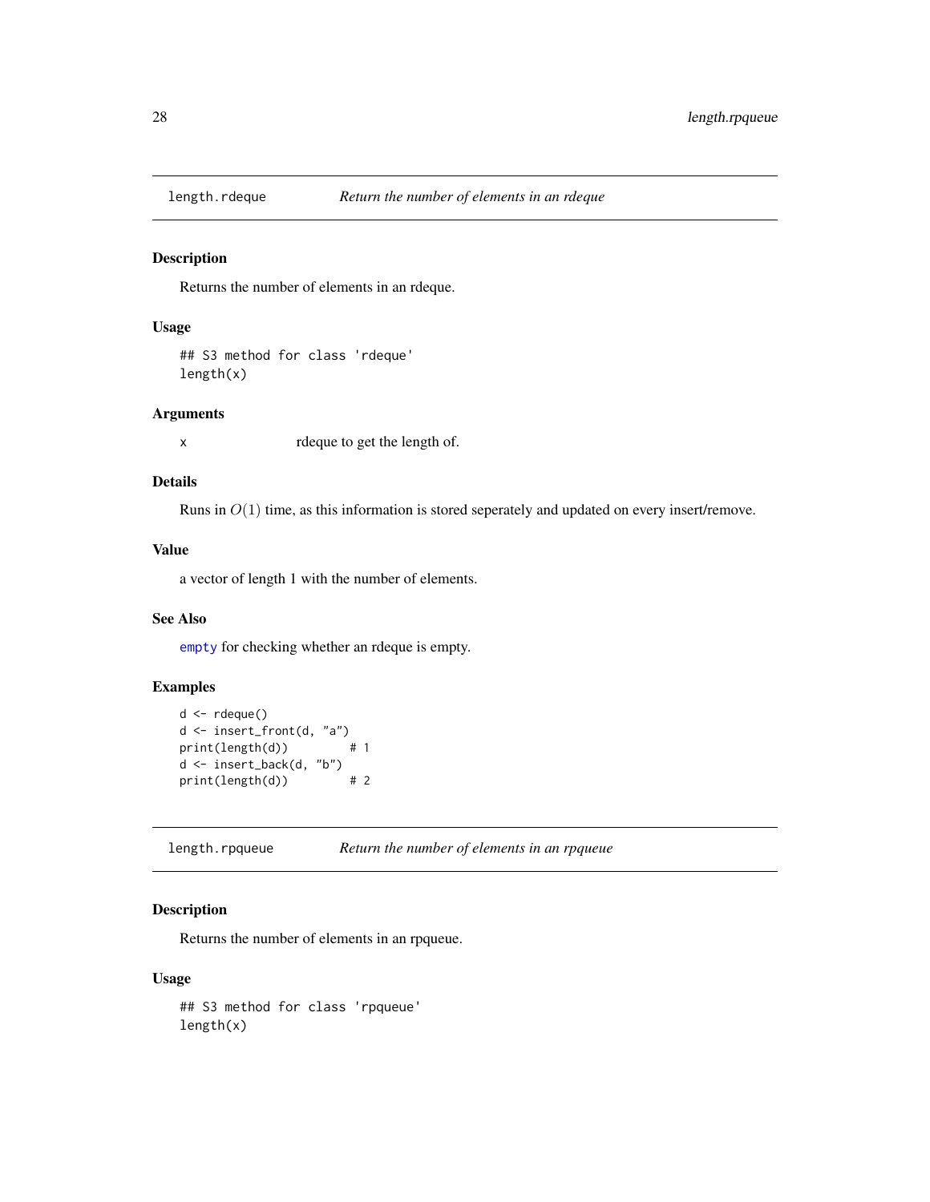## length.rdeque — *Return the number of elements in an rdeque*

### Description

Returns the number of elements in an rdeque.

### Usage

```
## S3 method for class 'rdeque'
length(x)
```

### Arguments

| | |
|---|---|
| x | rdeque to get the length of. |

### Details

Runs in $O(1)$ time, as this information is stored seperately and updated on every insert/remove.

### Value

a vector of length 1 with the number of elements.

### See Also

empty for checking whether an rdeque is empty.

### Examples

```
d <- rdeque()
d <- insert_front(d, "a")
print(length(d))        # 1
d <- insert_back(d, "b")
print(length(d))        # 2
```

## length.rpqueue — *Return the number of elements in an rpqueue*

### Description

Returns the number of elements in an rpqueue.

### Usage

```
## S3 method for class 'rpqueue'
length(x)
```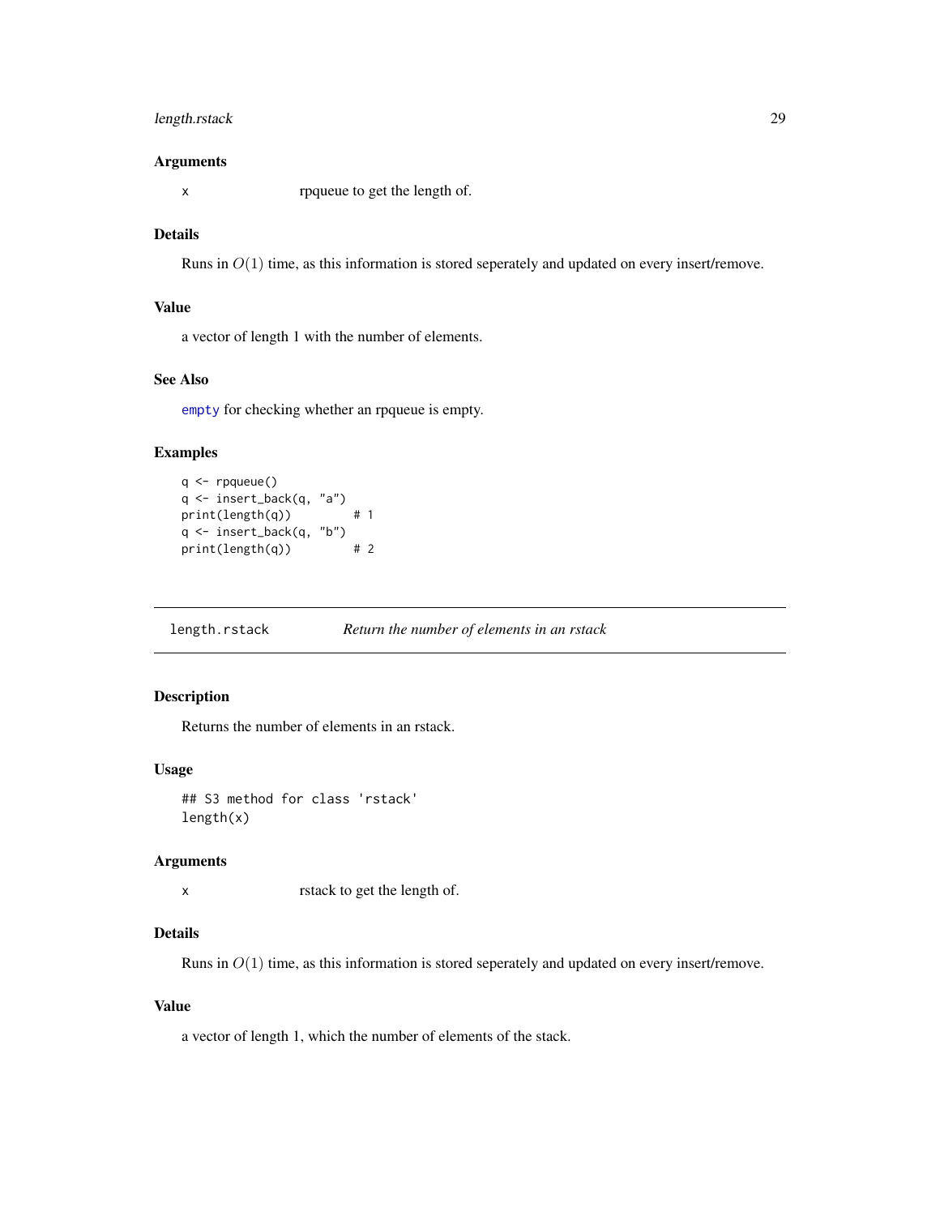### Arguments

x rpqueue to get the length of.

### Details

Runs in $O(1)$ time, as this information is stored seperately and updated on every insert/remove.

### Value

a vector of length 1 with the number of elements.

### See Also

empty for checking whether an rpqueue is empty.

### Examples

```
q <- rpqueue()
q <- insert_back(q, "a")
print(length(q))        # 1
q <- insert_back(q, "b")
print(length(q))        # 2
```

---

## length.rstack *Return the number of elements in an rstack*

### Description

Returns the number of elements in an rstack.

### Usage

```
## S3 method for class 'rstack'
length(x)
```

### Arguments

x rstack to get the length of.

### Details

Runs in $O(1)$ time, as this information is stored seperately and updated on every insert/remove.

### Value

a vector of length 1, which the number of elements of the stack.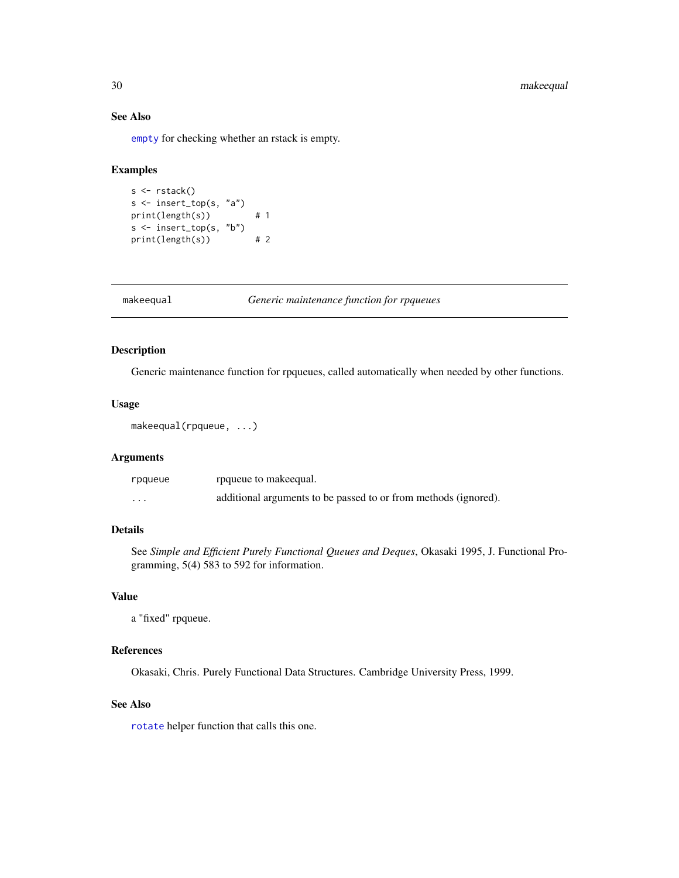### See Also

`empty` for checking whether an rstack is empty.

### Examples

```
s <- rstack()
s <- insert_top(s, "a")
print(length(s))        # 1
s <- insert_top(s, "b")
print(length(s))        # 2
```

---

## makeequal — *Generic maintenance function for rpqueues*

### Description

Generic maintenance function for rpqueues, called automatically when needed by other functions.

### Usage

```
makeequal(rpqueue, ...)
```

### Arguments

| | |
|---|---|
| `rpqueue` | rpqueue to makeequal. |
| `...` | additional arguments to be passed to or from methods (ignored). |

### Details

See *Simple and Efficient Purely Functional Queues and Deques*, Okasaki 1995, J. Functional Programming, 5(4) 583 to 592 for information.

### Value

a "fixed" rpqueue.

### References

Okasaki, Chris. Purely Functional Data Structures. Cambridge University Press, 1999.

### See Also

`rotate` helper function that calls this one.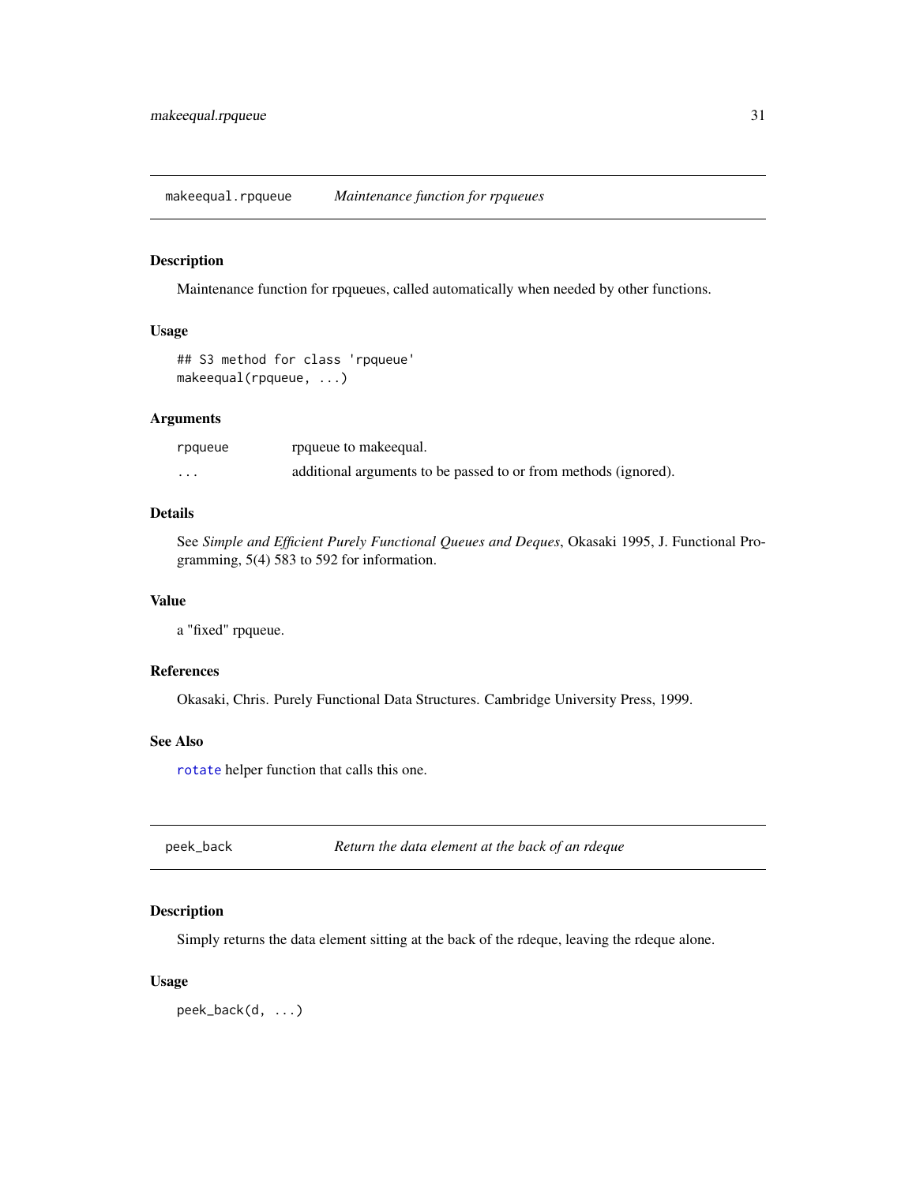## makeequal.rpqueue — *Maintenance function for rpqueues*

### Description

Maintenance function for rpqueues, called automatically when needed by other functions.

### Usage

```
## S3 method for class 'rpqueue'
makeequal(rpqueue, ...)
```

### Arguments

| | |
|---|---|
| `rpqueue` | rpqueue to makeequal. |
| `...` | additional arguments to be passed to or from methods (ignored). |

### Details

See *Simple and Efficient Purely Functional Queues and Deques*, Okasaki 1995, J. Functional Programming, 5(4) 583 to 592 for information.

### Value

a "fixed" rpqueue.

### References

Okasaki, Chris. Purely Functional Data Structures. Cambridge University Press, 1999.

### See Also

`rotate` helper function that calls this one.

## peek_back — *Return the data element at the back of an rdeque*

### Description

Simply returns the data element sitting at the back of the rdeque, leaving the rdeque alone.

### Usage

```
peek_back(d, ...)
```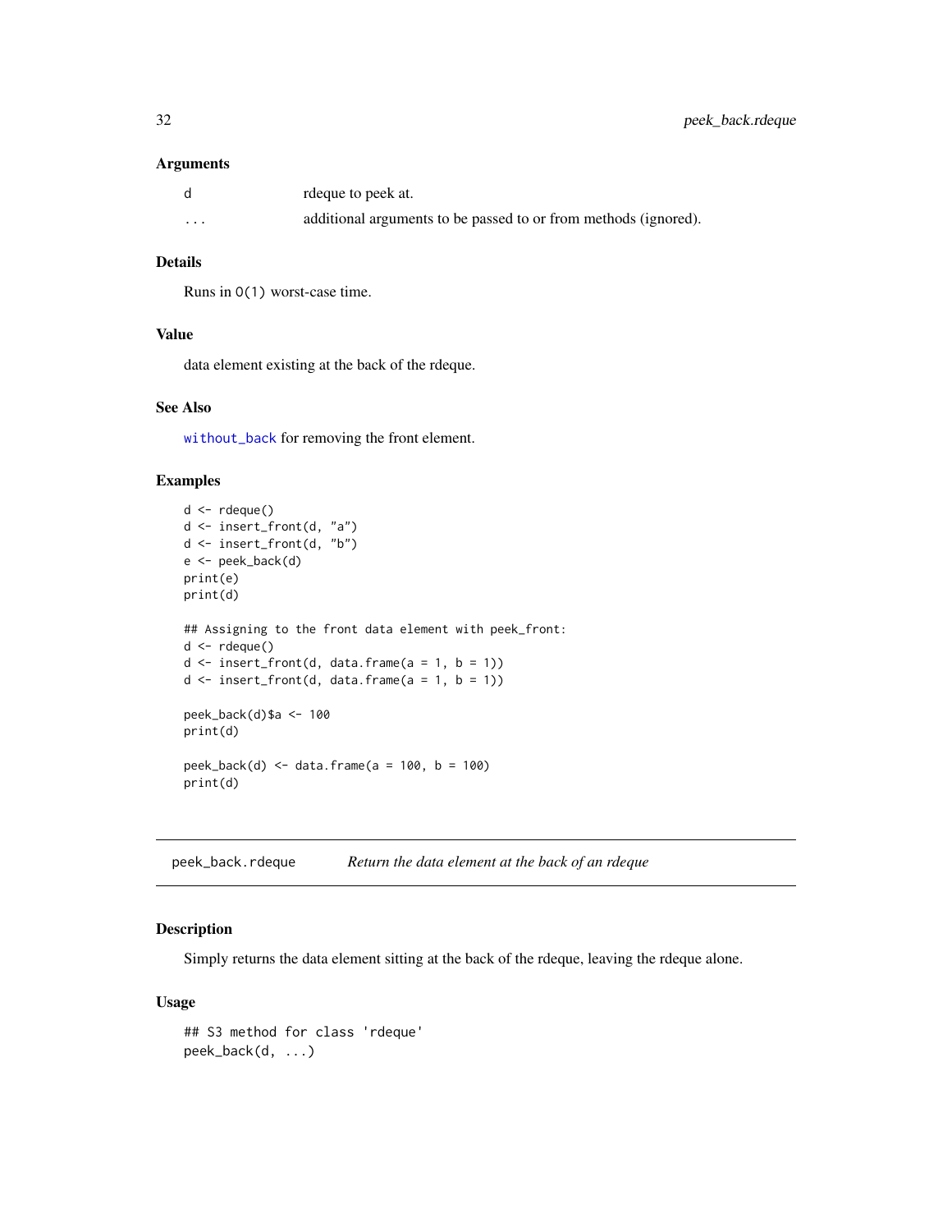### Arguments

| | |
|---|---|
| d | rdeque to peek at. |
| ... | additional arguments to be passed to or from methods (ignored). |

### Details

Runs in O(1) worst-case time.

### Value

data element existing at the back of the rdeque.

### See Also

without_back for removing the front element.

### Examples

```
d <- rdeque()
d <- insert_front(d, "a")
d <- insert_front(d, "b")
e <- peek_back(d)
print(e)
print(d)

## Assigning to the front data element with peek_front:
d <- rdeque()
d <- insert_front(d, data.frame(a = 1, b = 1))
d <- insert_front(d, data.frame(a = 1, b = 1))

peek_back(d)$a <- 100
print(d)

peek_back(d) <- data.frame(a = 100, b = 100)
print(d)
```

---

## peek_back.rdeque    *Return the data element at the back of an rdeque*

### Description

Simply returns the data element sitting at the back of the rdeque, leaving the rdeque alone.

### Usage

```
## S3 method for class 'rdeque'
peek_back(d, ...)
```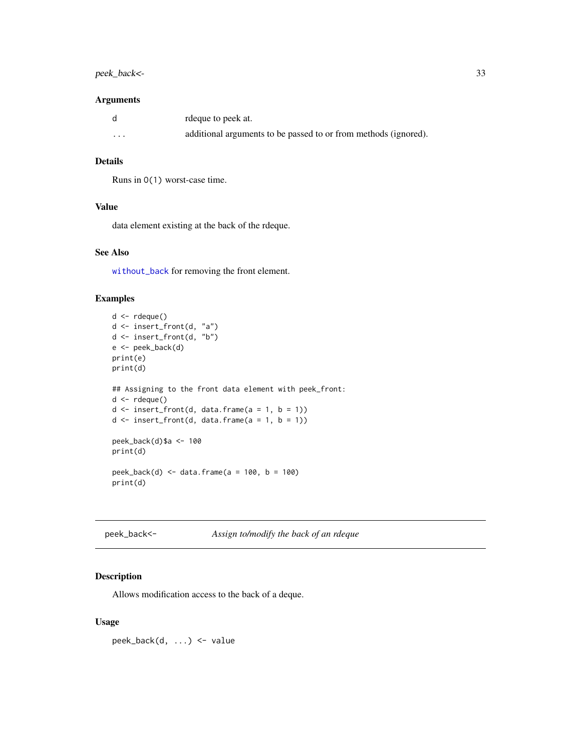### Arguments

| | |
|---|---|
| d | rdeque to peek at. |
| ... | additional arguments to be passed to or from methods (ignored). |

### Details

Runs in `O(1)` worst-case time.

### Value

data element existing at the back of the rdeque.

### See Also

`without_back` for removing the front element.

### Examples

```
d <- rdeque()
d <- insert_front(d, "a")
d <- insert_front(d, "b")
e <- peek_back(d)
print(e)
print(d)

## Assigning to the front data element with peek_front:
d <- rdeque()
d <- insert_front(d, data.frame(a = 1, b = 1))
d <- insert_front(d, data.frame(a = 1, b = 1))

peek_back(d)$a <- 100
print(d)

peek_back(d) <- data.frame(a = 100, b = 100)
print(d)
```

---

## peek_back<- &emsp; *Assign to/modify the back of an rdeque*

---

### Description

Allows modification access to the back of a deque.

### Usage

```
peek_back(d, ...) <- value
```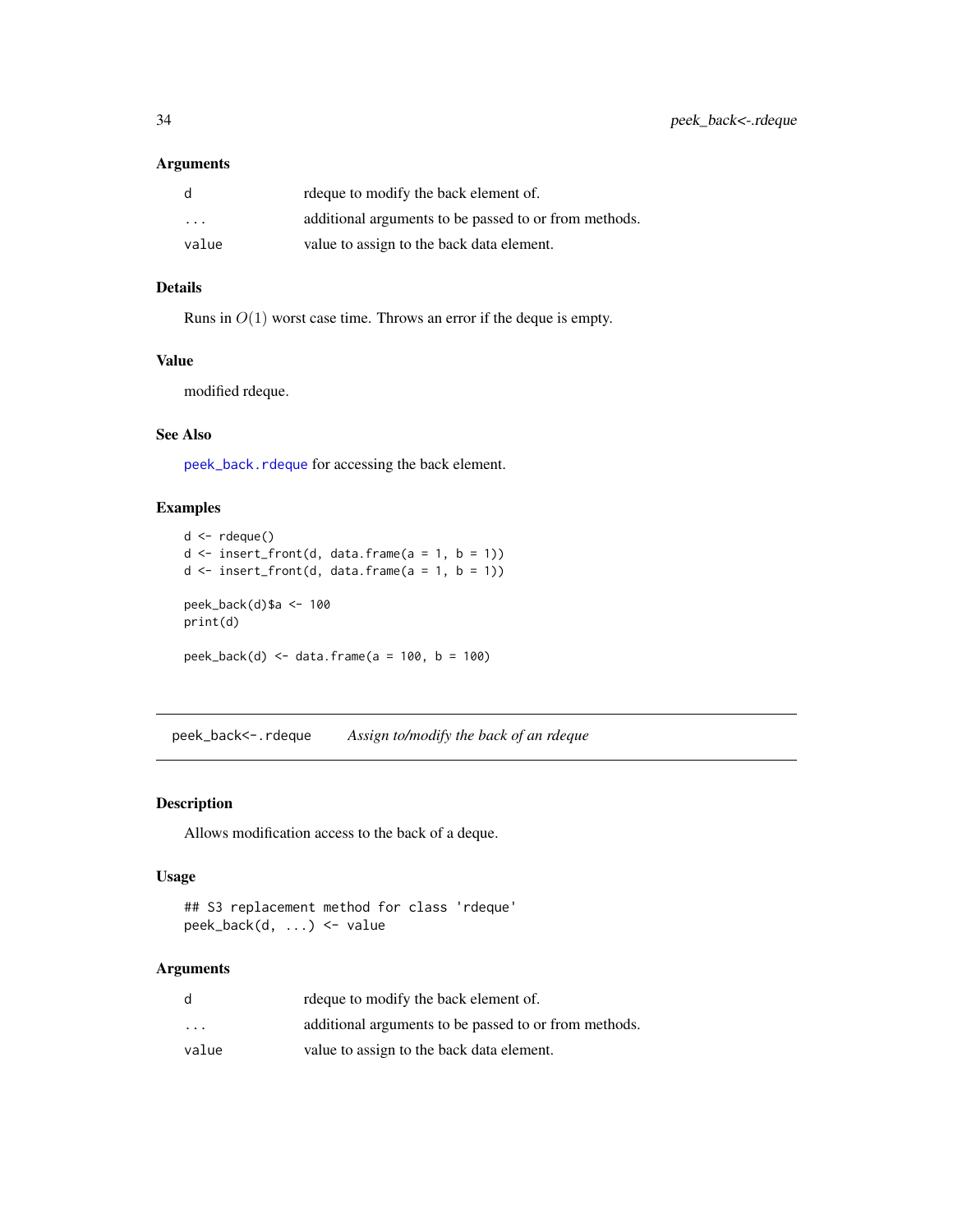### Arguments

| | |
|---|---|
| d | rdeque to modify the back element of. |
| ... | additional arguments to be passed to or from methods. |
| value | value to assign to the back data element. |

### Details

Runs in $O(1)$ worst case time. Throws an error if the deque is empty.

### Value

modified rdeque.

### See Also

peek_back.rdeque for accessing the back element.

### Examples

```
d <- rdeque()
d <- insert_front(d, data.frame(a = 1, b = 1))
d <- insert_front(d, data.frame(a = 1, b = 1))

peek_back(d)$a <- 100
print(d)

peek_back(d) <- data.frame(a = 100, b = 100)
```

---

## peek_back<-.rdeque *Assign to/modify the back of an rdeque*

### Description

Allows modification access to the back of a deque.

### Usage

```
## S3 replacement method for class 'rdeque'
peek_back(d, ...) <- value
```

### Arguments

| | |
|---|---|
| d | rdeque to modify the back element of. |
| ... | additional arguments to be passed to or from methods. |
| value | value to assign to the back data element. |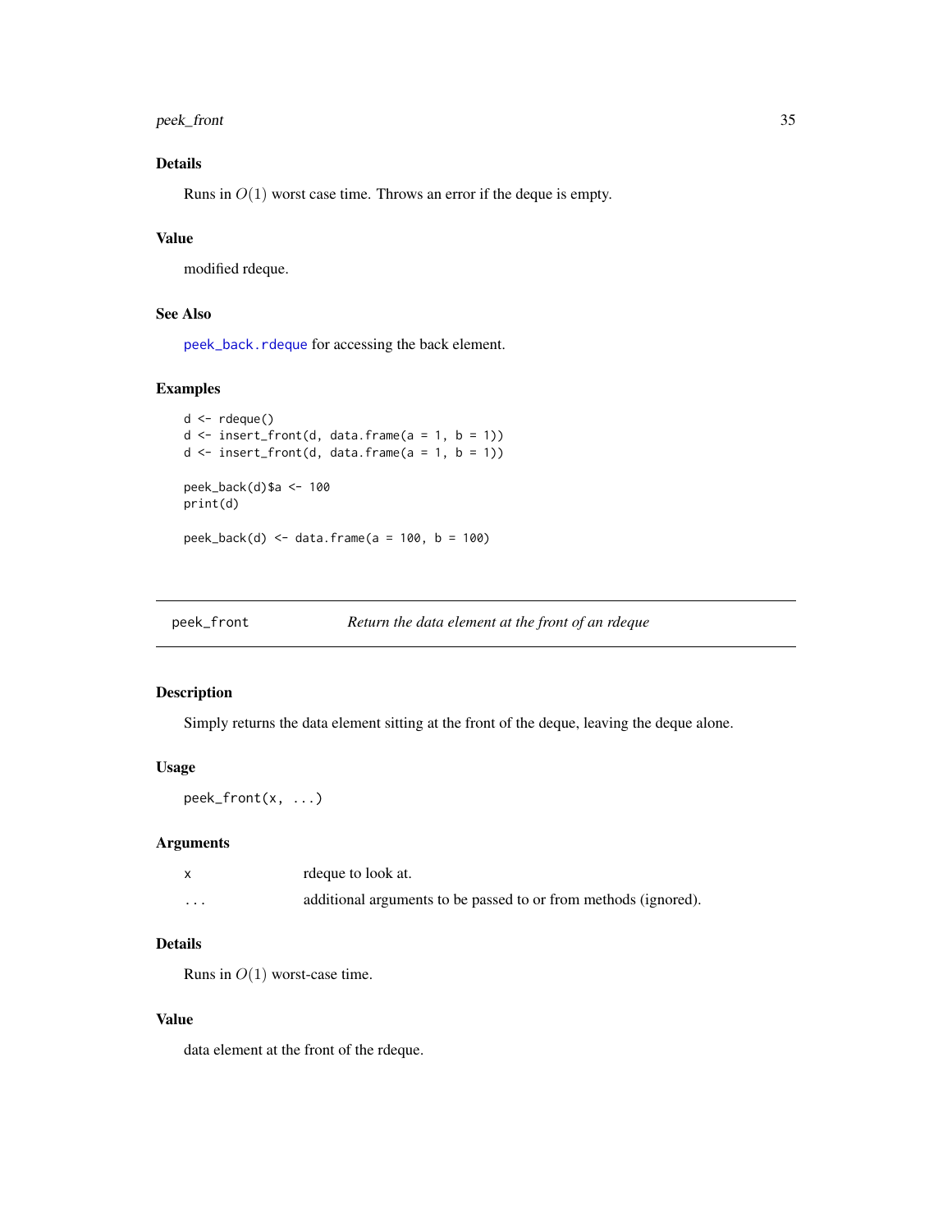### Details

Runs in $O(1)$ worst case time. Throws an error if the deque is empty.

### Value

modified rdeque.

### See Also

peek_back.rdeque for accessing the back element.

### Examples

```
d <- rdeque()
d <- insert_front(d, data.frame(a = 1, b = 1))
d <- insert_front(d, data.frame(a = 1, b = 1))

peek_back(d)$a <- 100
print(d)

peek_back(d) <- data.frame(a = 100, b = 100)
```

---

## peek_front — *Return the data element at the front of an rdeque*

### Description

Simply returns the data element sitting at the front of the deque, leaving the deque alone.

### Usage

```
peek_front(x, ...)
```

### Arguments

| | |
|---|---|
| x | rdeque to look at. |
| ... | additional arguments to be passed to or from methods (ignored). |

### Details

Runs in $O(1)$ worst-case time.

### Value

data element at the front of the rdeque.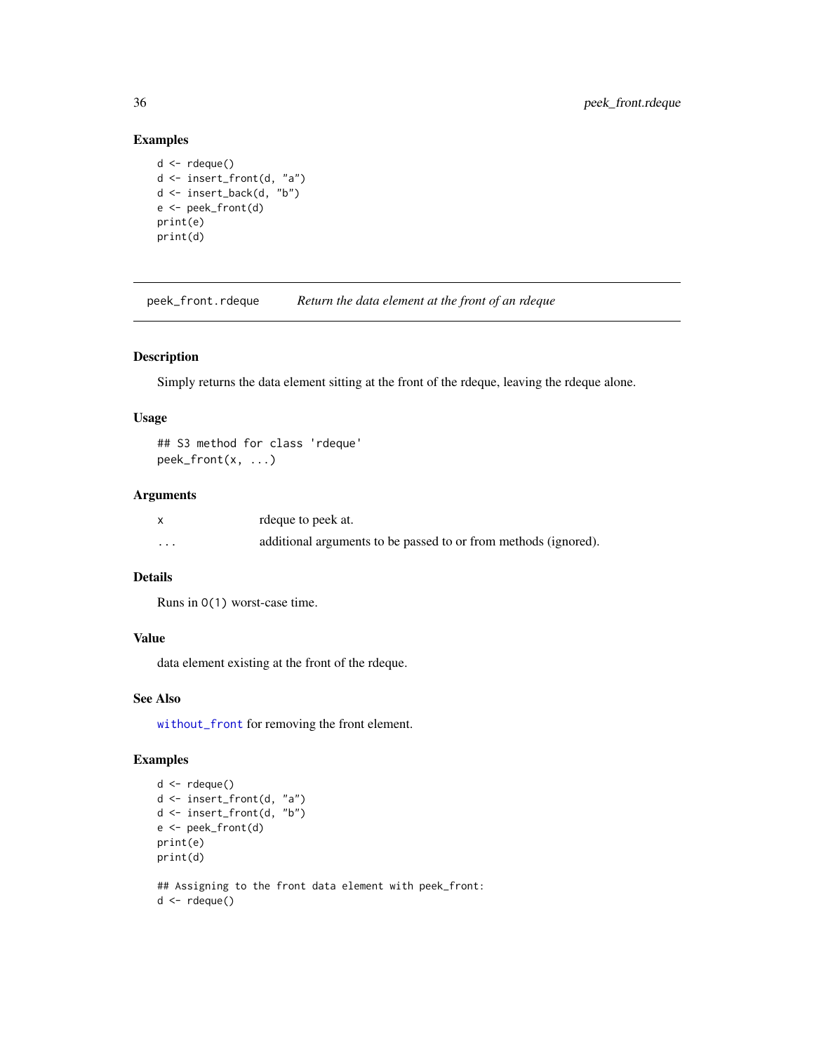### Examples

```
d <- rdeque()
d <- insert_front(d, "a")
d <- insert_back(d, "b")
e <- peek_front(d)
print(e)
print(d)
```

---

## peek_front.rdeque — *Return the data element at the front of an rdeque*

### Description

Simply returns the data element sitting at the front of the rdeque, leaving the rdeque alone.

### Usage

```
## S3 method for class 'rdeque'
peek_front(x, ...)
```

### Arguments

| | |
|---|---|
| x | rdeque to peek at. |
| ... | additional arguments to be passed to or from methods (ignored). |

### Details

Runs in `O(1)` worst-case time.

### Value

data element existing at the front of the rdeque.

### See Also

`without_front` for removing the front element.

### Examples

```
d <- rdeque()
d <- insert_front(d, "a")
d <- insert_front(d, "b")
e <- peek_front(d)
print(e)
print(d)

## Assigning to the front data element with peek_front:
d <- rdeque()
```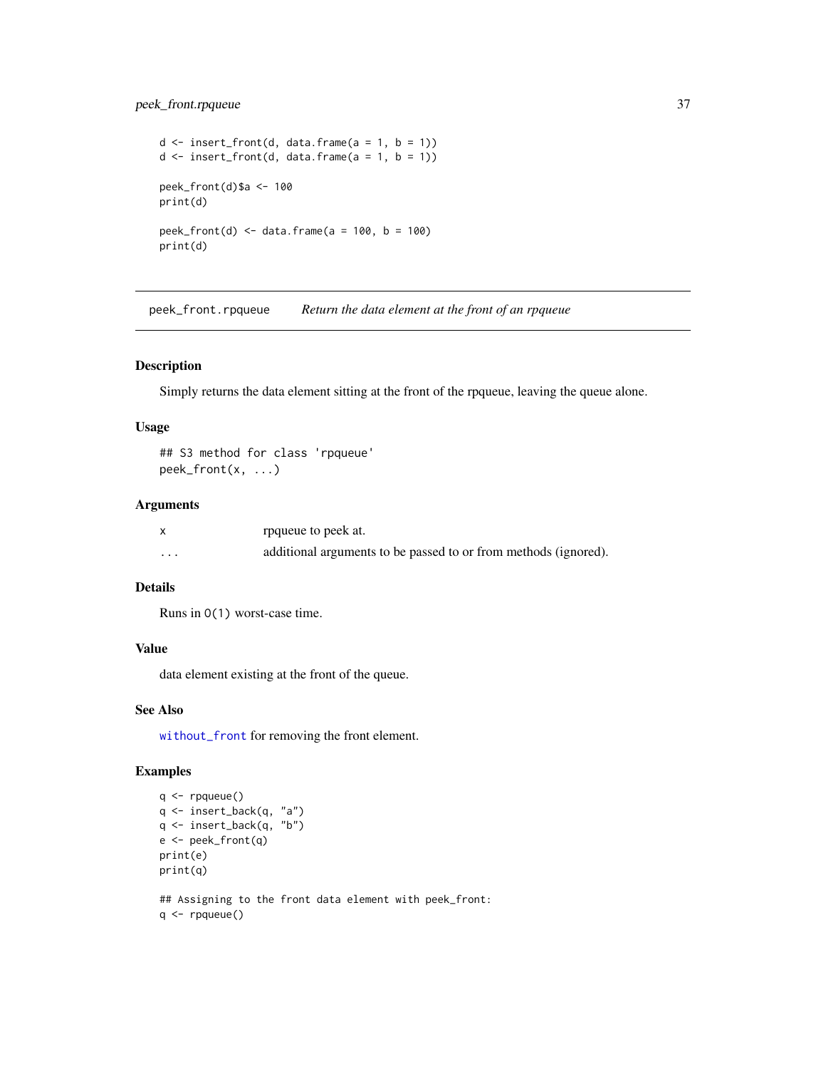```
d <- insert_front(d, data.frame(a = 1, b = 1))
d <- insert_front(d, data.frame(a = 1, b = 1))

peek_front(d)$a <- 100
print(d)

peek_front(d) <- data.frame(a = 100, b = 100)
print(d)
```

---

## peek_front.rpqueue — *Return the data element at the front of an rpqueue*

### Description

Simply returns the data element sitting at the front of the rpqueue, leaving the queue alone.

### Usage

```
## S3 method for class 'rpqueue'
peek_front(x, ...)
```

### Arguments

| | |
|---|---|
| x | rpqueue to peek at. |
| ... | additional arguments to be passed to or from methods (ignored). |

### Details

Runs in `O(1)` worst-case time.

### Value

data element existing at the front of the queue.

### See Also

`without_front` for removing the front element.

### Examples

```
q <- rpqueue()
q <- insert_back(q, "a")
q <- insert_back(q, "b")
e <- peek_front(q)
print(e)
print(q)

## Assigning to the front data element with peek_front:
q <- rpqueue()
```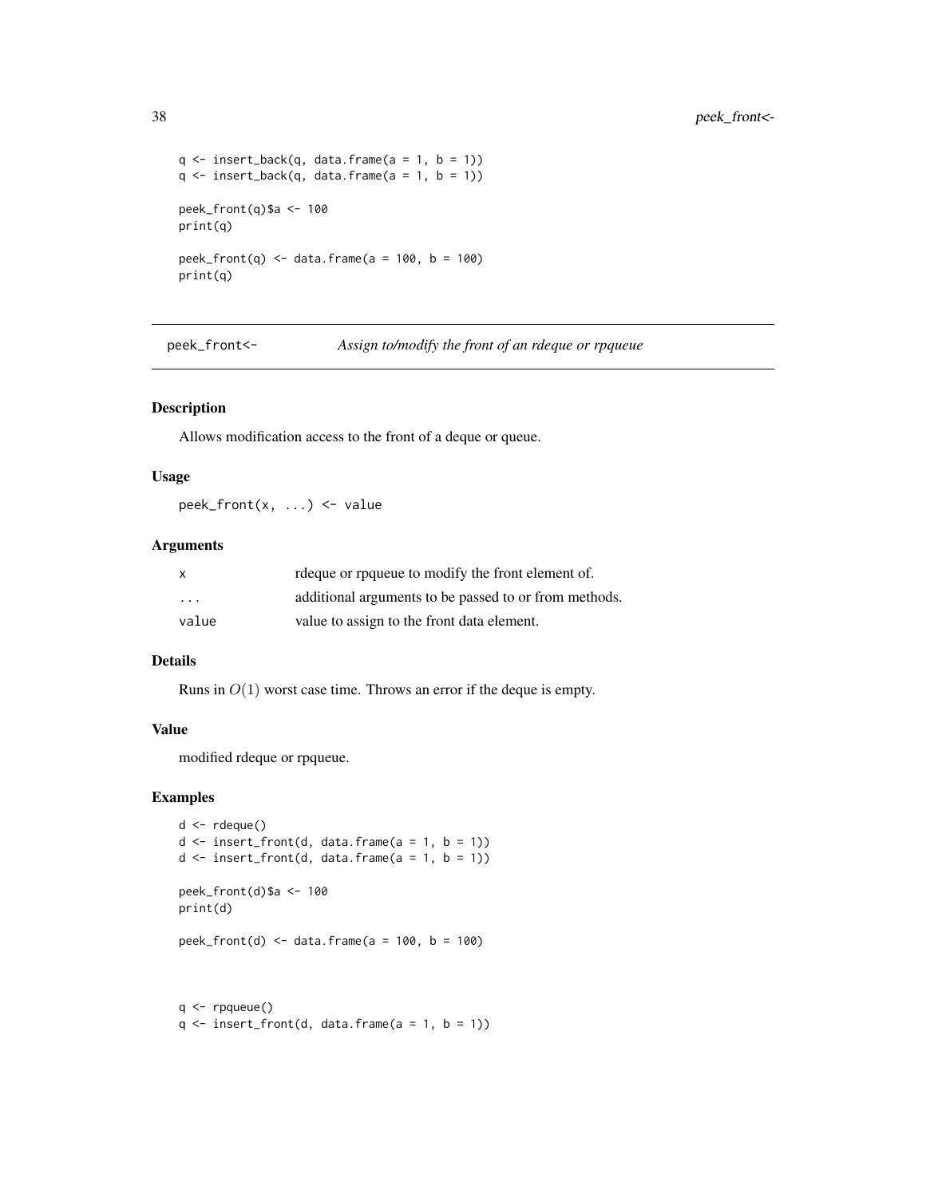```
q <- insert_back(q, data.frame(a = 1, b = 1))
q <- insert_back(q, data.frame(a = 1, b = 1))

peek_front(q)$a <- 100
print(q)

peek_front(q) <- data.frame(a = 100, b = 100)
print(q)
```

## peek_front<-    *Assign to/modify the front of an rdeque or rpqueue*

### Description

Allows modification access to the front of a deque or queue.

### Usage

```
peek_front(x, ...) <- value
```

### Arguments

| | |
|---|---|
| x | rdeque or rpqueue to modify the front element of. |
| ... | additional arguments to be passed to or from methods. |
| value | value to assign to the front data element. |

### Details

Runs in $O(1)$ worst case time. Throws an error if the deque is empty.

### Value

modified rdeque or rpqueue.

### Examples

```
d <- rdeque()
d <- insert_front(d, data.frame(a = 1, b = 1))
d <- insert_front(d, data.frame(a = 1, b = 1))

peek_front(d)$a <- 100
print(d)

peek_front(d) <- data.frame(a = 100, b = 100)



q <- rpqueue()
q <- insert_front(d, data.frame(a = 1, b = 1))
```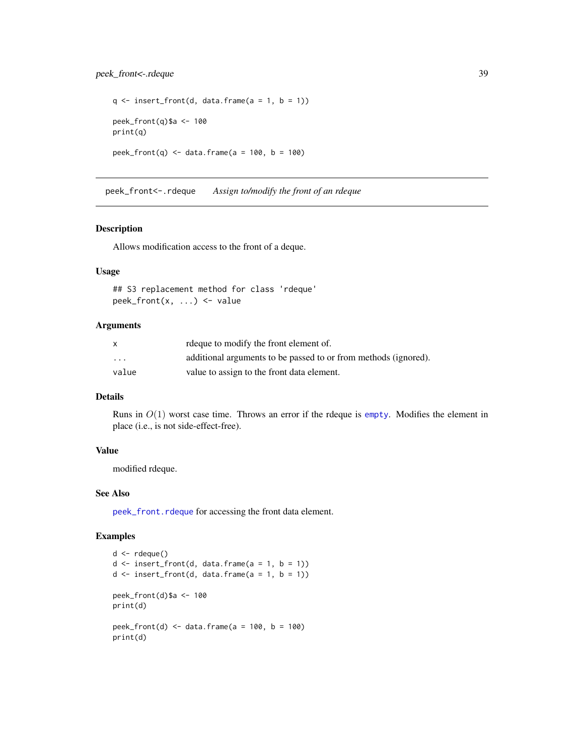```
q <- insert_front(d, data.frame(a = 1, b = 1))

peek_front(q)$a <- 100
print(q)

peek_front(q) <- data.frame(a = 100, b = 100)
```

## peek_front<-.rdeque    *Assign to/modify the front of an rdeque*

### Description

Allows modification access to the front of a deque.

### Usage

```
## S3 replacement method for class 'rdeque'
peek_front(x, ...) <- value
```

### Arguments

| | |
|---|---|
| `x` | rdeque to modify the front element of. |
| `...` | additional arguments to be passed to or from methods (ignored). |
| `value` | value to assign to the front data element. |

### Details

Runs in $O(1)$ worst case time. Throws an error if the rdeque is `empty`. Modifies the element in place (i.e., is not side-effect-free).

### Value

modified rdeque.

### See Also

`peek_front.rdeque` for accessing the front data element.

### Examples

```
d <- rdeque()
d <- insert_front(d, data.frame(a = 1, b = 1))
d <- insert_front(d, data.frame(a = 1, b = 1))

peek_front(d)$a <- 100
print(d)

peek_front(d) <- data.frame(a = 100, b = 100)
print(d)
```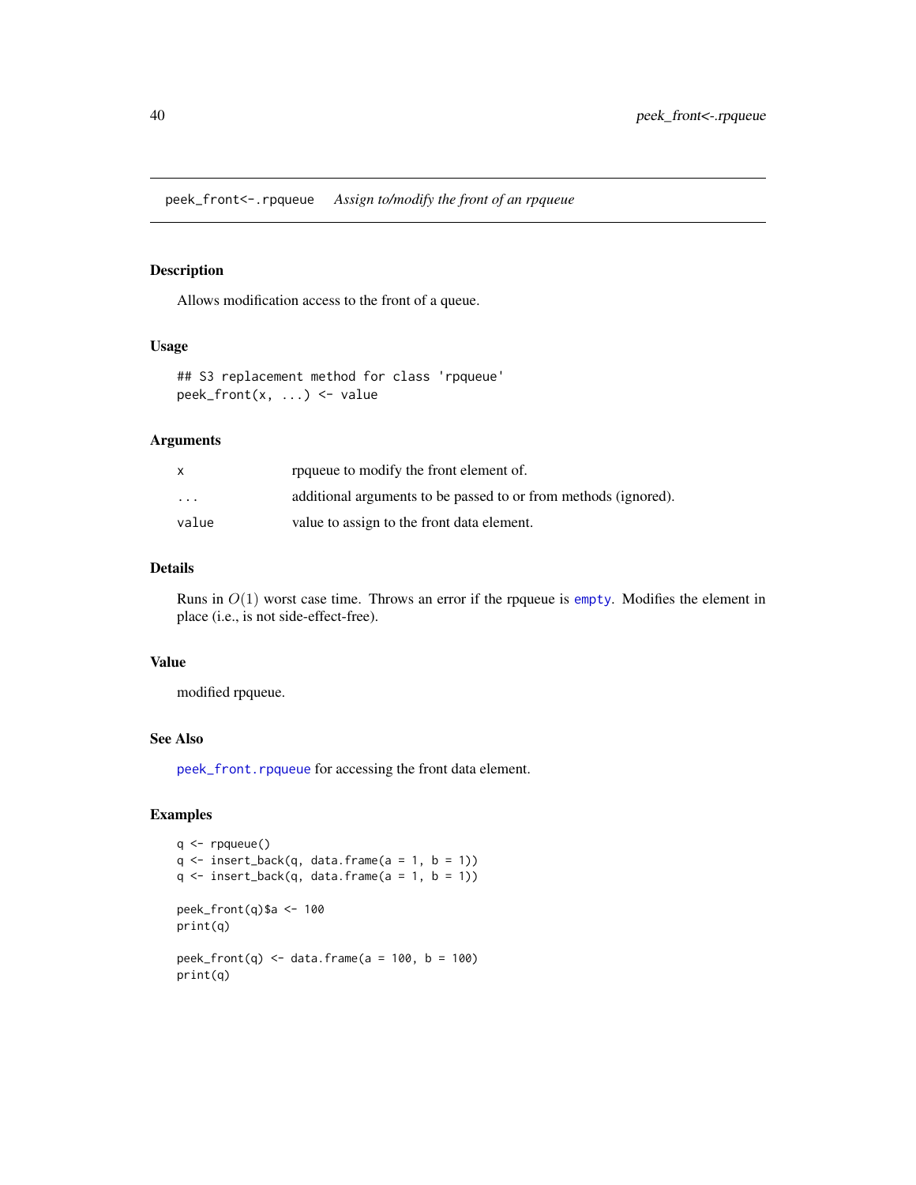## peek_front<-.rpqueue *Assign to/modify the front of an rpqueue*

### Description

Allows modification access to the front of a queue.

### Usage

```
## S3 replacement method for class 'rpqueue'
peek_front(x, ...) <- value
```

### Arguments

| | |
|---|---|
| x | rpqueue to modify the front element of. |
| ... | additional arguments to be passed to or from methods (ignored). |
| value | value to assign to the front data element. |

### Details

Runs in $O(1)$ worst case time. Throws an error if the rpqueue is empty. Modifies the element in place (i.e., is not side-effect-free).

### Value

modified rpqueue.

### See Also

peek_front.rpqueue for accessing the front data element.

### Examples

```
q <- rpqueue()
q <- insert_back(q, data.frame(a = 1, b = 1))
q <- insert_back(q, data.frame(a = 1, b = 1))

peek_front(q)$a <- 100
print(q)

peek_front(q) <- data.frame(a = 100, b = 100)
print(q)
```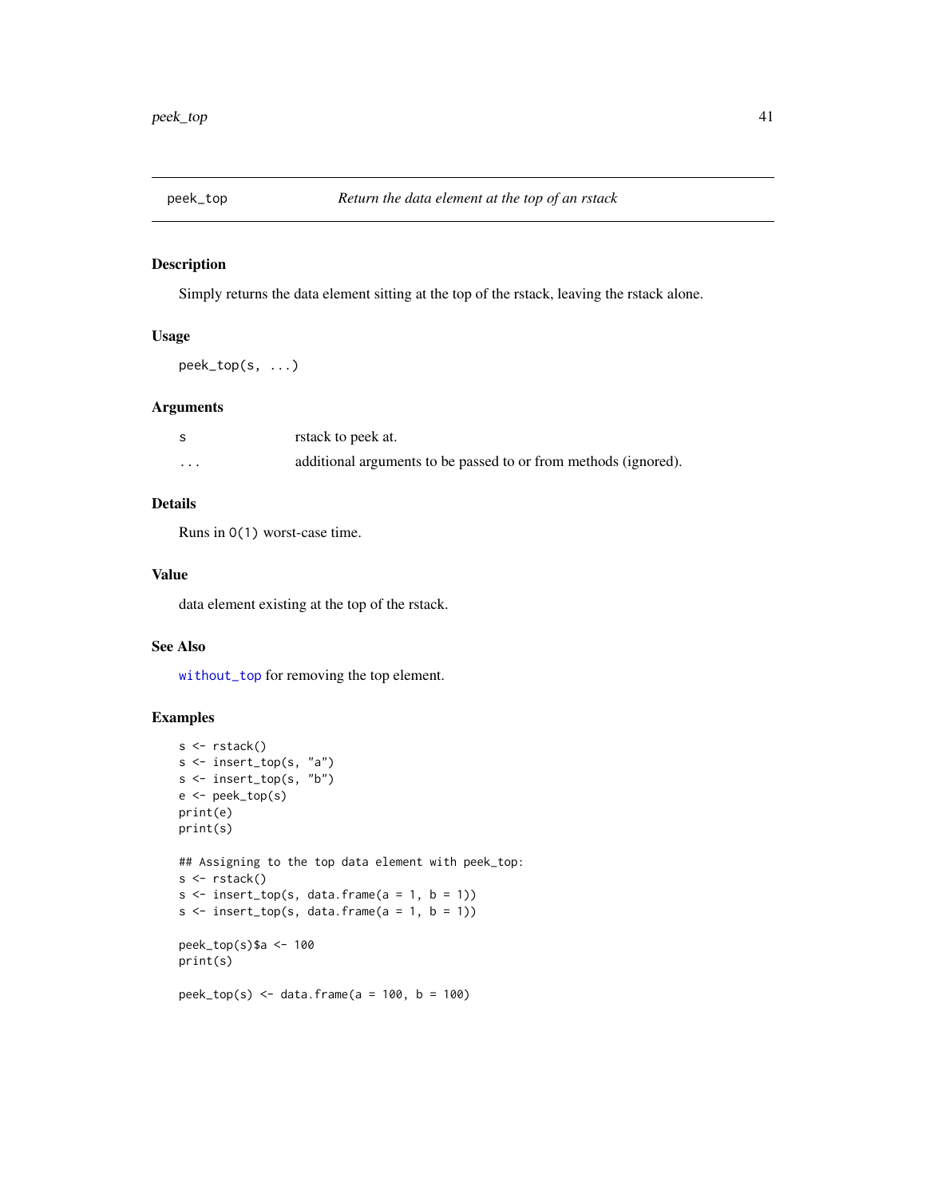## peek_top — *Return the data element at the top of an rstack*

### Description

Simply returns the data element sitting at the top of the rstack, leaving the rstack alone.

### Usage

```
peek_top(s, ...)
```

### Arguments

| | |
|---|---|
| s | rstack to peek at. |
| ... | additional arguments to be passed to or from methods (ignored). |

### Details

Runs in `O(1)` worst-case time.

### Value

data element existing at the top of the rstack.

### See Also

`without_top` for removing the top element.

### Examples

```
s <- rstack()
s <- insert_top(s, "a")
s <- insert_top(s, "b")
e <- peek_top(s)
print(e)
print(s)

## Assigning to the top data element with peek_top:
s <- rstack()
s <- insert_top(s, data.frame(a = 1, b = 1))
s <- insert_top(s, data.frame(a = 1, b = 1))

peek_top(s)$a <- 100
print(s)

peek_top(s) <- data.frame(a = 100, b = 100)
```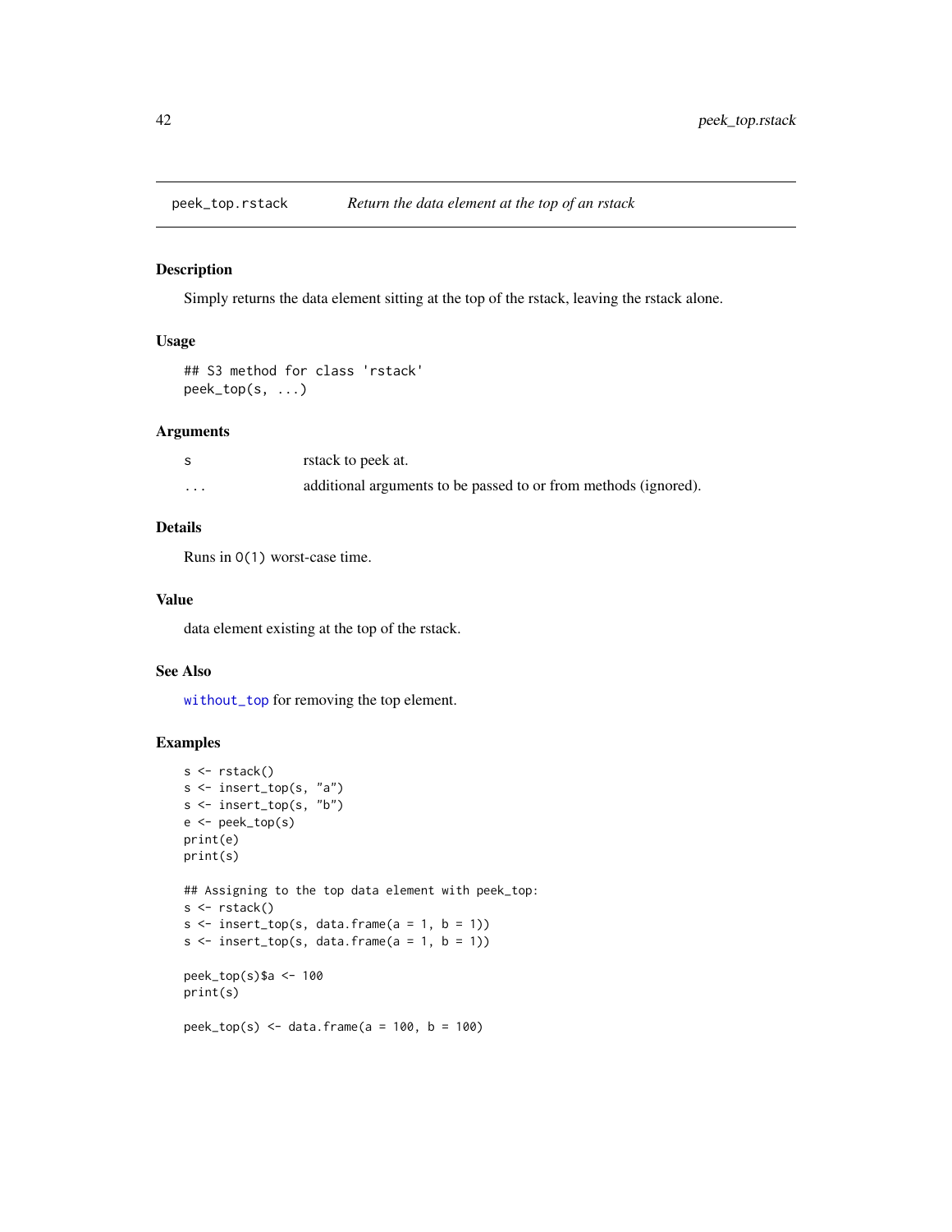## peek_top.rstack *Return the data element at the top of an rstack*

### Description

Simply returns the data element sitting at the top of the rstack, leaving the rstack alone.

### Usage

```
## S3 method for class 'rstack'
peek_top(s, ...)
```

### Arguments

| | |
|---|---|
| s | rstack to peek at. |
| ... | additional arguments to be passed to or from methods (ignored). |

### Details

Runs in `O(1)` worst-case time.

### Value

data element existing at the top of the rstack.

### See Also

`without_top` for removing the top element.

### Examples

```
s <- rstack()
s <- insert_top(s, "a")
s <- insert_top(s, "b")
e <- peek_top(s)
print(e)
print(s)

## Assigning to the top data element with peek_top:
s <- rstack()
s <- insert_top(s, data.frame(a = 1, b = 1))
s <- insert_top(s, data.frame(a = 1, b = 1))

peek_top(s)$a <- 100
print(s)

peek_top(s) <- data.frame(a = 100, b = 100)
```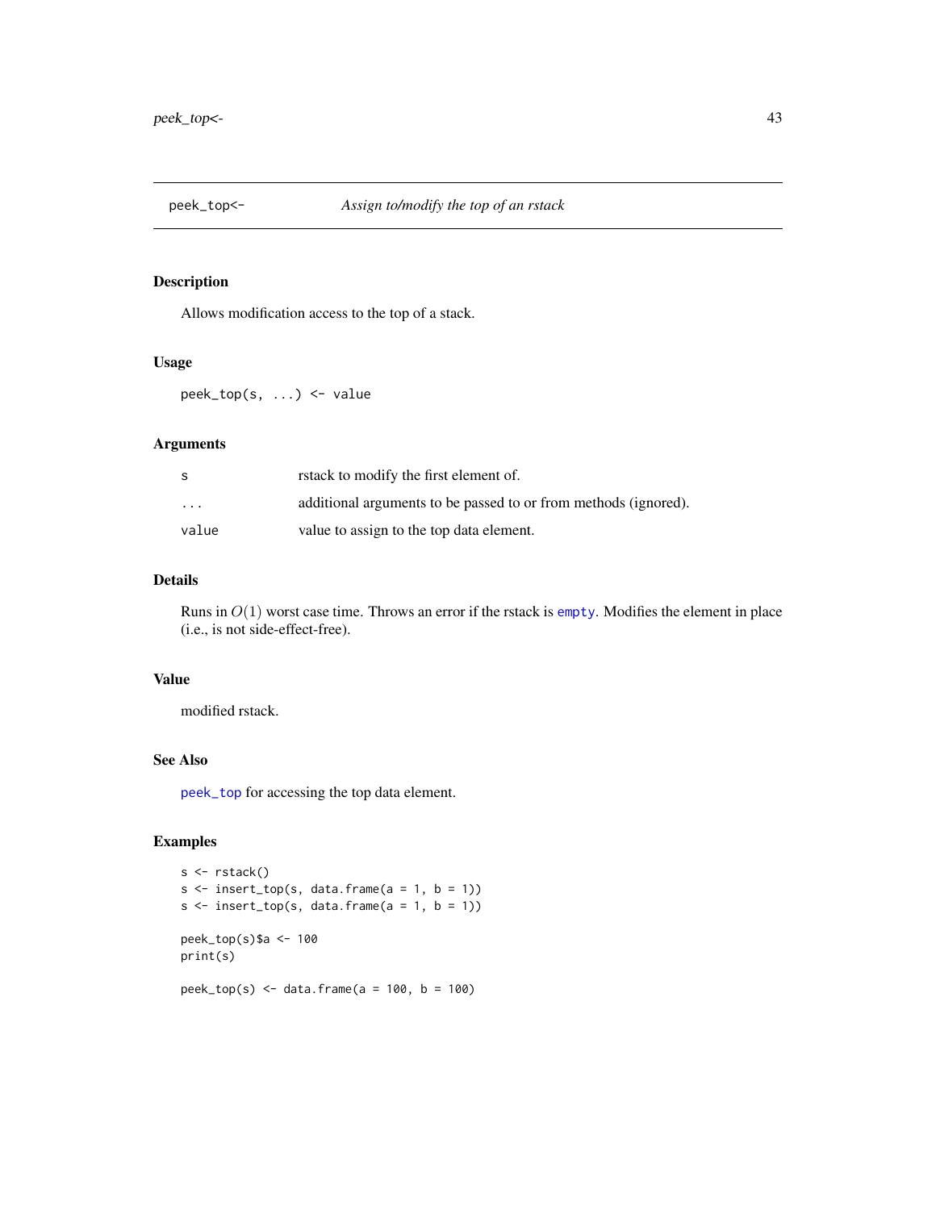# peek_top<- — *Assign to/modify the top of an rstack*

## Description

Allows modification access to the top of a stack.

## Usage

```
peek_top(s, ...) <- value
```

## Arguments

| | |
|---|---|
| `s` | rstack to modify the first element of. |
| `...` | additional arguments to be passed to or from methods (ignored). |
| `value` | value to assign to the top data element. |

## Details

Runs in $O(1)$ worst case time. Throws an error if the rstack is `empty`. Modifies the element in place (i.e., is not side-effect-free).

## Value

modified rstack.

## See Also

`peek_top` for accessing the top data element.

## Examples

```
s <- rstack()
s <- insert_top(s, data.frame(a = 1, b = 1))
s <- insert_top(s, data.frame(a = 1, b = 1))

peek_top(s)$a <- 100
print(s)

peek_top(s) <- data.frame(a = 100, b = 100)
```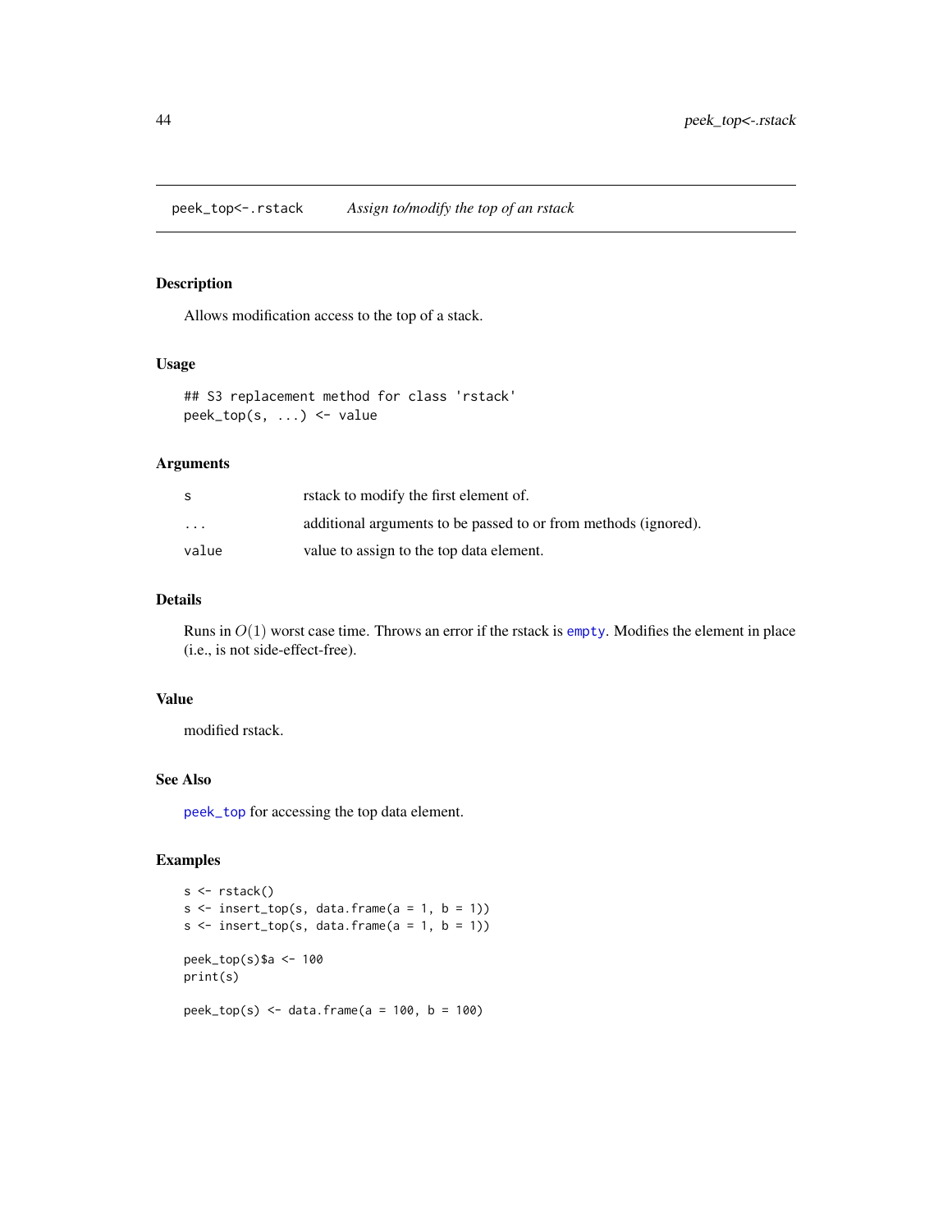# peek_top<-.rstack *Assign to/modify the top of an rstack*

## Description

Allows modification access to the top of a stack.

## Usage

```
## S3 replacement method for class 'rstack'
peek_top(s, ...) <- value
```

## Arguments

| | |
|---|---|
| s | rstack to modify the first element of. |
| ... | additional arguments to be passed to or from methods (ignored). |
| value | value to assign to the top data element. |

## Details

Runs in $O(1)$ worst case time. Throws an error if the rstack is `empty`. Modifies the element in place (i.e., is not side-effect-free).

## Value

modified rstack.

## See Also

`peek_top` for accessing the top data element.

## Examples

```
s <- rstack()
s <- insert_top(s, data.frame(a = 1, b = 1))
s <- insert_top(s, data.frame(a = 1, b = 1))

peek_top(s)$a <- 100
print(s)

peek_top(s) <- data.frame(a = 100, b = 100)
```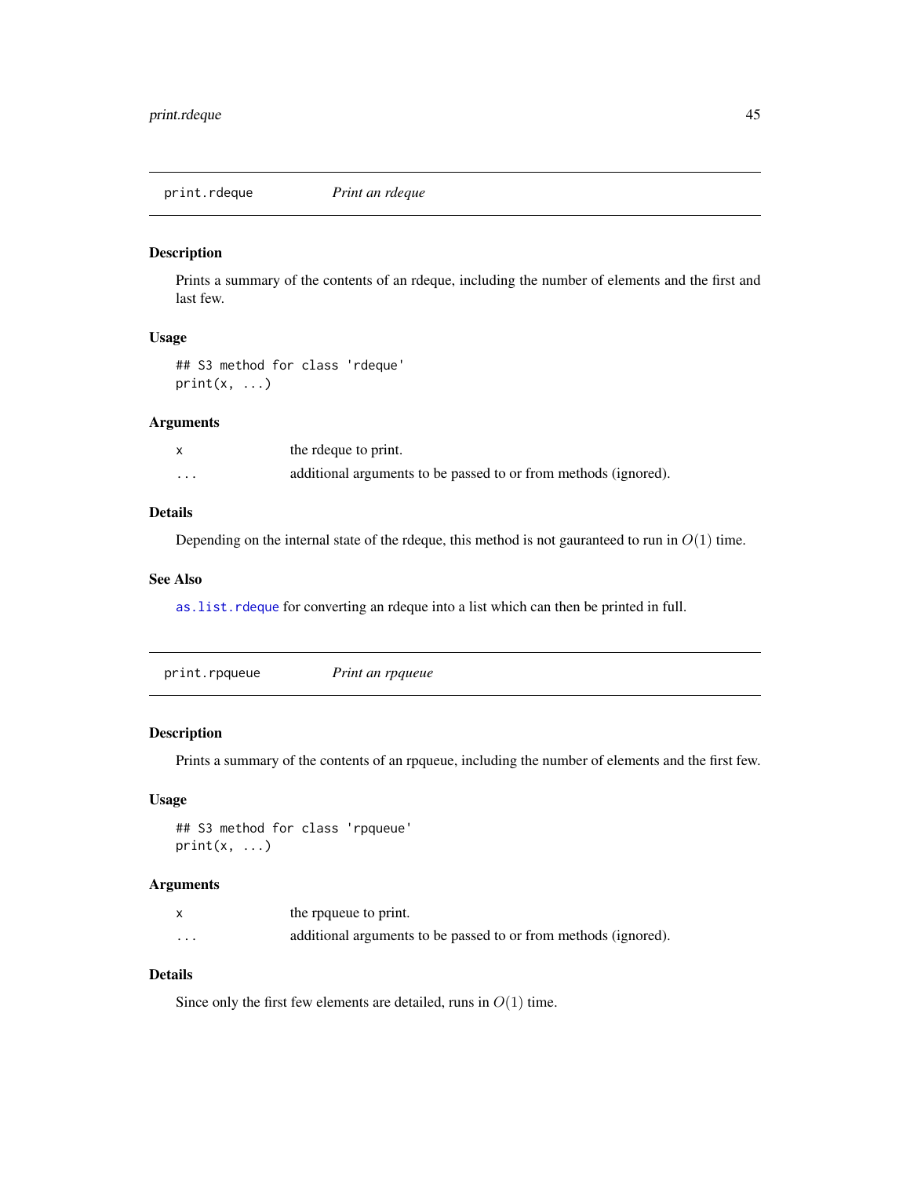## print.rdeque — *Print an rdeque*

### Description

Prints a summary of the contents of an rdeque, including the number of elements and the first and last few.

### Usage

```
## S3 method for class 'rdeque'
print(x, ...)
```

### Arguments

| | |
|---|---|
| x | the rdeque to print. |
| ... | additional arguments to be passed to or from methods (ignored). |

### Details

Depending on the internal state of the rdeque, this method is not gauranteed to run in $O(1)$ time.

### See Also

as.list.rdeque for converting an rdeque into a list which can then be printed in full.

## print.rpqueue — *Print an rpqueue*

### Description

Prints a summary of the contents of an rpqueue, including the number of elements and the first few.

### Usage

```
## S3 method for class 'rpqueue'
print(x, ...)
```

### Arguments

| | |
|---|---|
| x | the rpqueue to print. |
| ... | additional arguments to be passed to or from methods (ignored). |

### Details

Since only the first few elements are detailed, runs in $O(1)$ time.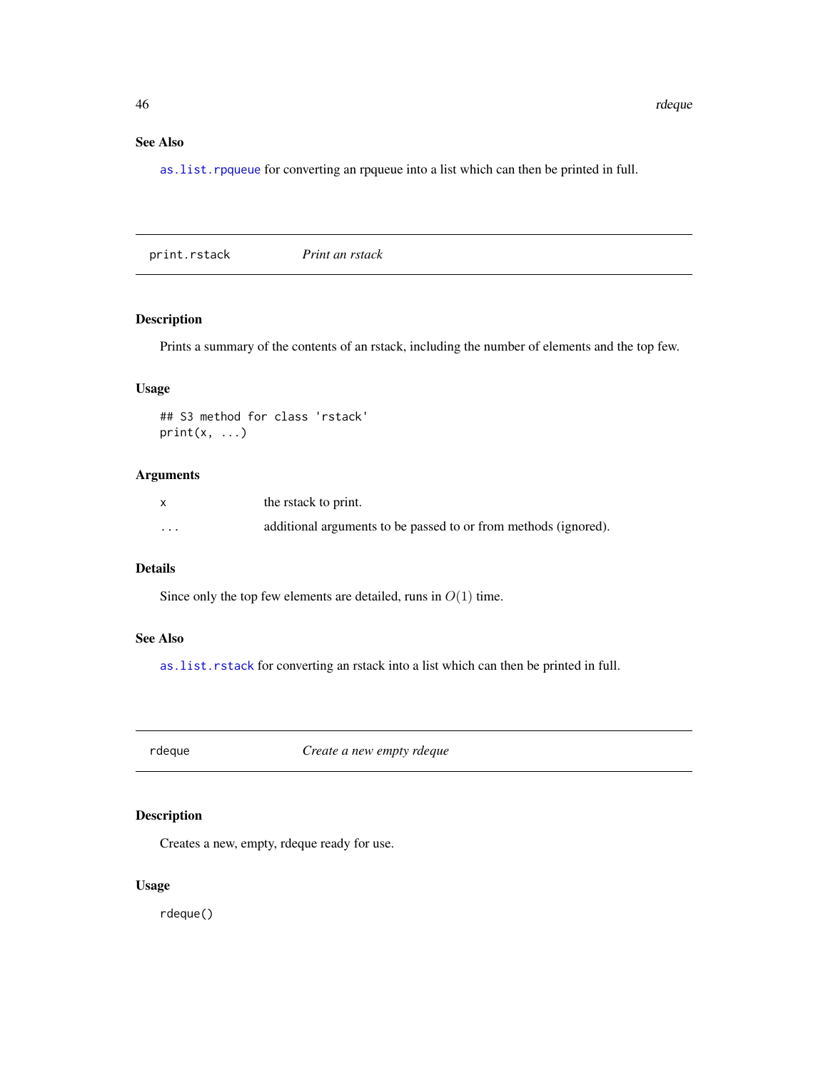### See Also

`as.list.rpqueue` for converting an rpqueue into a list which can then be printed in full.

---

## print.rstack — *Print an rstack*

---

### Description

Prints a summary of the contents of an rstack, including the number of elements and the top few.

### Usage

```
## S3 method for class 'rstack'
print(x, ...)
```

### Arguments

| | |
|---|---|
| `x` | the rstack to print. |
| `...` | additional arguments to be passed to or from methods (ignored). |

### Details

Since only the top few elements are detailed, runs in $O(1)$ time.

### See Also

`as.list.rstack` for converting an rstack into a list which can then be printed in full.

---

## rdeque — *Create a new empty rdeque*

---

### Description

Creates a new, empty, rdeque ready for use.

### Usage

```
rdeque()
```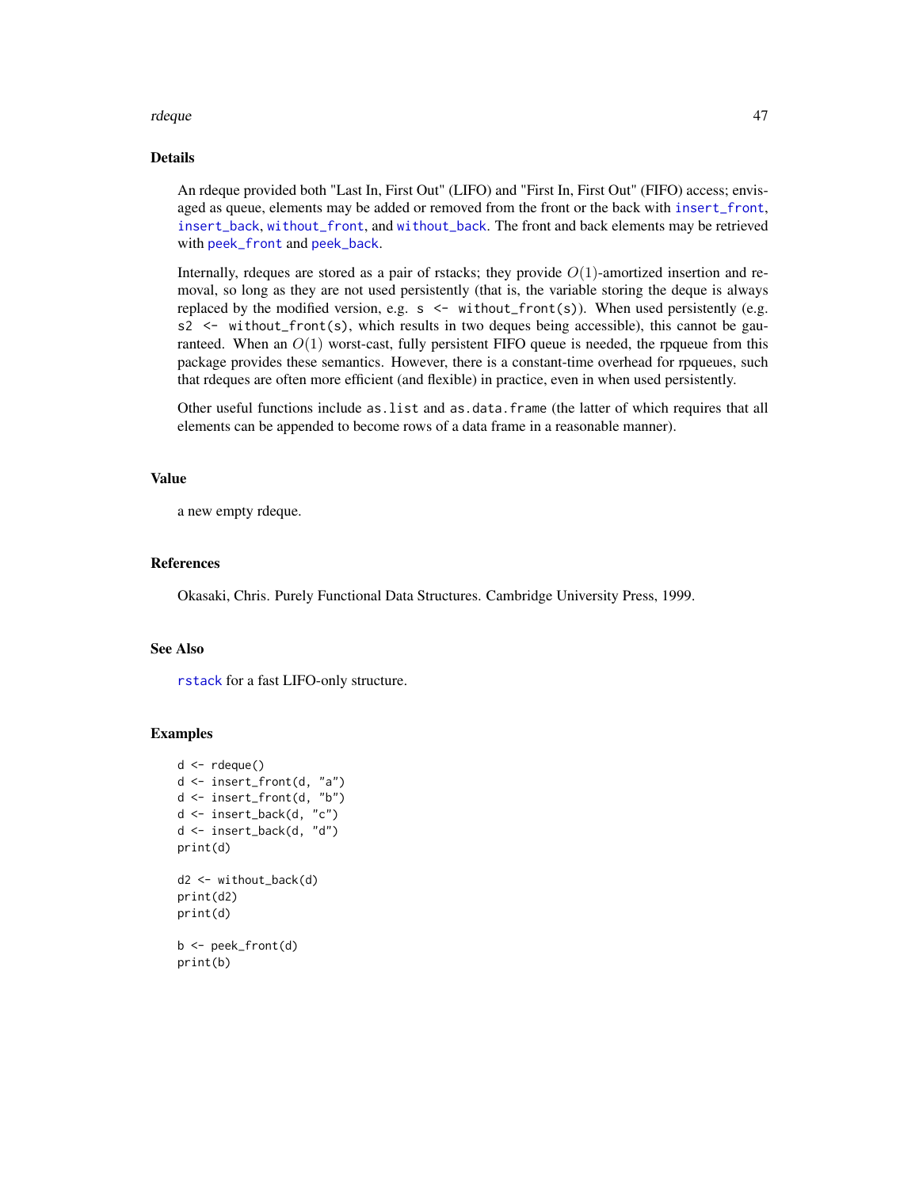### Details

An rdeque provided both "Last In, First Out" (LIFO) and "First In, First Out" (FIFO) access; envisaged as queue, elements may be added or removed from the front or the back with `insert_front`, `insert_back`, `without_front`, and `without_back`. The front and back elements may be retrieved with `peek_front` and `peek_back`.

Internally, rdeques are stored as a pair of rstacks; they provide $O(1)$-amortized insertion and removal, so long as they are not used persistently (that is, the variable storing the deque is always replaced by the modified version, e.g. `s <- without_front(s)`). When used persistently (e.g. `s2 <- without_front(s)`, which results in two deques being accessible), this cannot be guaranteed. When an $O(1)$ worst-cast, fully persistent FIFO queue is needed, the rpqueue from this package provides these semantics. However, there is a constant-time overhead for rpqueues, such that rdeques are often more efficient (and flexible) in practice, even in when used persistently.

Other useful functions include `as.list` and `as.data.frame` (the latter of which requires that all elements can be appended to become rows of a data frame in a reasonable manner).

### Value

a new empty rdeque.

### References

Okasaki, Chris. Purely Functional Data Structures. Cambridge University Press, 1999.

### See Also

`rstack` for a fast LIFO-only structure.

### Examples

```
d <- rdeque()
d <- insert_front(d, "a")
d <- insert_front(d, "b")
d <- insert_back(d, "c")
d <- insert_back(d, "d")
print(d)

d2 <- without_back(d)
print(d2)
print(d)

b <- peek_front(d)
print(b)
```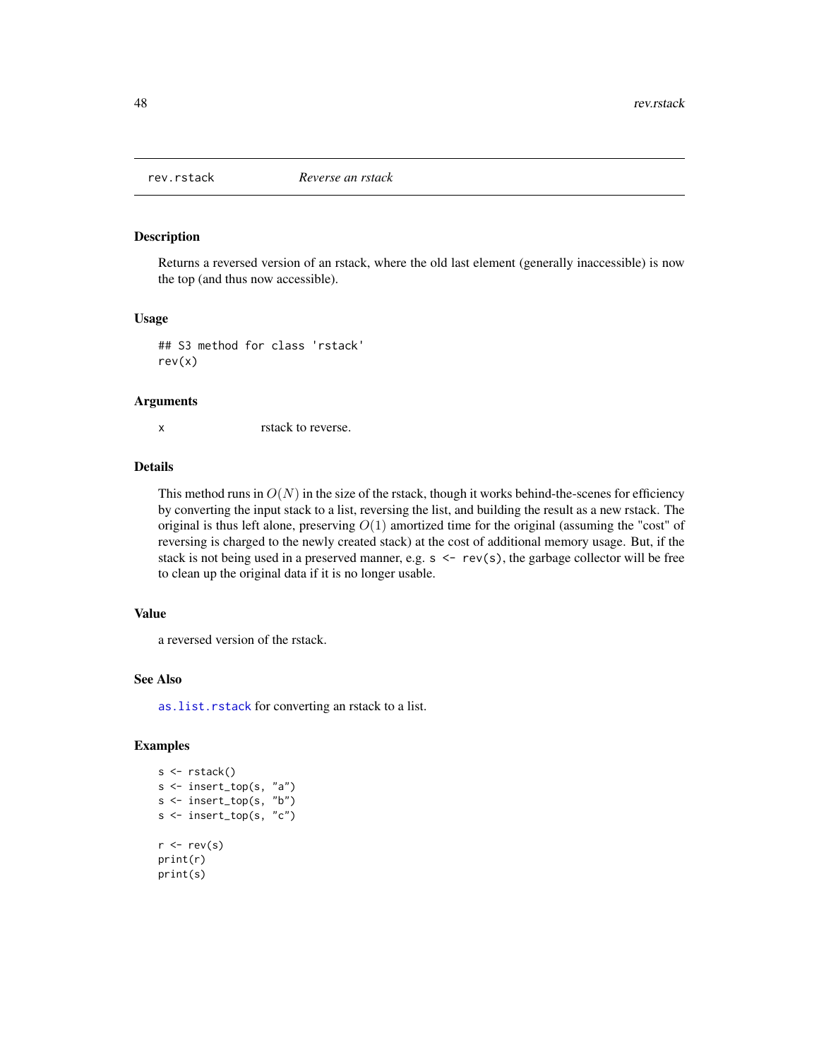## rev.rstack *Reverse an rstack*

### Description

Returns a reversed version of an rstack, where the old last element (generally inaccessible) is now the top (and thus now accessible).

### Usage

```
## S3 method for class 'rstack'
rev(x)
```

### Arguments

x rstack to reverse.

### Details

This method runs in $O(N)$ in the size of the rstack, though it works behind-the-scenes for efficiency by converting the input stack to a list, reversing the list, and building the result as a new rstack. The original is thus left alone, preserving $O(1)$ amortized time for the original (assuming the "cost" of reversing is charged to the newly created stack) at the cost of additional memory usage. But, if the stack is not being used in a preserved manner, e.g. `s <- rev(s)`, the garbage collector will be free to clean up the original data if it is no longer usable.

### Value

a reversed version of the rstack.

### See Also

`as.list.rstack` for converting an rstack to a list.

### Examples

```
s <- rstack()
s <- insert_top(s, "a")
s <- insert_top(s, "b")
s <- insert_top(s, "c")

r <- rev(s)
print(r)
print(s)
```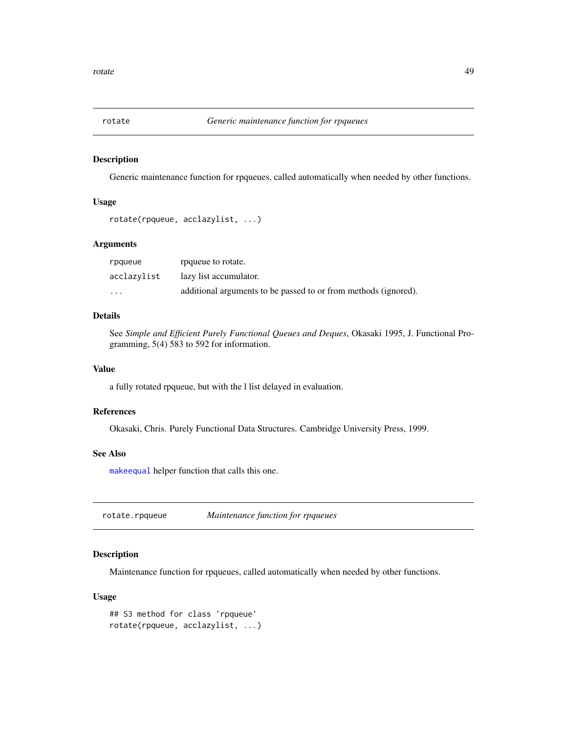## rotate — *Generic maintenance function for rpqueues*

### Description

Generic maintenance function for rpqueues, called automatically when needed by other functions.

### Usage

```
rotate(rpqueue, acclazylist, ...)
```

### Arguments

| | |
|---|---|
| rpqueue | rpqueue to rotate. |
| acclazylist | lazy list accumulator. |
| ... | additional arguments to be passed to or from methods (ignored). |

### Details

See *Simple and Efficient Purely Functional Queues and Deques*, Okasaki 1995, J. Functional Programming, 5(4) 583 to 592 for information.

### Value

a fully rotated rpqueue, but with the l list delayed in evaluation.

### References

Okasaki, Chris. Purely Functional Data Structures. Cambridge University Press, 1999.

### See Also

`makeequal` helper function that calls this one.

## rotate.rpqueue — *Maintenance function for rpqueues*

### Description

Maintenance function for rpqueues, called automatically when needed by other functions.

### Usage

```
## S3 method for class 'rpqueue'
rotate(rpqueue, acclazylist, ...)
```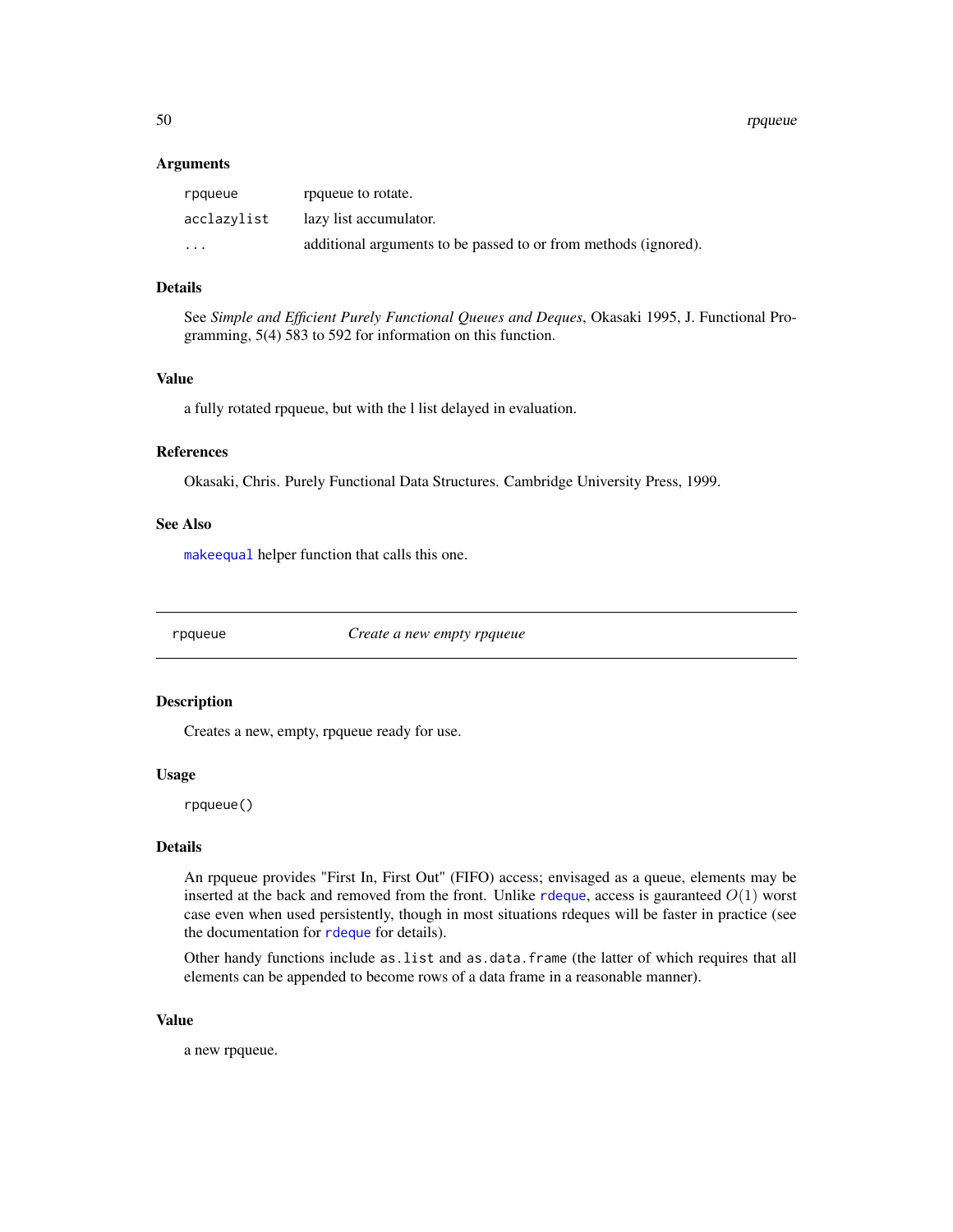### Arguments

| | |
|---|---|
| rpqueue | rpqueue to rotate. |
| acclazylist | lazy list accumulator. |
| ... | additional arguments to be passed to or from methods (ignored). |

### Details

See *Simple and Efficient Purely Functional Queues and Deques*, Okasaki 1995, J. Functional Programming, 5(4) 583 to 592 for information on this function.

### Value

a fully rotated rpqueue, but with the l list delayed in evaluation.

### References

Okasaki, Chris. Purely Functional Data Structures. Cambridge University Press, 1999.

### See Also

makeequal helper function that calls this one.

---

## rpqueue — *Create a new empty rpqueue*

---

### Description

Creates a new, empty, rpqueue ready for use.

### Usage

```
rpqueue()
```

### Details

An rpqueue provides "First In, First Out" (FIFO) access; envisaged as a queue, elements may be inserted at the back and removed from the front. Unlike rdeque, access is gauranteed $O(1)$ worst case even when used persistently, though in most situations rdeques will be faster in practice (see the documentation for rdeque for details).

Other handy functions include `as.list` and `as.data.frame` (the latter of which requires that all elements can be appended to become rows of a data frame in a reasonable manner).

### Value

a new rpqueue.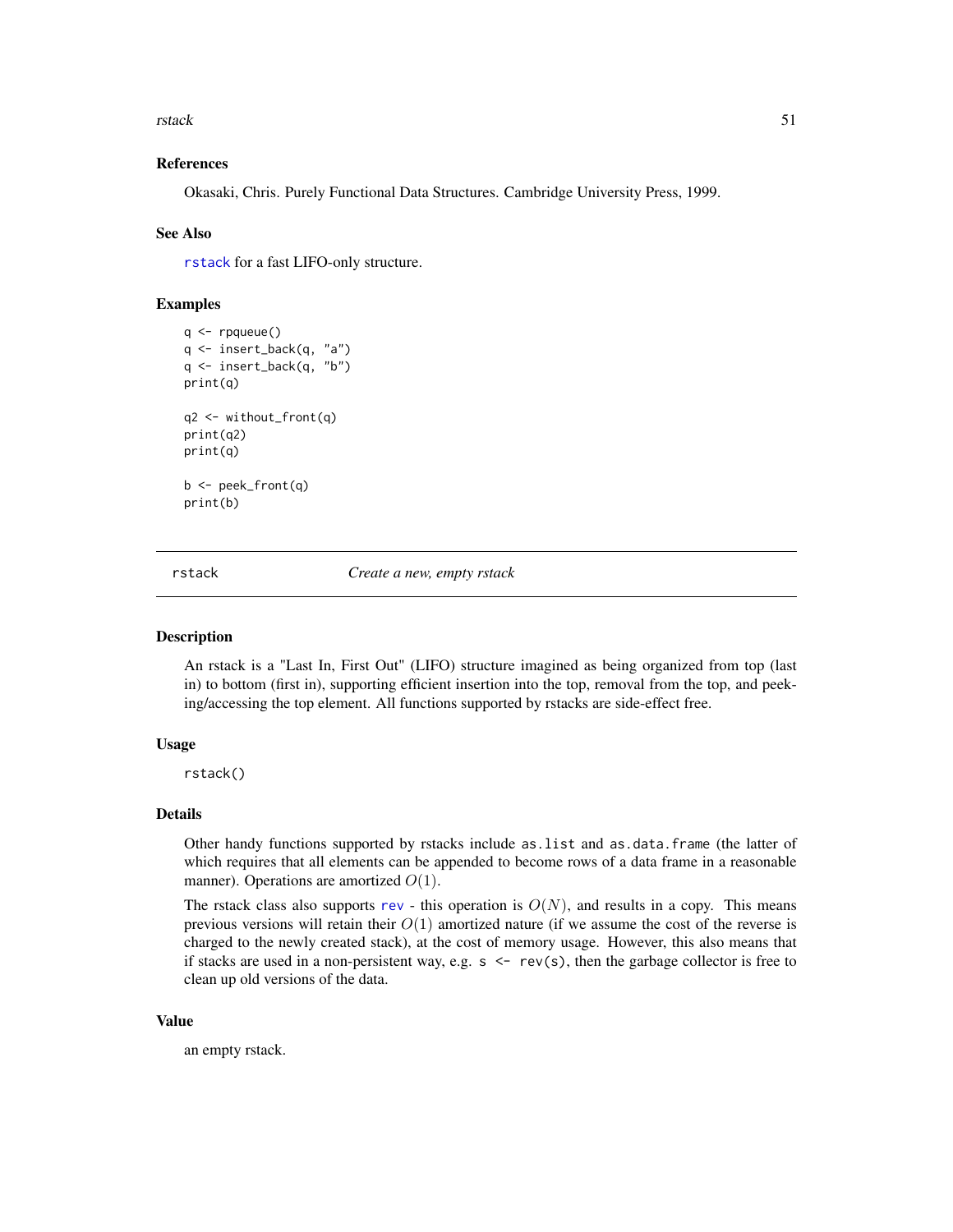### References

Okasaki, Chris. Purely Functional Data Structures. Cambridge University Press, 1999.

### See Also

`rstack` for a fast LIFO-only structure.

### Examples

```
q <- rpqueue()
q <- insert_back(q, "a")
q <- insert_back(q, "b")
print(q)

q2 <- without_front(q)
print(q2)
print(q)

b <- peek_front(q)
print(b)
```

---

## rstack — *Create a new, empty rstack*

### Description

An rstack is a "Last In, First Out" (LIFO) structure imagined as being organized from top (last in) to bottom (first in), supporting efficient insertion into the top, removal from the top, and peeking/accessing the top element. All functions supported by rstacks are side-effect free.

### Usage

```
rstack()
```

### Details

Other handy functions supported by rstacks include `as.list` and `as.data.frame` (the latter of which requires that all elements can be appended to become rows of a data frame in a reasonable manner). Operations are amortized $O(1)$.

The rstack class also supports `rev` - this operation is $O(N)$, and results in a copy. This means previous versions will retain their $O(1)$ amortized nature (if we assume the cost of the reverse is charged to the newly created stack), at the cost of memory usage. However, this also means that if stacks are used in a non-persistent way, e.g. `s <- rev(s)`, then the garbage collector is free to clean up old versions of the data.

### Value

an empty rstack.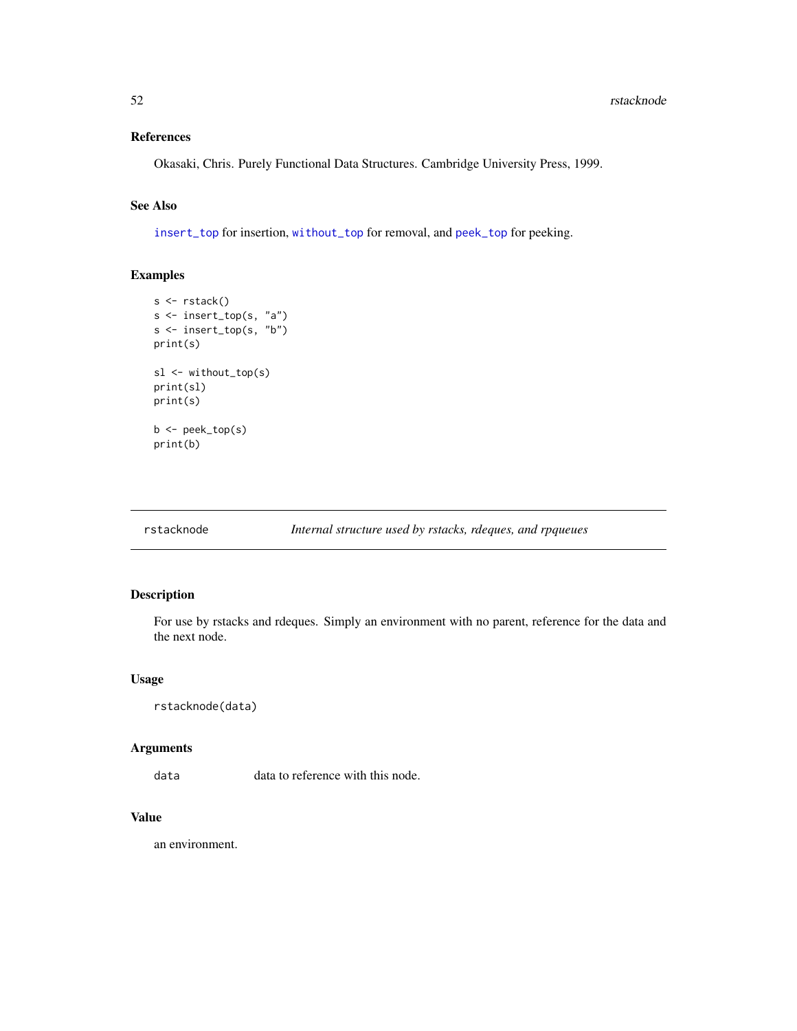### References

Okasaki, Chris. Purely Functional Data Structures. Cambridge University Press, 1999.

### See Also

`insert_top` for insertion, `without_top` for removal, and `peek_top` for peeking.

### Examples

```
s <- rstack()
s <- insert_top(s, "a")
s <- insert_top(s, "b")
print(s)

sl <- without_top(s)
print(sl)
print(s)

b <- peek_top(s)
print(b)
```

---

## rstacknode — *Internal structure used by rstacks, rdeques, and rpqueues*

---

### Description

For use by rstacks and rdeques. Simply an environment with no parent, reference for the data and the next node.

### Usage

```
rstacknode(data)
```

### Arguments

| | |
|---|---|
| `data` | data to reference with this node. |

### Value

an environment.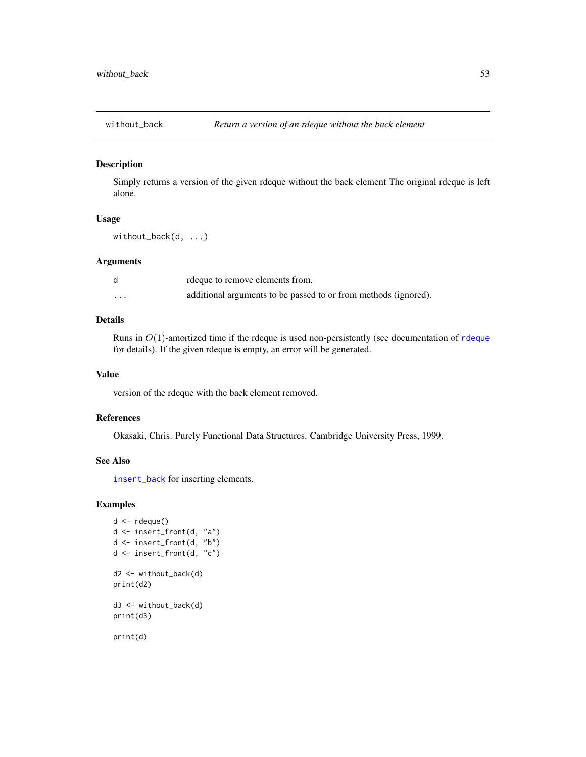## without_back — *Return a version of an rdeque without the back element*

### Description

Simply returns a version of the given rdeque without the back element The original rdeque is left alone.

### Usage

```
without_back(d, ...)
```

### Arguments

| | |
|---|---|
| d | rdeque to remove elements from. |
| ... | additional arguments to be passed to or from methods (ignored). |

### Details

Runs in $O(1)$-amortized time if the rdeque is used non-persistently (see documentation of `rdeque` for details). If the given rdeque is empty, an error will be generated.

### Value

version of the rdeque with the back element removed.

### References

Okasaki, Chris. Purely Functional Data Structures. Cambridge University Press, 1999.

### See Also

`insert_back` for inserting elements.

### Examples

```
d <- rdeque()
d <- insert_front(d, "a")
d <- insert_front(d, "b")
d <- insert_front(d, "c")

d2 <- without_back(d)
print(d2)

d3 <- without_back(d)
print(d3)

print(d)
```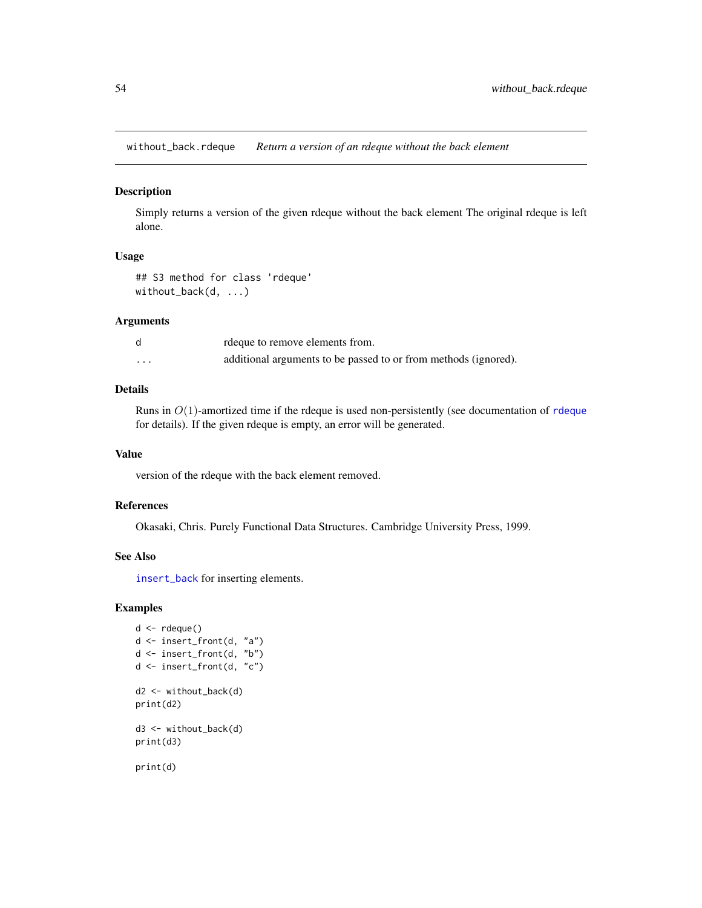## without_back.rdeque    *Return a version of an rdeque without the back element*

### Description

Simply returns a version of the given rdeque without the back element The original rdeque is left alone.

### Usage

```
## S3 method for class 'rdeque'
without_back(d, ...)
```

### Arguments

| | |
|---|---|
| d | rdeque to remove elements from. |
| ... | additional arguments to be passed to or from methods (ignored). |

### Details

Runs in $O(1)$-amortized time if the rdeque is used non-persistently (see documentation of rdeque for details). If the given rdeque is empty, an error will be generated.

### Value

version of the rdeque with the back element removed.

### References

Okasaki, Chris. Purely Functional Data Structures. Cambridge University Press, 1999.

### See Also

insert_back for inserting elements.

### Examples

```
d <- rdeque()
d <- insert_front(d, "a")
d <- insert_front(d, "b")
d <- insert_front(d, "c")

d2 <- without_back(d)
print(d2)

d3 <- without_back(d)
print(d3)

print(d)
```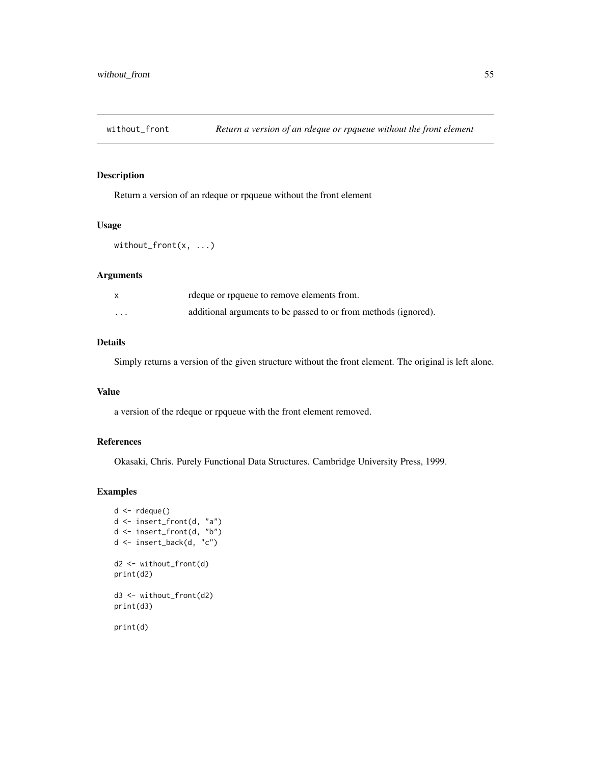## without_front — *Return a version of an rdeque or rpqueue without the front element*

### Description

Return a version of an rdeque or rpqueue without the front element

### Usage

```
without_front(x, ...)
```

### Arguments

| | |
|---|---|
| x | rdeque or rpqueue to remove elements from. |
| ... | additional arguments to be passed to or from methods (ignored). |

### Details

Simply returns a version of the given structure without the front element. The original is left alone.

### Value

a version of the rdeque or rpqueue with the front element removed.

### References

Okasaki, Chris. Purely Functional Data Structures. Cambridge University Press, 1999.

### Examples

```
d <- rdeque()
d <- insert_front(d, "a")
d <- insert_front(d, "b")
d <- insert_back(d, "c")

d2 <- without_front(d)
print(d2)

d3 <- without_front(d2)
print(d3)

print(d)
```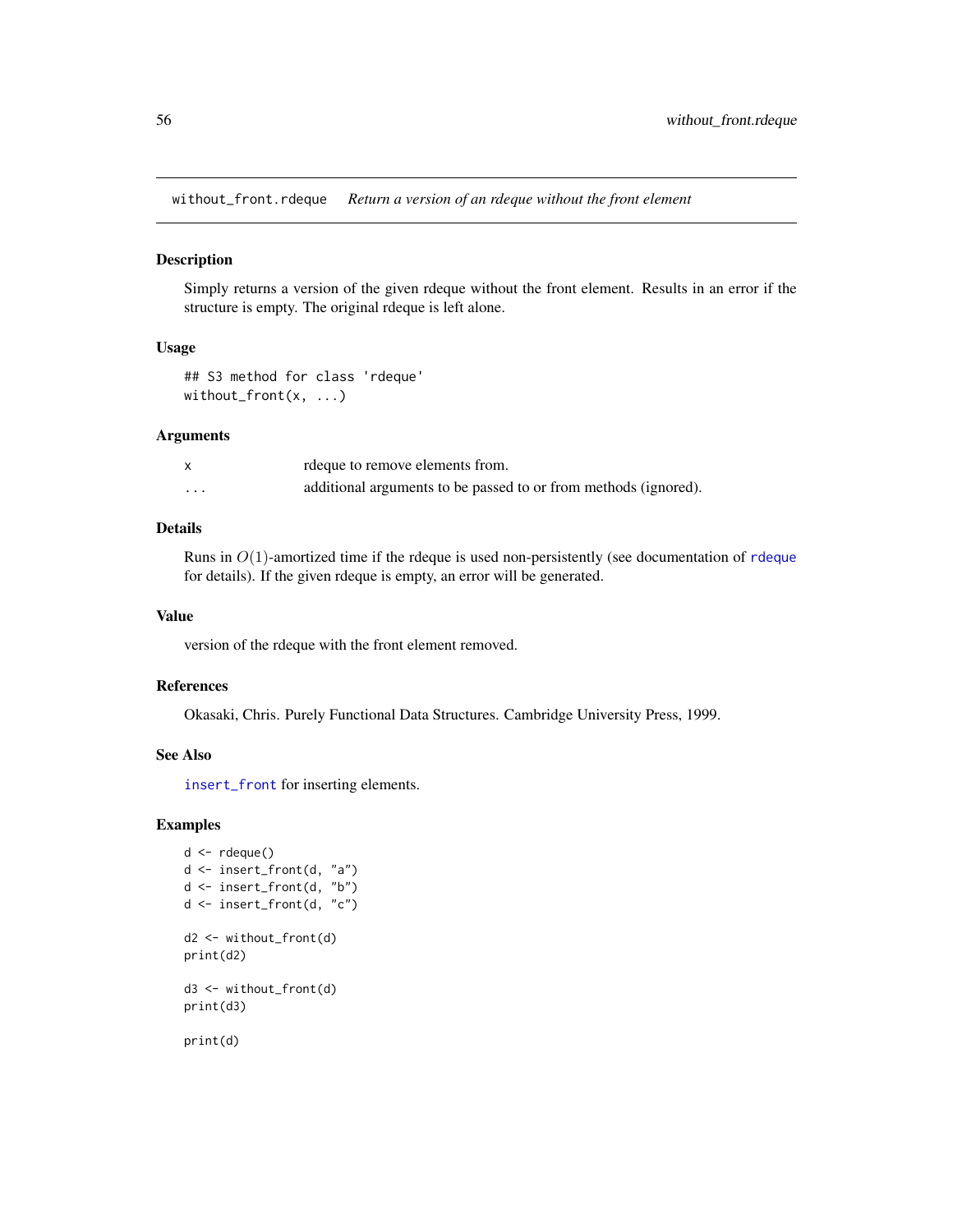## without_front.rdeque *Return a version of an rdeque without the front element*

### Description

Simply returns a version of the given rdeque without the front element. Results in an error if the structure is empty. The original rdeque is left alone.

### Usage

```
## S3 method for class 'rdeque'
without_front(x, ...)
```

### Arguments

| | |
|---|---|
| x | rdeque to remove elements from. |
| ... | additional arguments to be passed to or from methods (ignored). |

### Details

Runs in $O(1)$-amortized time if the rdeque is used non-persistently (see documentation of rdeque for details). If the given rdeque is empty, an error will be generated.

### Value

version of the rdeque with the front element removed.

### References

Okasaki, Chris. Purely Functional Data Structures. Cambridge University Press, 1999.

### See Also

insert_front for inserting elements.

### Examples

```
d <- rdeque()
d <- insert_front(d, "a")
d <- insert_front(d, "b")
d <- insert_front(d, "c")

d2 <- without_front(d)
print(d2)

d3 <- without_front(d)
print(d3)

print(d)
```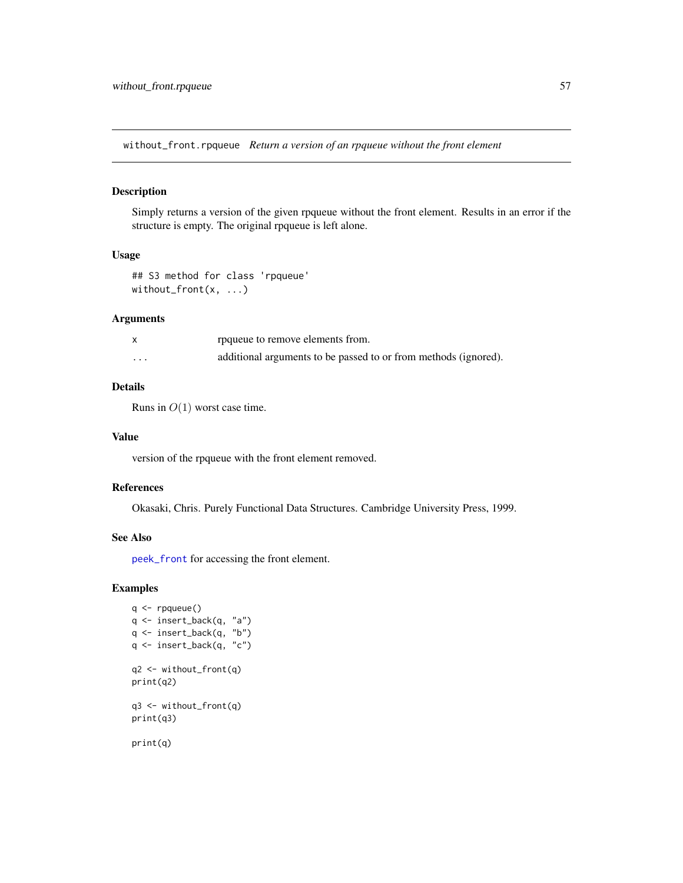## without_front.rpqueue *Return a version of an rpqueue without the front element*

### Description

Simply returns a version of the given rpqueue without the front element. Results in an error if the structure is empty. The original rpqueue is left alone.

### Usage

```
## S3 method for class 'rpqueue'
without_front(x, ...)
```

### Arguments

| | |
|---|---|
| x | rpqueue to remove elements from. |
| ... | additional arguments to be passed to or from methods (ignored). |

### Details

Runs in $O(1)$ worst case time.

### Value

version of the rpqueue with the front element removed.

### References

Okasaki, Chris. Purely Functional Data Structures. Cambridge University Press, 1999.

### See Also

`peek_front` for accessing the front element.

### Examples

```
q <- rpqueue()
q <- insert_back(q, "a")
q <- insert_back(q, "b")
q <- insert_back(q, "c")

q2 <- without_front(q)
print(q2)

q3 <- without_front(q)
print(q3)

print(q)
```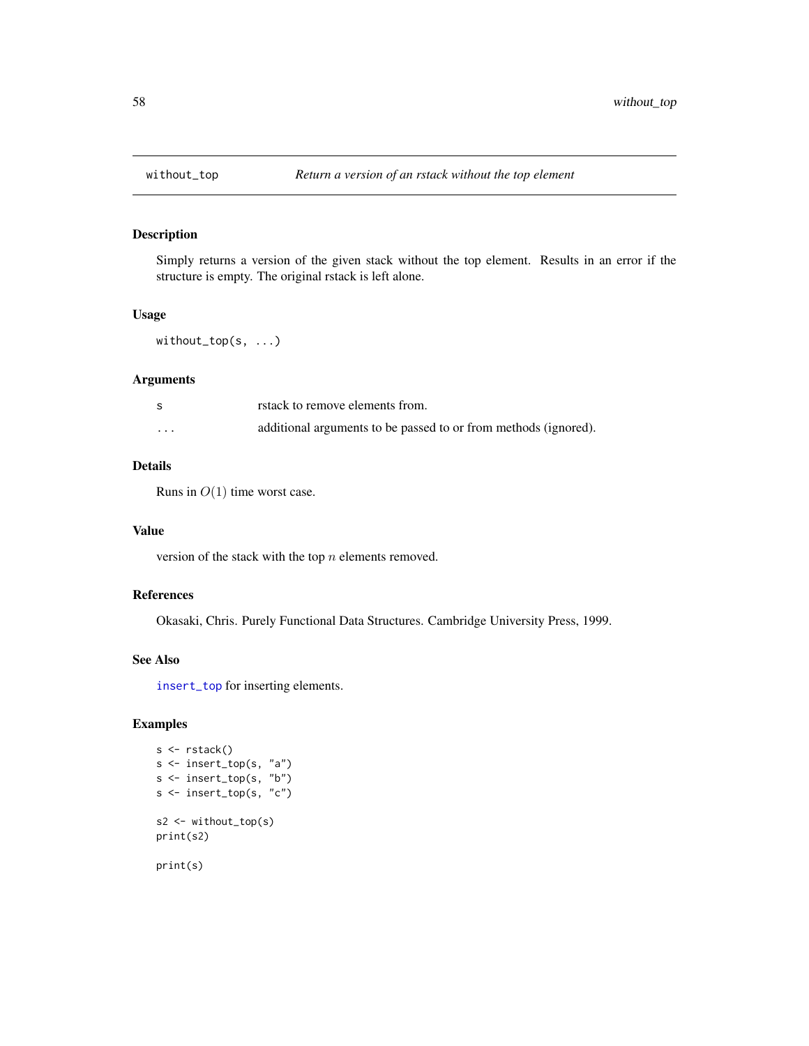# without_top — *Return a version of an rstack without the top element*

## Description

Simply returns a version of the given stack without the top element. Results in an error if the structure is empty. The original rstack is left alone.

## Usage

```
without_top(s, ...)
```

## Arguments

| | |
|---|---|
| s | rstack to remove elements from. |
| ... | additional arguments to be passed to or from methods (ignored). |

## Details

Runs in $O(1)$ time worst case.

## Value

version of the stack with the top $n$ elements removed.

## References

Okasaki, Chris. Purely Functional Data Structures. Cambridge University Press, 1999.

## See Also

insert_top for inserting elements.

## Examples

```
s <- rstack()
s <- insert_top(s, "a")
s <- insert_top(s, "b")
s <- insert_top(s, "c")

s2 <- without_top(s)
print(s2)

print(s)
```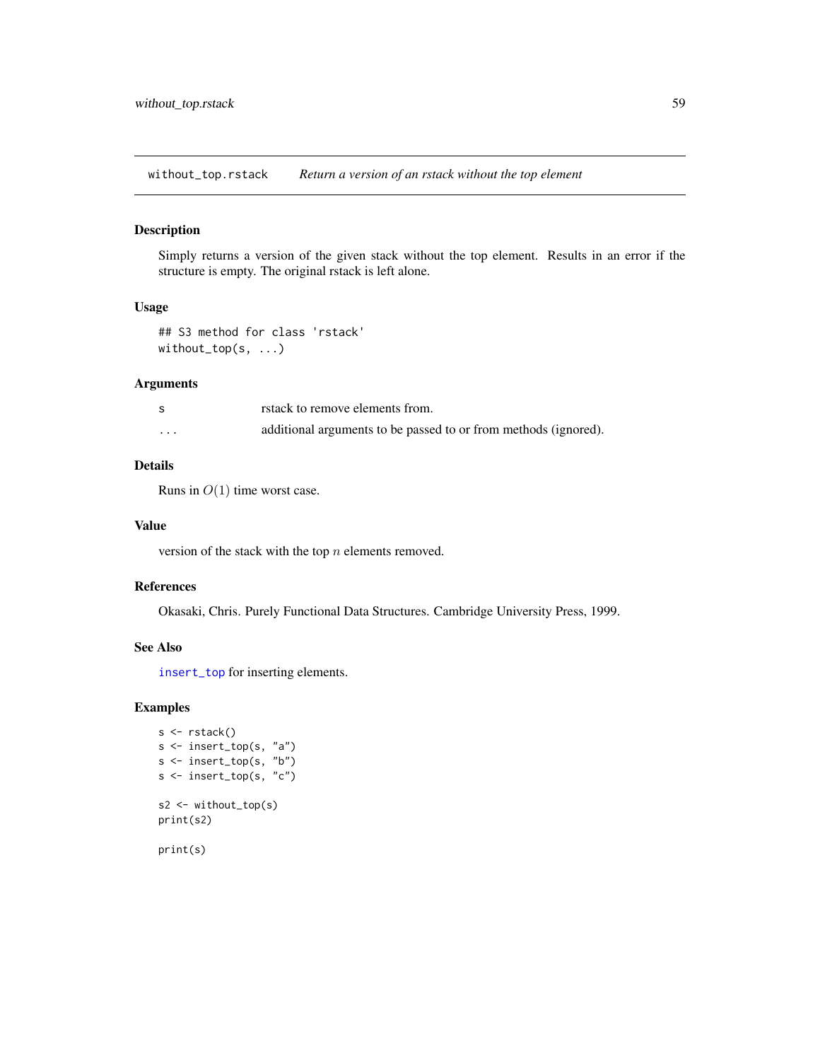## without_top.rstack *Return a version of an rstack without the top element*

### Description

Simply returns a version of the given stack without the top element. Results in an error if the structure is empty. The original rstack is left alone.

### Usage

```
## S3 method for class 'rstack'
without_top(s, ...)
```

### Arguments

| | |
|---|---|
| s | rstack to remove elements from. |
| ... | additional arguments to be passed to or from methods (ignored). |

### Details

Runs in $O(1)$ time worst case.

### Value

version of the stack with the top $n$ elements removed.

### References

Okasaki, Chris. Purely Functional Data Structures. Cambridge University Press, 1999.

### See Also

insert_top for inserting elements.

### Examples

```
s <- rstack()
s <- insert_top(s, "a")
s <- insert_top(s, "b")
s <- insert_top(s, "c")

s2 <- without_top(s)
print(s2)

print(s)
```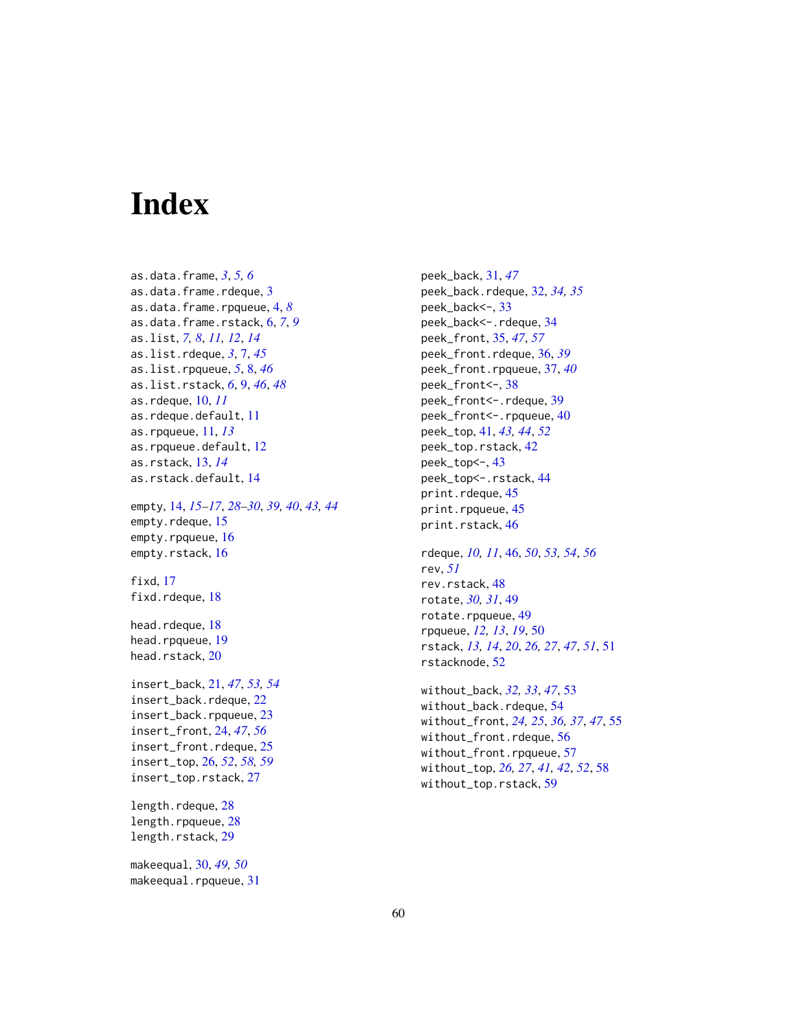# Index

as.data.frame, *3*, *5, 6*
as.data.frame.rdeque, 3
as.data.frame.rpqueue, 4, *8*
as.data.frame.rstack, 6, *7*, *9*
as.list, *7, 8*, *11, 12*, *14*
as.list.rdeque, *3*, 7, *45*
as.list.rpqueue, *5*, 8, *46*
as.list.rstack, *6*, 9, *46*, *48*
as.rdeque, 10, *11*
as.rdeque.default, 11
as.rpqueue, 11, *13*
as.rpqueue.default, 12
as.rstack, 13, *14*
as.rstack.default, 14

empty, 14, *15–17*, *28–30*, *39, 40*, *43, 44*
empty.rdeque, 15
empty.rpqueue, 16
empty.rstack, 16

fixd, 17
fixd.rdeque, 18

head.rdeque, 18
head.rpqueue, 19
head.rstack, 20

insert_back, 21, *47*, *53, 54*
insert_back.rdeque, 22
insert_back.rpqueue, 23
insert_front, 24, *47*, *56*
insert_front.rdeque, 25
insert_top, 26, *52*, *58, 59*
insert_top.rstack, 27

length.rdeque, 28
length.rpqueue, 28
length.rstack, 29

makeequal, 30, *49, 50*
makeequal.rpqueue, 31

peek_back, 31, *47*
peek_back.rdeque, 32, *34, 35*
peek_back<-, 33
peek_back<-.rdeque, 34
peek_front, 35, *47*, *57*
peek_front.rdeque, 36, *39*
peek_front.rpqueue, 37, *40*
peek_front<-, 38
peek_front<-.rdeque, 39
peek_front<-.rpqueue, 40
peek_top, 41, *43, 44*, *52*
peek_top.rstack, 42
peek_top<-, 43
peek_top<-.rstack, 44
print.rdeque, 45
print.rpqueue, 45
print.rstack, 46

rdeque, *10, 11*, 46, *50*, *53, 54*, *56*
rev, *51*
rev.rstack, 48
rotate, *30, 31*, 49
rotate.rpqueue, 49
rpqueue, *12, 13*, *19*, 50
rstack, *13, 14*, *20*, *26, 27*, *47*, *51*, 51
rstacknode, 52

without_back, *32, 33*, *47*, 53
without_back.rdeque, 54
without_front, *24, 25*, *36, 37*, *47*, 55
without_front.rdeque, 56
without_front.rpqueue, 57
without_top, *26, 27*, *41, 42*, *52*, 58
without_top.rstack, 59